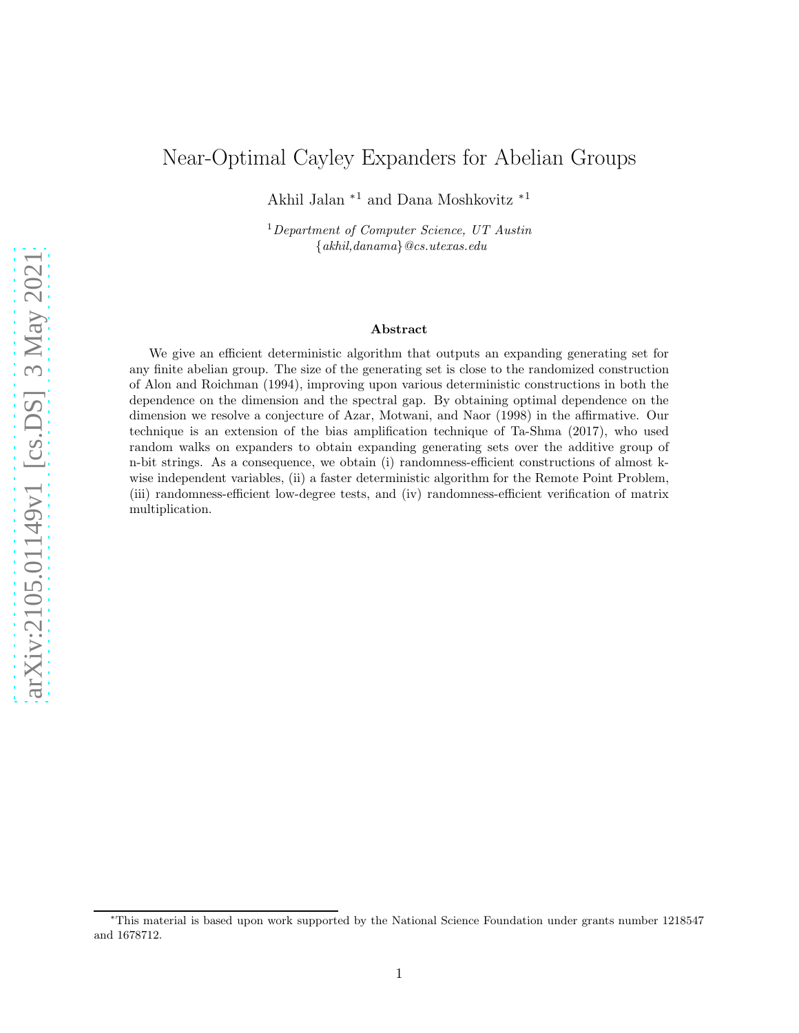# Near-Optimal Cayley Expanders for Abelian Groups

Akhil Jalan [*1] and Dana Moshkovitz [*1]

[1] *Department of Computer Science, UT Austin*
*{akhil,danama}@cs.utexas.edu*

### Abstract

We give an efficient deterministic algorithm that outputs an expanding generating set for any finite abelian group. The size of the generating set is close to the randomized construction of Alon and Roichman (1994), improving upon various deterministic constructions in both the dependence on the dimension and the spectral gap. By obtaining optimal dependence on the dimension we resolve a conjecture of Azar, Motwani, and Naor (1998) in the affirmative. Our technique is an extension of the bias amplification technique of Ta-Shma (2017), who used random walks on expanders to obtain expanding generating sets over the additive group of n-bit strings. As a consequence, we obtain (i) randomness-efficient constructions of almost k-wise independent variables, (ii) a faster deterministic algorithm for the Remote Point Problem, (iii) randomness-efficient low-degree tests, and (iv) randomness-efficient verification of matrix multiplication.

[*] This material is based upon work supported by the National Science Foundation under grants number 1218547 and 1678712.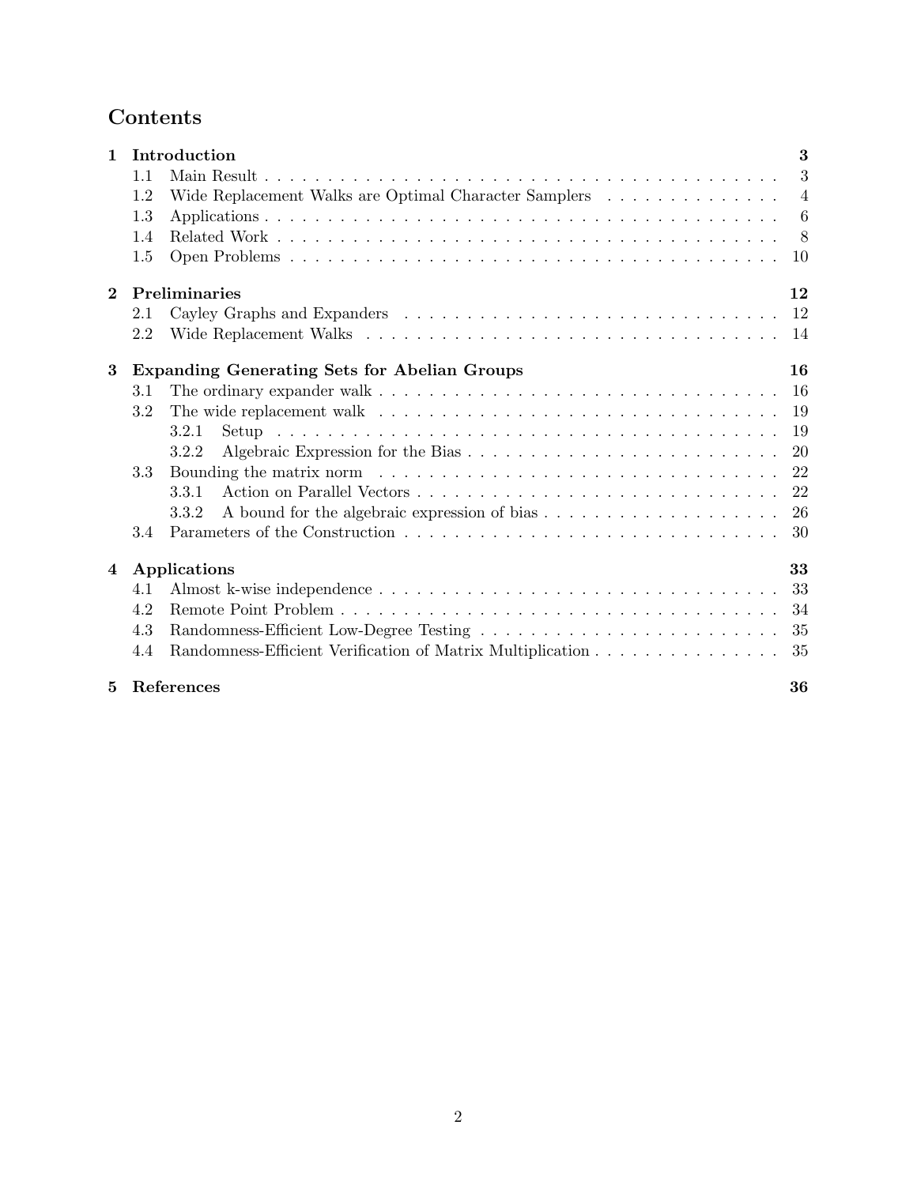# Contents

- **1 Introduction** — 3
  - 1.1 Main Result — 3
  - 1.2 Wide Replacement Walks are Optimal Character Samplers — 4
  - 1.3 Applications — 6
  - 1.4 Related Work — 8
  - 1.5 Open Problems — 10
- **2 Preliminaries** — 12
  - 2.1 Cayley Graphs and Expanders — 12
  - 2.2 Wide Replacement Walks — 14
- **3 Expanding Generating Sets for Abelian Groups** — 16
  - 3.1 The ordinary expander walk — 16
  - 3.2 The wide replacement walk — 19
    - 3.2.1 Setup — 19
    - 3.2.2 Algebraic Expression for the Bias — 20
  - 3.3 Bounding the matrix norm — 22
    - 3.3.1 Action on Parallel Vectors — 22
    - 3.3.2 A bound for the algebraic expression of bias — 26
  - 3.4 Parameters of the Construction — 30
- **4 Applications** — 33
  - 4.1 Almost k-wise independence — 33
  - 4.2 Remote Point Problem — 34
  - 4.3 Randomness-Efficient Low-Degree Testing — 35
  - 4.4 Randomness-Efficient Verification of Matrix Multiplication — 35
- **5 References** — 36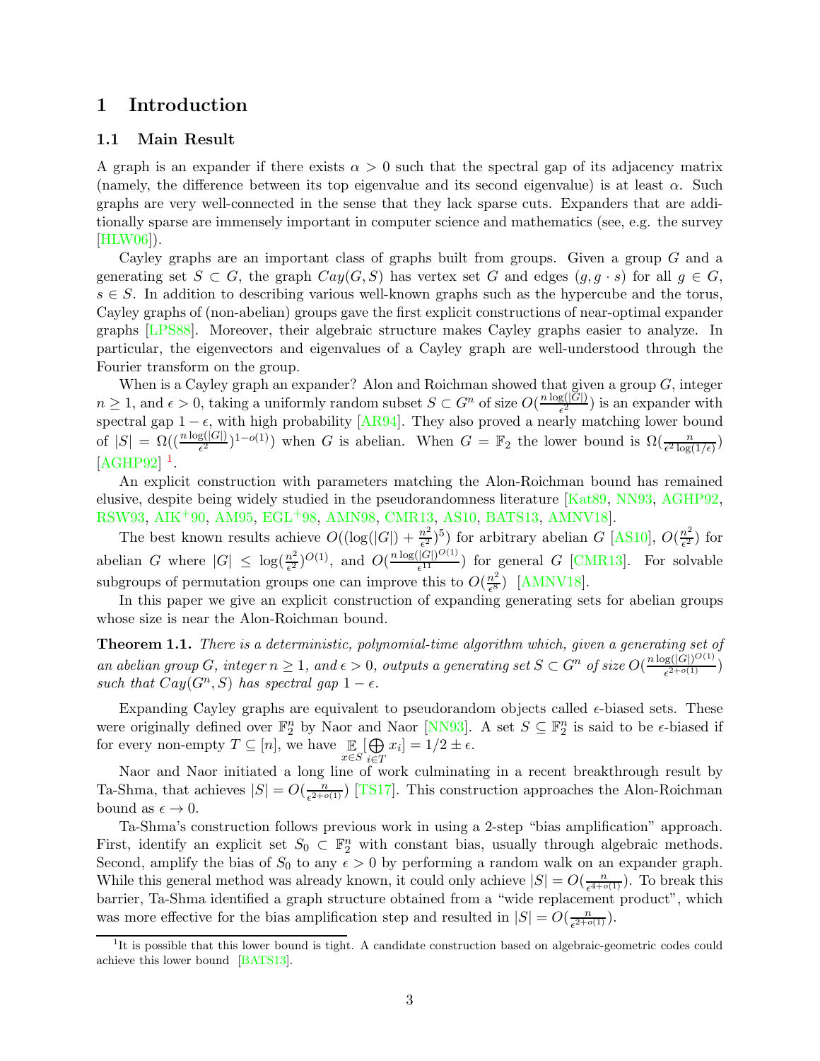# 1 Introduction

## 1.1 Main Result

A graph is an expander if there exists $\alpha > 0$ such that the spectral gap of its adjacency matrix (namely, the difference between its top eigenvalue and its second eigenvalue) is at least $\alpha$. Such graphs are very well-connected in the sense that they lack sparse cuts. Expanders that are additionally sparse are immensely important in computer science and mathematics (see, e.g. the survey [HLW06]).

Cayley graphs are an important class of graphs built from groups. Given a group $G$ and a generating set $S \subset G$, the graph $Cay(G, S)$ has vertex set $G$ and edges $(g, g \cdot s)$ for all $g \in G$, $s \in S$. In addition to describing various well-known graphs such as the hypercube and the torus, Cayley graphs of (non-abelian) groups gave the first explicit constructions of near-optimal expander graphs [LPS88]. Moreover, their algebraic structure makes Cayley graphs easier to analyze. In particular, the eigenvectors and eigenvalues of a Cayley graph are well-understood through the Fourier transform on the group.

When is a Cayley graph an expander? Alon and Roichman showed that given a group $G$, integer $n \geq 1$, and $\epsilon > 0$, taking a uniformly random subset $S \subset G^n$ of size $O(\frac{n \log(|G|)}{\epsilon^2})$ is an expander with spectral gap $1 - \epsilon$, with high probability [AR94]. They also proved a nearly matching lower bound of $|S| = \Omega((\frac{n \log(|G|)}{\epsilon^2})^{1-o(1)})$ when $G$ is abelian. When $G = \mathbb{F}_2$ the lower bound is $\Omega(\frac{n}{\epsilon^2 \log(1/\epsilon)})$ [AGHP92] [1].

An explicit construction with parameters matching the Alon-Roichman bound has remained elusive, despite being widely studied in the pseudorandomness literature [Kat89, NN93, AGHP92, RSW93, AIK+90, AM95, EGL+98, AMN98, CMR13, AS10, BATS13, AMNV18].

The best known results achieve $O((\log(|G|) + \frac{n^2}{\epsilon^2})^5)$ for arbitrary abelian $G$ [AS10], $O(\frac{n^2}{\epsilon^2})$ for abelian $G$ where $|G| \leq \log(\frac{n^2}{\epsilon^2})^{O(1)}$, and $O(\frac{n \log(|G|)^{O(1)}}{\epsilon^{11}})$ for general $G$ [CMR13]. For solvable subgroups of permutation groups one can improve this to $O(\frac{n^2}{\epsilon^8})$ [AMNV18].

In this paper we give an explicit construction of expanding generating sets for abelian groups whose size is near the Alon-Roichman bound.

**Theorem 1.1.** *There is a deterministic, polynomial-time algorithm which, given a generating set of an abelian group $G$, integer $n \geq 1$, and $\epsilon > 0$, outputs a generating set $S \subset G^n$ of size $O(\frac{n \log(|G|)^{O(1)}}{\epsilon^{2+o(1)}})$ such that $Cay(G^n, S)$ has spectral gap $1 - \epsilon$.*

Expanding Cayley graphs are equivalent to pseudorandom objects called $\epsilon$-biased sets. These were originally defined over $\mathbb{F}_2^n$ by Naor and Naor [NN93]. A set $S \subseteq \mathbb{F}_2^n$ is said to be $\epsilon$-biased if for every non-empty $T \subseteq [n]$, we have $\mathop{\mathbb{E}}_{x \in S}[\bigoplus_{i \in T} x_i] = 1/2 \pm \epsilon$.

Naor and Naor initiated a long line of work culminating in a recent breakthrough result by Ta-Shma, that achieves $|S| = O(\frac{n}{\epsilon^{2+o(1)}})$ [TS17]. This construction approaches the Alon-Roichman bound as $\epsilon \to 0$.

Ta-Shma's construction follows previous work in using a 2-step "bias amplification" approach. First, identify an explicit set $S_0 \subset \mathbb{F}_2^n$ with constant bias, usually through algebraic methods. Second, amplify the bias of $S_0$ to any $\epsilon > 0$ by performing a random walk on an expander graph. While this general method was already known, it could only achieve $|S| = O(\frac{n}{\epsilon^{4+o(1)}})$. To break this barrier, Ta-Shma identified a graph structure obtained from a "wide replacement product", which was more effective for the bias amplification step and resulted in $|S| = O(\frac{n}{\epsilon^{2+o(1)}})$.

[1] It is possible that this lower bound is tight. A candidate construction based on algebraic-geometric codes could achieve this lower bound [BATS13].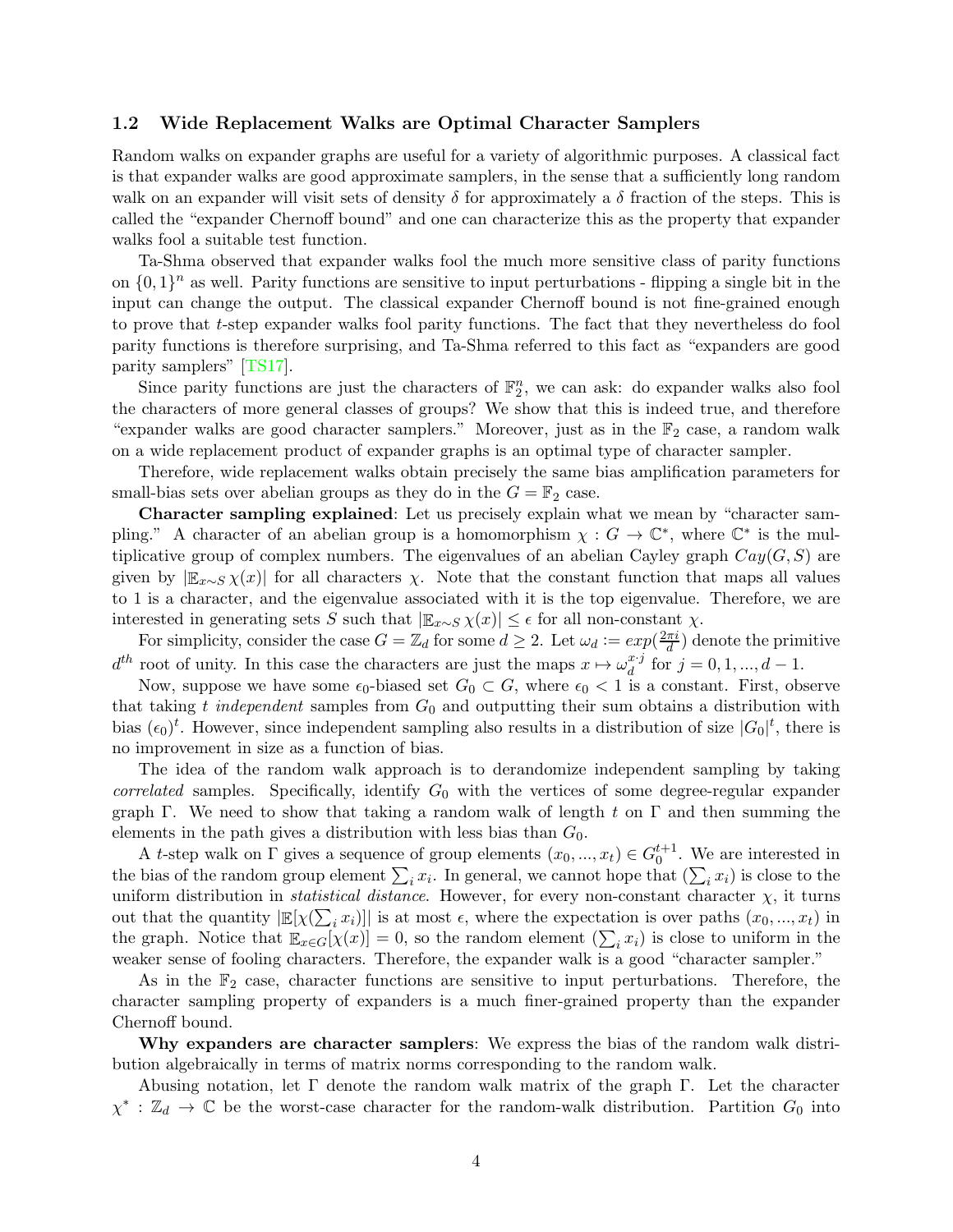## 1.2 Wide Replacement Walks are Optimal Character Samplers

Random walks on expander graphs are useful for a variety of algorithmic purposes. A classical fact is that expander walks are good approximate samplers, in the sense that a sufficiently long random walk on an expander will visit sets of density $\delta$ for approximately a $\delta$ fraction of the steps. This is called the "expander Chernoff bound" and one can characterize this as the property that expander walks fool a suitable test function.

Ta-Shma observed that expander walks fool the much more sensitive class of parity functions on $\{0,1\}^n$ as well. Parity functions are sensitive to input perturbations - flipping a single bit in the input can change the output. The classical expander Chernoff bound is not fine-grained enough to prove that $t$-step expander walks fool parity functions. The fact that they nevertheless do fool parity functions is therefore surprising, and Ta-Shma referred to this fact as "expanders are good parity samplers" [TS17].

Since parity functions are just the characters of $\mathbb{F}_2^n$, we can ask: do expander walks also fool the characters of more general classes of groups? We show that this is indeed true, and therefore "expander walks are good character samplers." Moreover, just as in the $\mathbb{F}_2$ case, a random walk on a wide replacement product of expander graphs is an optimal type of character sampler.

Therefore, wide replacement walks obtain precisely the same bias amplification parameters for small-bias sets over abelian groups as they do in the $G = \mathbb{F}_2$ case.

**Character sampling explained**: Let us precisely explain what we mean by "character sampling." A character of an abelian group is a homomorphism $\chi : G \to \mathbb{C}^*$, where $\mathbb{C}^*$ is the multiplicative group of complex numbers. The eigenvalues of an abelian Cayley graph $Cay(G, S)$ are given by $|\mathbb{E}_{x\sim S}\, \chi(x)|$ for all characters $\chi$. Note that the constant function that maps all values to 1 is a character, and the eigenvalue associated with it is the top eigenvalue. Therefore, we are interested in generating sets $S$ such that $|\mathbb{E}_{x\sim S}\, \chi(x)| \leq \epsilon$ for all non-constant $\chi$.

For simplicity, consider the case $G = \mathbb{Z}_d$ for some $d \geq 2$. Let $\omega_d := exp(\frac{2\pi i}{d})$ denote the primitive $d^{th}$ root of unity. In this case the characters are just the maps $x \mapsto \omega_d^{x \cdot j}$ for $j = 0, 1, ..., d-1$.

Now, suppose we have some $\epsilon_0$-biased set $G_0 \subset G$, where $\epsilon_0 < 1$ is a constant. First, observe that taking $t$ *independent* samples from $G_0$ and outputting their sum obtains a distribution with bias $(\epsilon_0)^t$. However, since independent sampling also results in a distribution of size $|G_0|^t$, there is no improvement in size as a function of bias.

The idea of the random walk approach is to derandomize independent sampling by taking *correlated* samples. Specifically, identify $G_0$ with the vertices of some degree-regular expander graph $\Gamma$. We need to show that taking a random walk of length $t$ on $\Gamma$ and then summing the elements in the path gives a distribution with less bias than $G_0$.

A $t$-step walk on $\Gamma$ gives a sequence of group elements $(x_0, ..., x_t) \in G_0^{t+1}$. We are interested in the bias of the random group element $\sum_i x_i$. In general, we cannot hope that $(\sum_i x_i)$ is close to the uniform distribution in *statistical distance*. However, for every non-constant character $\chi$, it turns out that the quantity $|\mathbb{E}[\chi(\sum_i x_i)]|$ is at most $\epsilon$, where the expectation is over paths $(x_0, ..., x_t)$ in the graph. Notice that $\mathbb{E}_{x\in G}[\chi(x)] = 0$, so the random element $(\sum_i x_i)$ is close to uniform in the weaker sense of fooling characters. Therefore, the expander walk is a good "character sampler."

As in the $\mathbb{F}_2$ case, character functions are sensitive to input perturbations. Therefore, the character sampling property of expanders is a much finer-grained property than the expander Chernoff bound.

**Why expanders are character samplers**: We express the bias of the random walk distribution algebraically in terms of matrix norms corresponding to the random walk.

Abusing notation, let $\Gamma$ denote the random walk matrix of the graph $\Gamma$. Let the character $\chi^* : \mathbb{Z}_d \to \mathbb{C}$ be the worst-case character for the random-walk distribution. Partition $G_0$ into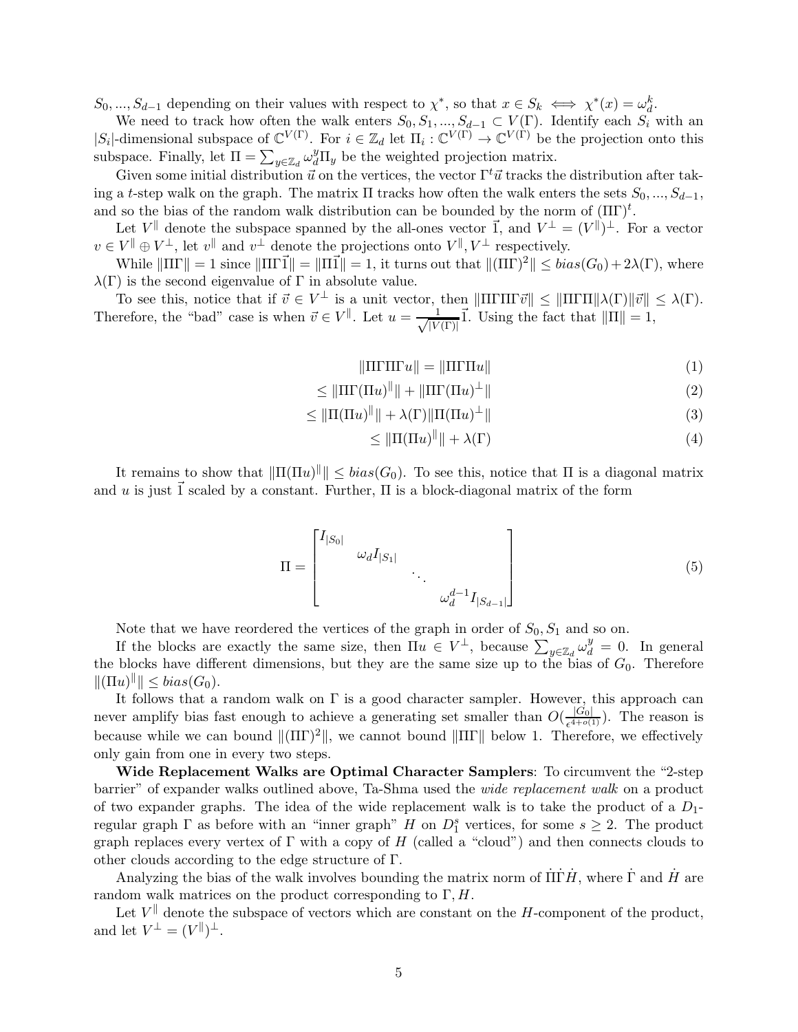$S_0, ..., S_{d-1}$ depending on their values with respect to $\chi^*$, so that $x \in S_k \iff \chi^*(x) = \omega_d^k$.

We need to track how often the walk enters $S_0, S_1, ..., S_{d-1} \subset V(\Gamma)$. Identify each $S_i$ with an $|S_i|$-dimensional subspace of $\mathbb{C}^{V(\Gamma)}$. For $i \in \mathbb{Z}_d$ let $\Pi_i : \mathbb{C}^{V(\Gamma)} \to \mathbb{C}^{V(\Gamma)}$ be the projection onto this subspace. Finally, let $\Pi = \sum_{y \in \mathbb{Z}_d} \omega_d^y \Pi_y$ be the weighted projection matrix.

Given some initial distribution $\vec{u}$ on the vertices, the vector $\Gamma^t \vec{u}$ tracks the distribution after taking a $t$-step walk on the graph. The matrix $\Pi$ tracks how often the walk enters the sets $S_0, ..., S_{d-1}$, and so the bias of the random walk distribution can be bounded by the norm of $(\Pi\Gamma)^t$.

Let $V^{\parallel}$ denote the subspace spanned by the all-ones vector $\vec{1}$, and $V^{\perp} = (V^{\parallel})^{\perp}$. For a vector $v \in V^{\parallel} \oplus V^{\perp}$, let $v^{\parallel}$ and $v^{\perp}$ denote the projections onto $V^{\parallel}, V^{\perp}$ respectively.

While $\|\Pi\Gamma\| = 1$ since $\|\Pi\Gamma\vec{1}\| = \|\Pi\vec{1}\| = 1$, it turns out that $\|(\Pi\Gamma)^2\| \leq bias(G_0) + 2\lambda(\Gamma)$, where $\lambda(\Gamma)$ is the second eigenvalue of $\Gamma$ in absolute value.

To see this, notice that if $\vec{v} \in V^{\perp}$ is a unit vector, then $\|\Pi\Gamma\Pi\Gamma\vec{v}\| \leq \|\Pi\Gamma\Pi\|\lambda(\Gamma)\|\vec{v}\| \leq \lambda(\Gamma)$. Therefore, the "bad" case is when $\vec{v} \in V^{\parallel}$. Let $u = \frac{1}{\sqrt{|V(\Gamma)|}}\vec{1}$. Using the fact that $\|\Pi\| = 1$,

$$
\begin{aligned}
\|\Pi\Gamma\Pi\Gamma u\| &= \|\Pi\Gamma\Pi u\| && (1)\\
&\leq \|\Pi\Gamma(\Pi u)^{\parallel}\| + \|\Pi\Gamma(\Pi u)^{\perp}\| && (2)\\
&\leq \|\Pi(\Pi u)^{\parallel}\| + \lambda(\Gamma)\|\Pi(\Pi u)^{\perp}\| && (3)\\
&\leq \|\Pi(\Pi u)^{\parallel}\| + \lambda(\Gamma) && (4)
\end{aligned}
$$

It remains to show that $\|\Pi(\Pi u)^{\parallel}\| \leq bias(G_0)$. To see this, notice that $\Pi$ is a diagonal matrix and $u$ is just $\vec{1}$ scaled by a constant. Further, $\Pi$ is a block-diagonal matrix of the form

$$
\Pi = \begin{bmatrix} I_{|S_0|} & & & \\ & \omega_d I_{|S_1|} & & \\ & & \ddots & \\ & & & \omega_d^{d-1} I_{|S_{d-1}|} \end{bmatrix} \tag{5}
$$

Note that we have reordered the vertices of the graph in order of $S_0, S_1$ and so on.

If the blocks are exactly the same size, then $\Pi u \in V^{\perp}$, because $\sum_{y \in \mathbb{Z}_d} \omega_d^y = 0$. In general the blocks have different dimensions, but they are the same size up to the bias of $G_0$. Therefore $\|(\Pi u)^{\parallel}\| \leq bias(G_0)$.

It follows that a random walk on $\Gamma$ is a good character sampler. However, this approach can never amplify bias fast enough to achieve a generating set smaller than $O(\frac{|G_0|}{\epsilon^{4+o(1)}})$. The reason is because while we can bound $\|(\Pi\Gamma)^2\|$, we cannot bound $\|\Pi\Gamma\|$ below 1. Therefore, we effectively only gain from one in every two steps.

**Wide Replacement Walks are Optimal Character Samplers**: To circumvent the "2-step barrier" of expander walks outlined above, Ta-Shma used the *wide replacement walk* on a product of two expander graphs. The idea of the wide replacement walk is to take the product of a $D_1$-regular graph $\Gamma$ as before with an "inner graph" $H$ on $D_1^s$ vertices, for some $s \geq 2$. The product graph replaces every vertex of $\Gamma$ with a copy of $H$ (called a "cloud") and then connects clouds to other clouds according to the edge structure of $\Gamma$.

Analyzing the bias of the walk involves bounding the matrix norm of $\dot{\Pi}\dot{\Gamma}\dot{H}$, where $\dot{\Gamma}$ and $\dot{H}$ are random walk matrices on the product corresponding to $\Gamma, H$.

Let $V^{\parallel}$ denote the subspace of vectors which are constant on the $H$-component of the product, and let $V^{\perp} = (V^{\parallel})^{\perp}$.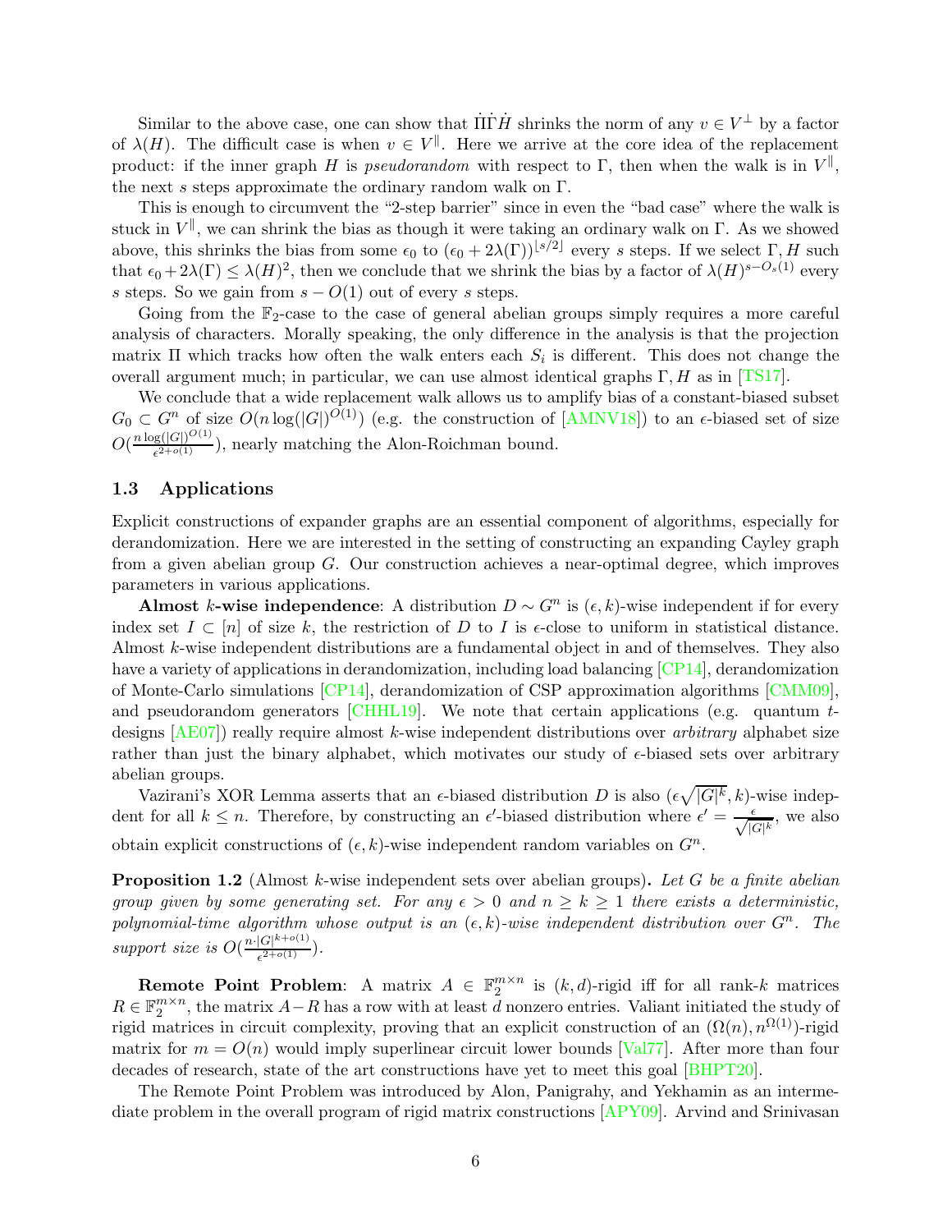Similar to the above case, one can show that $\dot{\Pi}\dot{\Gamma}\dot{H}$ shrinks the norm of any $v \in V^{\perp}$ by a factor of $\lambda(H)$. The difficult case is when $v \in V^{\parallel}$. Here we arrive at the core idea of the replacement product: if the inner graph $H$ is *pseudorandom* with respect to $\Gamma$, then when the walk is in $V^{\parallel}$, the next $s$ steps approximate the ordinary random walk on $\Gamma$.

This is enough to circumvent the "2-step barrier" since in even the "bad case" where the walk is stuck in $V^{\parallel}$, we can shrink the bias as though it were taking an ordinary walk on $\Gamma$. As we showed above, this shrinks the bias from some $\epsilon_0$ to $(\epsilon_0 + 2\lambda(\Gamma))^{\lfloor s/2 \rfloor}$ every $s$ steps. If we select $\Gamma, H$ such that $\epsilon_0 + 2\lambda(\Gamma) \leq \lambda(H)^2$, then we conclude that we shrink the bias by a factor of $\lambda(H)^{s - O_s(1)}$ every $s$ steps. So we gain from $s - O(1)$ out of every $s$ steps.

Going from the $\mathbb{F}_2$-case to the case of general abelian groups simply requires a more careful analysis of characters. Morally speaking, the only difference in the analysis is that the projection matrix $\Pi$ which tracks how often the walk enters each $S_i$ is different. This does not change the overall argument much; in particular, we can use almost identical graphs $\Gamma, H$ as in [TS17].

We conclude that a wide replacement walk allows us to amplify bias of a constant-biased subset $G_0 \subset G^n$ of size $O(n \log(|G|)^{O(1)})$ (e.g. the construction of [AMNV18]) to an $\epsilon$-biased set of size $O(\frac{n \log(|G|)^{O(1)}}{\epsilon^{2+o(1)}})$, nearly matching the Alon-Roichman bound.

### 1.3 Applications

Explicit constructions of expander graphs are an essential component of algorithms, especially for derandomization. Here we are interested in the setting of constructing an expanding Cayley graph from a given abelian group $G$. Our construction achieves a near-optimal degree, which improves parameters in various applications.

**Almost $k$-wise independence**: A distribution $D \sim G^n$ is $(\epsilon, k)$-wise independent if for every index set $I \subset [n]$ of size $k$, the restriction of $D$ to $I$ is $\epsilon$-close to uniform in statistical distance. Almost $k$-wise independent distributions are a fundamental object in and of themselves. They also have a variety of applications in derandomization, including load balancing [CP14], derandomization of Monte-Carlo simulations [CP14], derandomization of CSP approximation algorithms [CMM09], and pseudorandom generators [CHHL19]. We note that certain applications (e.g. quantum $t$-designs [AE07]) really require almost $k$-wise independent distributions over *arbitrary* alphabet size rather than just the binary alphabet, which motivates our study of $\epsilon$-biased sets over arbitrary abelian groups.

Vazirani's XOR Lemma asserts that an $\epsilon$-biased distribution $D$ is also $(\epsilon\sqrt{|G|^k}, k)$-wise independent for all $k \leq n$. Therefore, by constructing an $\epsilon'$-biased distribution where $\epsilon' = \frac{\epsilon}{\sqrt{|G|^k}}$, we also obtain explicit constructions of $(\epsilon, k)$-wise independent random variables on $G^n$.

**Proposition 1.2** (Almost $k$-wise independent sets over abelian groups). *Let $G$ be a finite abelian group given by some generating set. For any $\epsilon > 0$ and $n \geq k \geq 1$ there exists a deterministic, polynomial-time algorithm whose output is an $(\epsilon, k)$-wise independent distribution over $G^n$. The support size is $O(\frac{n \cdot |G|^{k+o(1)}}{\epsilon^{2+o(1)}})$.*

**Remote Point Problem**: A matrix $A \in \mathbb{F}_2^{m \times n}$ is $(k, d)$-rigid iff for all rank-$k$ matrices $R \in \mathbb{F}_2^{m \times n}$, the matrix $A - R$ has a row with at least $d$ nonzero entries. Valiant initiated the study of rigid matrices in circuit complexity, proving that an explicit construction of an $(\Omega(n), n^{\Omega(1)})$-rigid matrix for $m = O(n)$ would imply superlinear circuit lower bounds [Val77]. After more than four decades of research, state of the art constructions have yet to meet this goal [BHPT20].

The Remote Point Problem was introduced by Alon, Panigrahy, and Yekhamin as an intermediate problem in the overall program of rigid matrix constructions [APY09]. Arvind and Srinivasan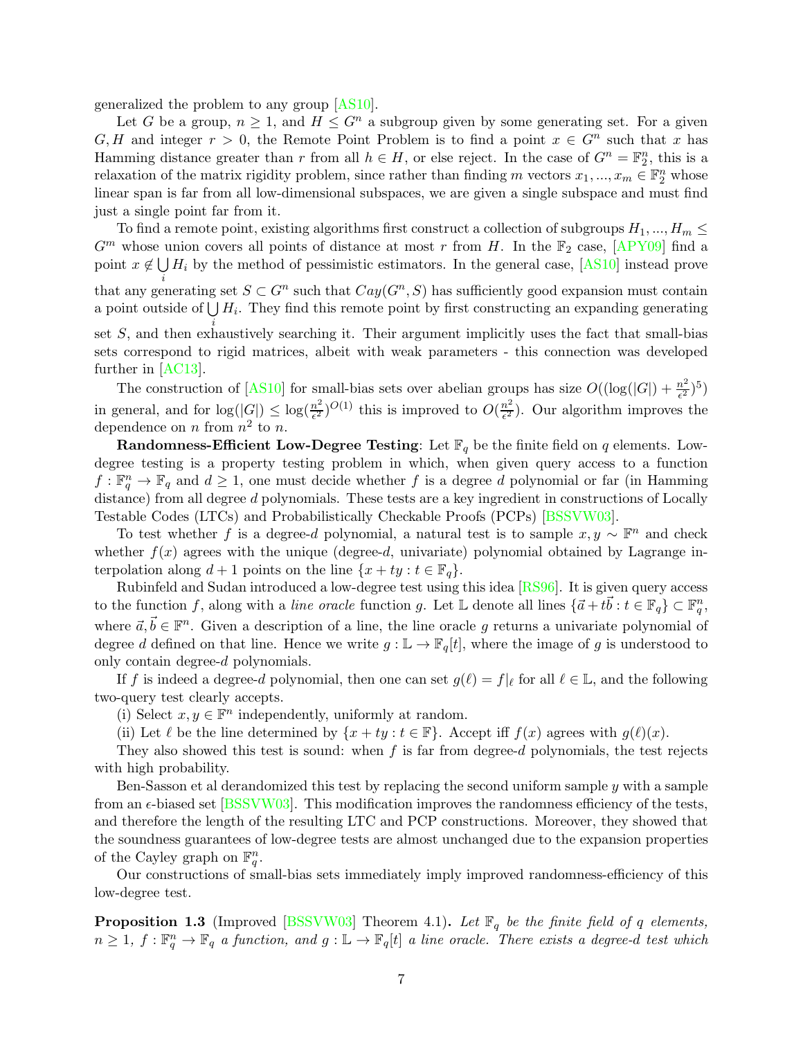generalized the problem to any group [AS10].

Let $G$ be a group, $n \geq 1$, and $H \leq G^n$ a subgroup given by some generating set. For a given $G, H$ and integer $r > 0$, the Remote Point Problem is to find a point $x \in G^n$ such that $x$ has Hamming distance greater than $r$ from all $h \in H$, or else reject. In the case of $G^n = \mathbb{F}_2^n$, this is a relaxation of the matrix rigidity problem, since rather than finding $m$ vectors $x_1, ..., x_m \in \mathbb{F}_2^n$ whose linear span is far from all low-dimensional subspaces, we are given a single subspace and must find just a single point far from it.

To find a remote point, existing algorithms first construct a collection of subgroups $H_1, ..., H_m \leq G^m$ whose union covers all points of distance at most $r$ from $H$. In the $\mathbb{F}_2$ case, [APY09] find a point $x \notin \bigcup_i H_i$ by the method of pessimistic estimators. In the general case, [AS10] instead prove that any generating set $S \subset G^n$ such that $Cay(G^n, S)$ has sufficiently good expansion must contain a point outside of $\bigcup_i H_i$. They find this remote point by first constructing an expanding generating set $S$, and then exhaustively searching it. Their argument implicitly uses the fact that small-bias sets correspond to rigid matrices, albeit with weak parameters - this connection was developed further in [AC13].

The construction of [AS10] for small-bias sets over abelian groups has size $O((\log(|G|) + \frac{n^2}{\epsilon^2})^5)$ in general, and for $\log(|G|) \leq \log(\frac{n^2}{\epsilon^2})^{O(1)}$ this is improved to $O(\frac{n^2}{\epsilon^2})$. Our algorithm improves the dependence on $n$ from $n^2$ to $n$.

**Randomness-Efficient Low-Degree Testing**: Let $\mathbb{F}_q$ be the finite field on $q$ elements. Low-degree testing is a property testing problem in which, when given query access to a function $f : \mathbb{F}_q^n \to \mathbb{F}_q$ and $d \geq 1$, one must decide whether $f$ is a degree $d$ polynomial or far (in Hamming distance) from all degree $d$ polynomials. These tests are a key ingredient in constructions of Locally Testable Codes (LTCs) and Probabilistically Checkable Proofs (PCPs) [BSSVW03].

To test whether $f$ is a degree-$d$ polynomial, a natural test is to sample $x, y \sim \mathbb{F}^n$ and check whether $f(x)$ agrees with the unique (degree-$d$, univariate) polynomial obtained by Lagrange interpolation along $d + 1$ points on the line $\{x + ty : t \in \mathbb{F}_q\}$.

Rubinfeld and Sudan introduced a low-degree test using this idea [RS96]. It is given query access to the function $f$, along with a *line oracle* function $g$. Let $\mathbb{L}$ denote all lines $\{\vec{a} + t\vec{b} : t \in \mathbb{F}_q\} \subset \mathbb{F}_q^n$, where $\vec{a}, \vec{b} \in \mathbb{F}^n$. Given a description of a line, the line oracle $g$ returns a univariate polynomial of degree $d$ defined on that line. Hence we write $g : \mathbb{L} \to \mathbb{F}_q[t]$, where the image of $g$ is understood to only contain degree-$d$ polynomials.

If $f$ is indeed a degree-$d$ polynomial, then one can set $g(\ell) = f|_\ell$ for all $\ell \in \mathbb{L}$, and the following two-query test clearly accepts.

(i) Select $x, y \in \mathbb{F}^n$ independently, uniformly at random.

(ii) Let $\ell$ be the line determined by $\{x + ty : t \in \mathbb{F}\}$. Accept iff $f(x)$ agrees with $g(\ell)(x)$.

They also showed this test is sound: when $f$ is far from degree-$d$ polynomials, the test rejects with high probability.

Ben-Sasson et al derandomized this test by replacing the second uniform sample $y$ with a sample from an $\epsilon$-biased set [BSSVW03]. This modification improves the randomness efficiency of the tests, and therefore the length of the resulting LTC and PCP constructions. Moreover, they showed that the soundness guarantees of low-degree tests are almost unchanged due to the expansion properties of the Cayley graph on $\mathbb{F}_q^n$.

Our constructions of small-bias sets immediately imply improved randomness-efficiency of this low-degree test.

**Proposition 1.3** (Improved [BSSVW03] Theorem 4.1)**.** *Let $\mathbb{F}_q$ be the finite field of $q$ elements, $n \geq 1$, $f : \mathbb{F}_q^n \to \mathbb{F}_q$ a function, and $g : \mathbb{L} \to \mathbb{F}_q[t]$ a line oracle. There exists a degree-$d$ test which*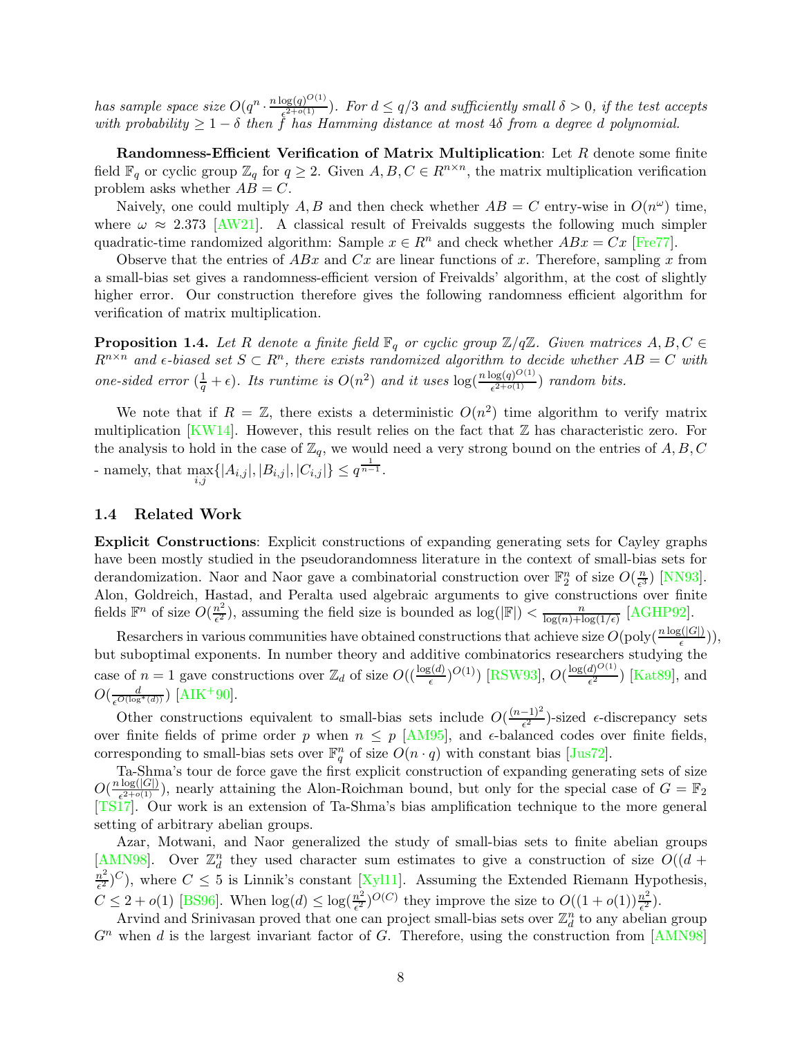*has sample space size $O(q^n \cdot \frac{n\log(q)^{O(1)}}{\epsilon^{2+o(1)}})$. For $d \leq q/3$ and sufficiently small $\delta > 0$, if the test accepts with probability $\geq 1-\delta$ then $f$ has Hamming distance at most $4\delta$ from a degree $d$ polynomial.*

**Randomness-Efficient Verification of Matrix Multiplication**: Let $R$ denote some finite field $\mathbb{F}_q$ or cyclic group $\mathbb{Z}_q$ for $q \geq 2$. Given $A, B, C \in R^{n \times n}$, the matrix multiplication verification problem asks whether $AB = C$.

Naively, one could multiply $A, B$ and then check whether $AB = C$ entry-wise in $O(n^\omega)$ time, where $\omega \approx 2.373$ [AW21]. A classical result of Freivalds suggests the following much simpler quadratic-time randomized algorithm: Sample $x \in R^n$ and check whether $ABx = Cx$ [Fre77].

Observe that the entries of $ABx$ and $Cx$ are linear functions of $x$. Therefore, sampling $x$ from a small-bias set gives a randomness-efficient version of Freivalds' algorithm, at the cost of slightly higher error. Our construction therefore gives the following randomness efficient algorithm for verification of matrix multiplication.

**Proposition 1.4.** *Let $R$ denote a finite field $\mathbb{F}_q$ or cyclic group $\mathbb{Z}/q\mathbb{Z}$. Given matrices $A, B, C \in R^{n\times n}$ and $\epsilon$-biased set $S \subset R^n$, there exists randomized algorithm to decide whether $AB = C$ with one-sided error $(\frac{1}{q} + \epsilon)$. Its runtime is $O(n^2)$ and it uses $\log(\frac{n\log(q)^{O(1)}}{\epsilon^{2+o(1)}})$ random bits.*

We note that if $R = \mathbb{Z}$, there exists a deterministic $O(n^2)$ time algorithm to verify matrix multiplication [KW14]. However, this result relies on the fact that $\mathbb{Z}$ has characteristic zero. For the analysis to hold in the case of $\mathbb{Z}_q$, we would need a very strong bound on the entries of $A, B, C$ - namely, that $\max_{i,j}\{|A_{i,j}|, |B_{i,j}|, |C_{i,j}|\} \leq q^{\frac{1}{n-1}}$.

## 1.4 Related Work

**Explicit Constructions**: Explicit constructions of expanding generating sets for Cayley graphs have been mostly studied in the pseudorandomness literature in the context of small-bias sets for derandomization. Naor and Naor gave a combinatorial construction over $\mathbb{F}_2^n$ of size $O(\frac{n}{\epsilon^3})$ [NN93]. Alon, Goldreich, Hastad, and Peralta used algebraic arguments to give constructions over finite fields $\mathbb{F}^n$ of size $O(\frac{n^2}{\epsilon^2})$, assuming the field size is bounded as $\log(|\mathbb{F}|) < \frac{n}{\log(n)+\log(1/\epsilon)}$ [AGHP92].

Resarchers in various communities have obtained constructions that achieve size $O(\text{poly}(\frac{n\log(|G|)}{\epsilon}))$, but suboptimal exponents. In number theory and additive combinatorics researchers studying the case of $n = 1$ gave constructions over $\mathbb{Z}_d$ of size $O((\frac{\log(d)}{\epsilon})^{O(1)})$ [RSW93], $O(\frac{\log(d)^{O(1)}}{\epsilon^2})$ [Kat89], and $O(\frac{d}{\epsilon^{O(\log^*(d))}})$ [AIK+90].

Other constructions equivalent to small-bias sets include $O(\frac{(n-1)^2}{\epsilon^2})$-sized $\epsilon$-discrepancy sets over finite fields of prime order $p$ when $n \leq p$ [AM95], and $\epsilon$-balanced codes over finite fields, corresponding to small-bias sets over $\mathbb{F}_q^n$ of size $O(n \cdot q)$ with constant bias [Jus72].

Ta-Shma's tour de force gave the first explicit construction of expanding generating sets of size $O(\frac{n\log(|G|)}{\epsilon^{2+o(1)}})$, nearly attaining the Alon-Roichman bound, but only for the special case of $G = \mathbb{F}_2$ [TS17]. Our work is an extension of Ta-Shma's bias amplification technique to the more general setting of arbitrary abelian groups.

Azar, Motwani, and Naor generalized the study of small-bias sets to finite abelian groups [AMN98]. Over $\mathbb{Z}_d^n$ they used character sum estimates to give a construction of size $O((d + \frac{n^2}{\epsilon^2})^C)$, where $C \leq 5$ is Linnik's constant [Xyl11]. Assuming the Extended Riemann Hypothesis, $C \leq 2 + o(1)$ [BS96]. When $\log(d) \leq \log(\frac{n^2}{\epsilon^2})^{O(C)}$ they improve the size to $O((1 + o(1))\frac{n^2}{\epsilon^2})$.

Arvind and Srinivasan proved that one can project small-bias sets over $\mathbb{Z}_d^n$ to any abelian group $G^n$ when $d$ is the largest invariant factor of $G$. Therefore, using the construction from [AMN98]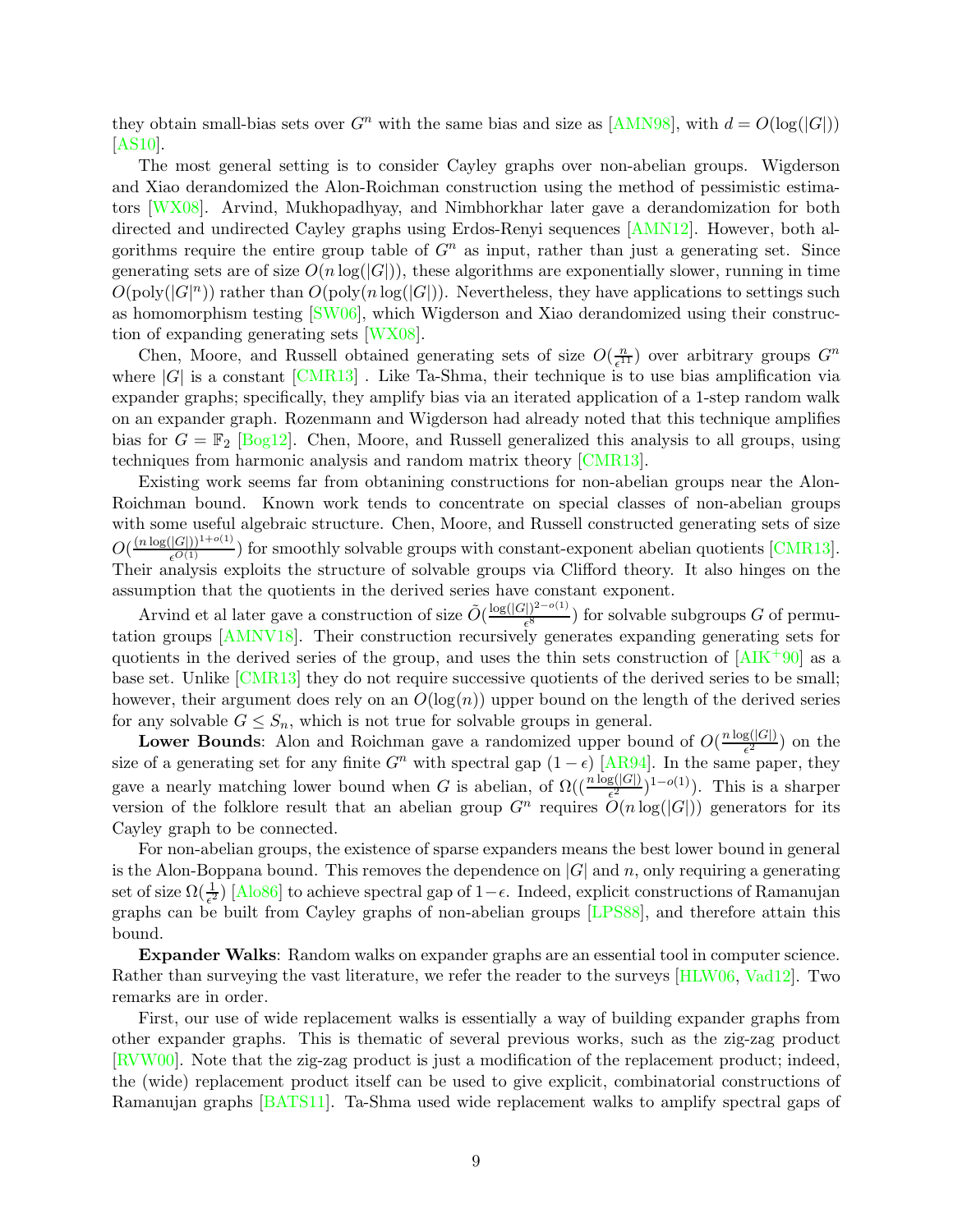they obtain small-bias sets over $G^n$ with the same bias and size as [AMN98], with $d = O(\log(|G|))$ [AS10].

The most general setting is to consider Cayley graphs over non-abelian groups. Wigderson and Xiao derandomized the Alon-Roichman construction using the method of pessimistic estimators [WX08]. Arvind, Mukhopadhyay, and Nimbhorkhar later gave a derandomization for both directed and undirected Cayley graphs using Erdos-Renyi sequences [AMN12]. However, both algorithms require the entire group table of $G^n$ as input, rather than just a generating set. Since generating sets are of size $O(n\log(|G|))$, these algorithms are exponentially slower, running in time $O(\text{poly}(|G|^n))$ rather than $O(\text{poly}(n\log(|G|))$. Nevertheless, they have applications to settings such as homomorphism testing [SW06], which Wigderson and Xiao derandomized using their construction of expanding generating sets [WX08].

Chen, Moore, and Russell obtained generating sets of size $O(\frac{n}{\epsilon^{11}})$ over arbitrary groups $G^n$ where $|G|$ is a constant [CMR13] . Like Ta-Shma, their technique is to use bias amplification via expander graphs; specifically, they amplify bias via an iterated application of a 1-step random walk on an expander graph. Rozenmann and Wigderson had already noted that this technique amplifies bias for $G = \mathbb{F}_2$ [Bog12]. Chen, Moore, and Russell generalized this analysis to all groups, using techniques from harmonic analysis and random matrix theory [CMR13].

Existing work seems far from obtanining constructions for non-abelian groups near the Alon-Roichman bound. Known work tends to concentrate on special classes of non-abelian groups with some useful algebraic structure. Chen, Moore, and Russell constructed generating sets of size $O(\frac{(n\log(|G|))^{1+o(1)}}{\epsilon^{O(1)}})$ for smoothly solvable groups with constant-exponent abelian quotients [CMR13]. Their analysis exploits the structure of solvable groups via Clifford theory. It also hinges on the assumption that the quotients in the derived series have constant exponent.

Arvind et al later gave a construction of size $\tilde{O}(\frac{\log(|G|)^{2-o(1)}}{\epsilon^8})$ for solvable subgroups $G$ of permutation groups [AMNV18]. Their construction recursively generates expanding generating sets for quotients in the derived series of the group, and uses the thin sets construction of [AIK+90] as a base set. Unlike [CMR13] they do not require successive quotients of the derived series to be small; however, their argument does rely on an $O(\log(n))$ upper bound on the length of the derived series for any solvable $G \leq S_n$, which is not true for solvable groups in general.

**Lower Bounds**: Alon and Roichman gave a randomized upper bound of $O(\frac{n\log(|G|)}{\epsilon^2})$ on the size of a generating set for any finite $G^n$ with spectral gap $(1-\epsilon)$ [AR94]. In the same paper, they gave a nearly matching lower bound when $G$ is abelian, of $\Omega((\frac{n\log(|G|)}{\epsilon^2})^{1-o(1)})$. This is a sharper version of the folklore result that an abelian group $G^n$ requires $O(n\log(|G|))$ generators for its Cayley graph to be connected.

For non-abelian groups, the existence of sparse expanders means the best lower bound in general is the Alon-Boppana bound. This removes the dependence on $|G|$ and $n$, only requiring a generating set of size $\Omega(\frac{1}{\epsilon^2})$ [Alo86] to achieve spectral gap of $1-\epsilon$. Indeed, explicit constructions of Ramanujan graphs can be built from Cayley graphs of non-abelian groups [LPS88], and therefore attain this bound.

**Expander Walks**: Random walks on expander graphs are an essential tool in computer science. Rather than surveying the vast literature, we refer the reader to the surveys [HLW06, Vad12]. Two remarks are in order.

First, our use of wide replacement walks is essentially a way of building expander graphs from other expander graphs. This is thematic of several previous works, such as the zig-zag product [RVW00]. Note that the zig-zag product is just a modification of the replacement product; indeed, the (wide) replacement product itself can be used to give explicit, combinatorial constructions of Ramanujan graphs [BATS11]. Ta-Shma used wide replacement walks to amplify spectral gaps of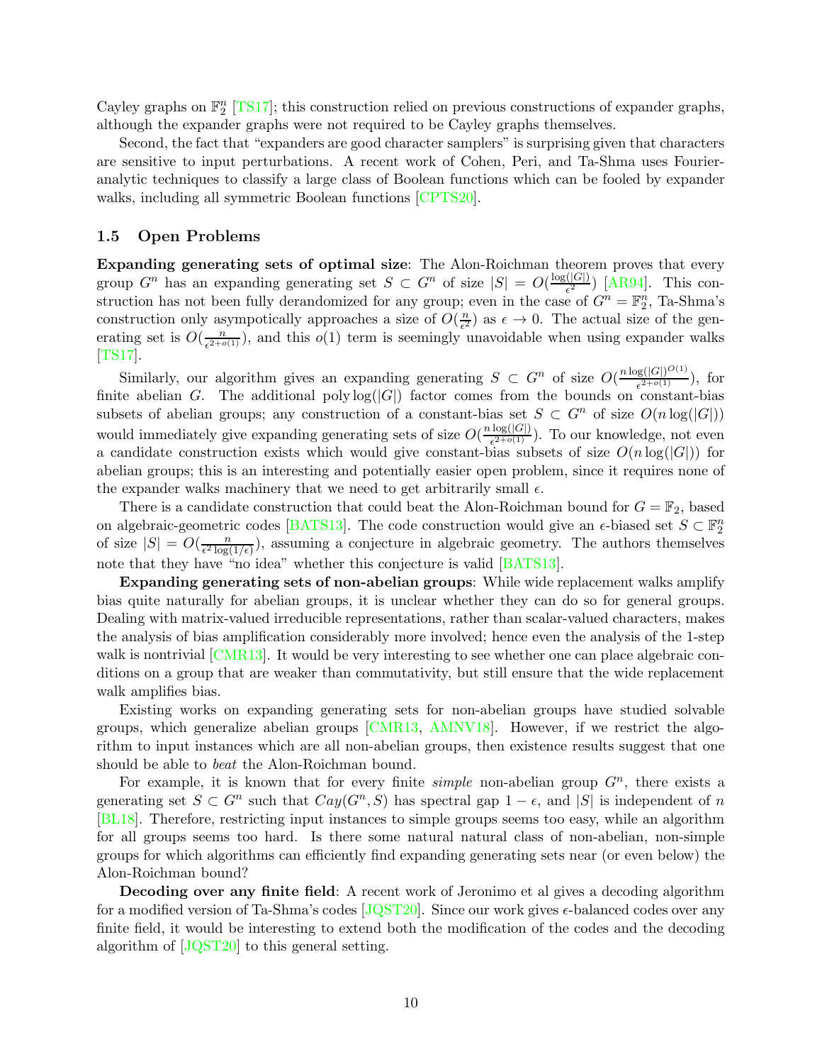Cayley graphs on $\mathbb{F}_2^n$ [TS17]; this construction relied on previous constructions of expander graphs, although the expander graphs were not required to be Cayley graphs themselves.

Second, the fact that "expanders are good character samplers" is surprising given that characters are sensitive to input perturbations. A recent work of Cohen, Peri, and Ta-Shma uses Fourier-analytic techniques to classify a large class of Boolean functions which can be fooled by expander walks, including all symmetric Boolean functions [CPTS20].

### 1.5 Open Problems

**Expanding generating sets of optimal size**: The Alon-Roichman theorem proves that every group $G^n$ has an expanding generating set $S \subset G^n$ of size $|S| = O(\frac{\log(|G|)}{\epsilon^2})$ [AR94]. This construction has not been fully derandomized for any group; even in the case of $G^n = \mathbb{F}_2^n$, Ta-Shma's construction only asympotically approaches a size of $O(\frac{n}{\epsilon^2})$ as $\epsilon \to 0$. The actual size of the generating set is $O(\frac{n}{\epsilon^{2+o(1)}})$, and this $o(1)$ term is seemingly unavoidable when using expander walks [TS17].

Similarly, our algorithm gives an expanding generating $S \subset G^n$ of size $O(\frac{n\log(|G|)^{O(1)}}{\epsilon^{2+o(1)}})$, for finite abelian $G$. The additional $\text{poly}\log(|G|)$ factor comes from the bounds on constant-bias subsets of abelian groups; any construction of a constant-bias set $S \subset G^n$ of size $O(n\log(|G|))$ would immediately give expanding generating sets of size $O(\frac{n\log(|G|)}{\epsilon^{2+o(1)}})$. To our knowledge, not even a candidate construction exists which would give constant-bias subsets of size $O(n\log(|G|))$ for abelian groups; this is an interesting and potentially easier open problem, since it requires none of the expander walks machinery that we need to get arbitrarily small $\epsilon$.

There is a candidate construction that could beat the Alon-Roichman bound for $G = \mathbb{F}_2$, based on algebraic-geometric codes [BATS13]. The code construction would give an $\epsilon$-biased set $S \subset \mathbb{F}_2^n$ of size $|S| = O(\frac{n}{\epsilon^2\log(1/\epsilon)})$, assuming a conjecture in algebraic geometry. The authors themselves note that they have "no idea" whether this conjecture is valid [BATS13].

**Expanding generating sets of non-abelian groups**: While wide replacement walks amplify bias quite naturally for abelian groups, it is unclear whether they can do so for general groups. Dealing with matrix-valued irreducible representations, rather than scalar-valued characters, makes the analysis of bias amplification considerably more involved; hence even the analysis of the 1-step walk is nontrivial [CMR13]. It would be very interesting to see whether one can place algebraic conditions on a group that are weaker than commutativity, but still ensure that the wide replacement walk amplifies bias.

Existing works on expanding generating sets for non-abelian groups have studied solvable groups, which generalize abelian groups [CMR13, AMNV18]. However, if we restrict the algorithm to input instances which are all non-abelian groups, then existence results suggest that one should be able to *beat* the Alon-Roichman bound.

For example, it is known that for every finite *simple* non-abelian group $G^n$, there exists a generating set $S \subset G^n$ such that $Cay(G^n, S)$ has spectral gap $1 - \epsilon$, and $|S|$ is independent of $n$ [BL18]. Therefore, restricting input instances to simple groups seems too easy, while an algorithm for all groups seems too hard. Is there some natural natural class of non-abelian, non-simple groups for which algorithms can efficiently find expanding generating sets near (or even below) the Alon-Roichman bound?

**Decoding over any finite field**: A recent work of Jeronimo et al gives a decoding algorithm for a modified version of Ta-Shma's codes [JQST20]. Since our work gives $\epsilon$-balanced codes over any finite field, it would be interesting to extend both the modification of the codes and the decoding algorithm of [JQST20] to this general setting.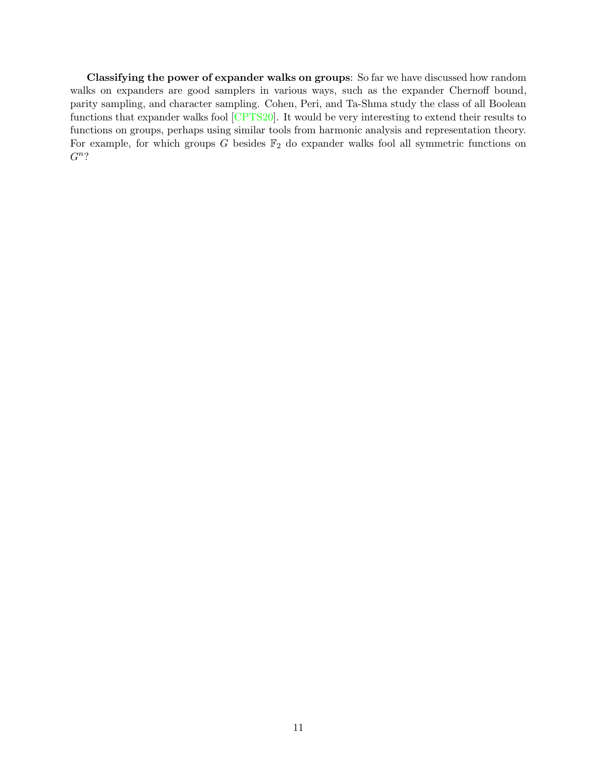**Classifying the power of expander walks on groups**: So far we have discussed how random walks on expanders are good samplers in various ways, such as the expander Chernoff bound, parity sampling, and character sampling. Cohen, Peri, and Ta-Shma study the class of all Boolean functions that expander walks fool [CPTS20]. It would be very interesting to extend their results to functions on groups, perhaps using similar tools from harmonic analysis and representation theory. For example, for which groups $G$ besides $\mathbb{F}_2$ do expander walks fool all symmetric functions on $G^n$?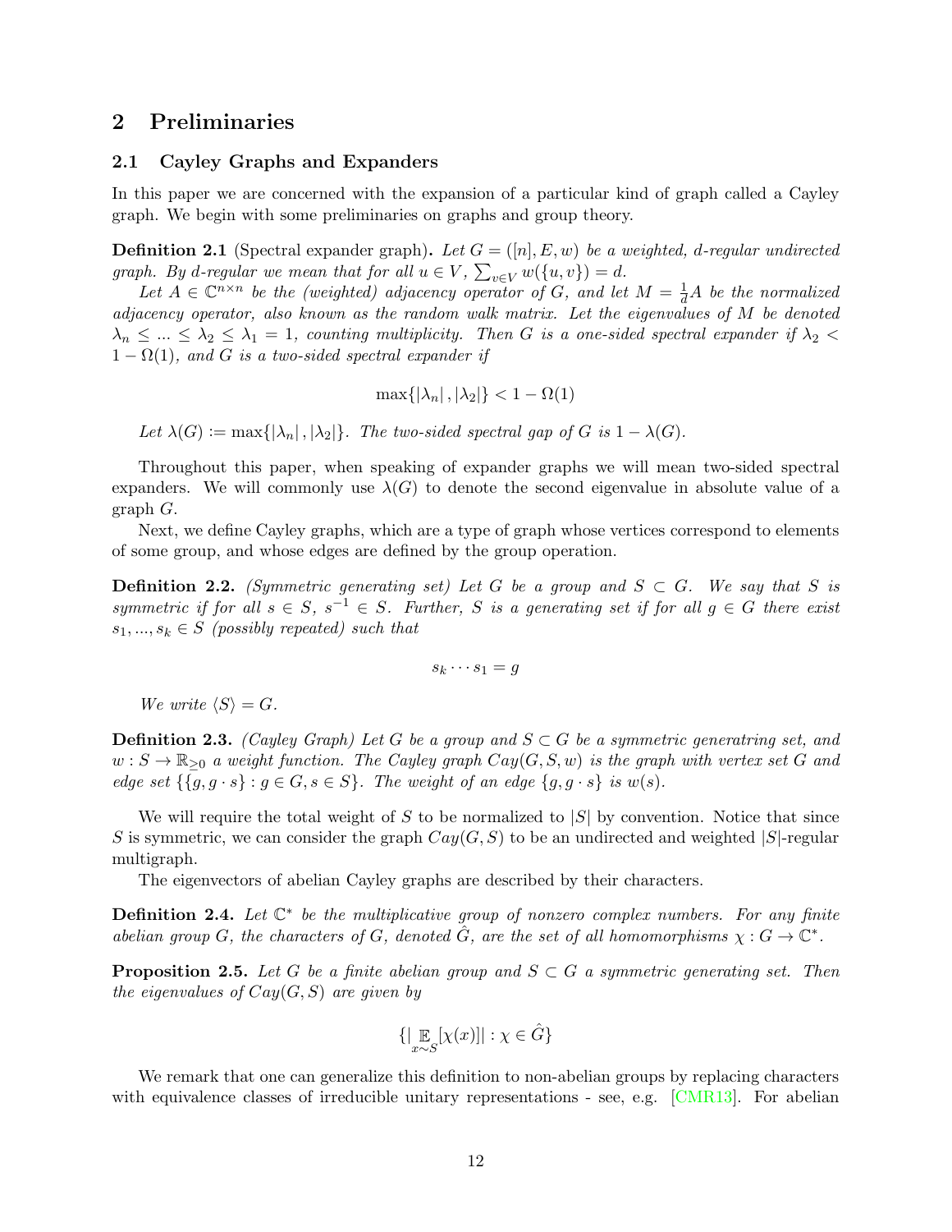## 2 Preliminaries

### 2.1 Cayley Graphs and Expanders

In this paper we are concerned with the expansion of a particular kind of graph called a Cayley graph. We begin with some preliminaries on graphs and group theory.

**Definition 2.1** (Spectral expander graph)**.** *Let $G = ([n], E, w)$ be a weighted, $d$-regular undirected graph. By $d$-regular we mean that for all $u \in V$, $\sum_{v \in V} w(\{u, v\}) = d$.*

*Let $A \in \mathbb{C}^{n \times n}$ be the (weighted) adjacency operator of $G$, and let $M = \frac{1}{d}A$ be the normalized adjacency operator, also known as the random walk matrix. Let the eigenvalues of $M$ be denoted $\lambda_n \leq ... \leq \lambda_2 \leq \lambda_1 = 1$, counting multiplicity. Then $G$ is a one-sided spectral expander if $\lambda_2 < 1 - \Omega(1)$, and $G$ is a two-sided spectral expander if*

$$\max\{|\lambda_n|, |\lambda_2|\} < 1 - \Omega(1)$$

*Let $\lambda(G) := \max\{|\lambda_n|, |\lambda_2|\}$. The two-sided spectral gap of $G$ is $1 - \lambda(G)$.*

Throughout this paper, when speaking of expander graphs we will mean two-sided spectral expanders. We will commonly use $\lambda(G)$ to denote the second eigenvalue in absolute value of a graph $G$.

Next, we define Cayley graphs, which are a type of graph whose vertices correspond to elements of some group, and whose edges are defined by the group operation.

**Definition 2.2.** *(Symmetric generating set) Let $G$ be a group and $S \subset G$. We say that $S$ is symmetric if for all $s \in S$, $s^{-1} \in S$. Further, $S$ is a generating set if for all $g \in G$ there exist $s_1, ..., s_k \in S$ (possibly repeated) such that*

$$s_k \cdots s_1 = g$$

*We write $\langle S \rangle = G$.*

**Definition 2.3.** *(Cayley Graph) Let $G$ be a group and $S \subset G$ be a symmetric generatring set, and $w : S \to \mathbb{R}_{\geq 0}$ a weight function. The Cayley graph $Cay(G, S, w)$ is the graph with vertex set $G$ and edge set $\{\{g, g \cdot s\} : g \in G, s \in S\}$. The weight of an edge $\{g, g \cdot s\}$ is $w(s)$.*

We will require the total weight of $S$ to be normalized to $|S|$ by convention. Notice that since $S$ is symmetric, we can consider the graph $Cay(G, S)$ to be an undirected and weighted $|S|$-regular multigraph.

The eigenvectors of abelian Cayley graphs are described by their characters.

**Definition 2.4.** *Let $\mathbb{C}^*$ be the multiplicative group of nonzero complex numbers. For any finite abelian group $G$, the characters of $G$, denoted $\hat{G}$, are the set of all homomorphisms $\chi : G \to \mathbb{C}^*$.*

**Proposition 2.5.** *Let $G$ be a finite abelian group and $S \subset G$ a symmetric generating set. Then the eigenvalues of $Cay(G, S)$ are given by*

$$\{|\mathop{\mathbb{E}}_{x \sim S}[\chi(x)]| : \chi \in \hat{G}\}$$

We remark that one can generalize this definition to non-abelian groups by replacing characters with equivalence classes of irreducible unitary representations - see, e.g. [CMR13]. For abelian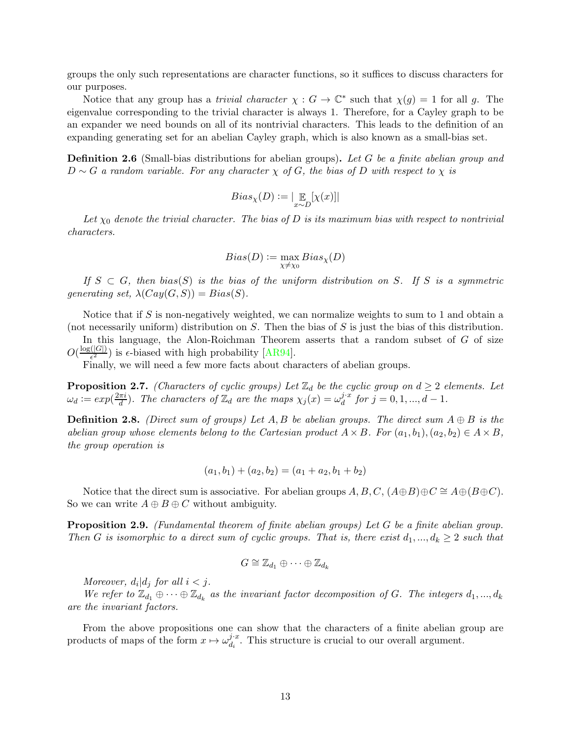groups the only such representations are character functions, so it suffices to discuss characters for our purposes.

Notice that any group has a *trivial character* $\chi : G \to \mathbb{C}^*$ such that $\chi(g) = 1$ for all $g$. The eigenvalue corresponding to the trivial character is always 1. Therefore, for a Cayley graph to be an expander we need bounds on all of its nontrivial characters. This leads to the definition of an expanding generating set for an abelian Cayley graph, which is also known as a small-bias set.

**Definition 2.6** (Small-bias distributions for abelian groups)**.** *Let $G$ be a finite abelian group and $D \sim G$ a random variable. For any character $\chi$ of $G$, the bias of $D$ with respect to $\chi$ is*

$$Bias_\chi(D) := |\mathop{\mathbb{E}}_{x\sim D}[\chi(x)]|$$

*Let $\chi_0$ denote the trivial character. The bias of $D$ is its maximum bias with respect to nontrivial characters.*

$$Bias(D) := \max_{\chi \neq \chi_0} Bias_\chi(D)$$

*If $S \subset G$, then $bias(S)$ is the bias of the uniform distribution on $S$. If $S$ is a symmetric generating set, $\lambda(Cay(G, S)) = Bias(S)$.*

Notice that if $S$ is non-negatively weighted, we can normalize weights to sum to 1 and obtain a (not necessarily uniform) distribution on $S$. Then the bias of $S$ is just the bias of this distribution.

In this language, the Alon-Roichman Theorem asserts that a random subset of $G$ of size $O(\frac{\log(|G|)}{\epsilon^2})$ is $\epsilon$-biased with high probability [AR94].

Finally, we will need a few more facts about characters of abelian groups.

**Proposition 2.7.** *(Characters of cyclic groups) Let $\mathbb{Z}_d$ be the cyclic group on $d \geq 2$ elements. Let $\omega_d := exp(\frac{2\pi i}{d})$. The characters of $\mathbb{Z}_d$ are the maps $\chi_j(x) = \omega_d^{j\cdot x}$ for $j = 0, 1, ..., d-1$.*

**Definition 2.8.** *(Direct sum of groups) Let $A, B$ be abelian groups. The direct sum $A \oplus B$ is the abelian group whose elements belong to the Cartesian product $A \times B$. For $(a_1, b_1), (a_2, b_2) \in A \times B$, the group operation is*

$$(a_1, b_1) + (a_2, b_2) = (a_1 + a_2, b_1 + b_2)$$

Notice that the direct sum is associative. For abelian groups $A, B, C$, $(A \oplus B) \oplus C \cong A \oplus (B \oplus C)$. So we can write $A \oplus B \oplus C$ without ambiguity.

**Proposition 2.9.** *(Fundamental theorem of finite abelian groups) Let $G$ be a finite abelian group. Then $G$ is isomorphic to a direct sum of cyclic groups. That is, there exist $d_1, ..., d_k \geq 2$ such that*

$$G \cong \mathbb{Z}_{d_1} \oplus \cdots \oplus \mathbb{Z}_{d_k}$$

*Moreover, $d_i | d_j$ for all $i < j$.*

*We refer to $\mathbb{Z}_{d_1} \oplus \cdots \oplus \mathbb{Z}_{d_k}$ as the invariant factor decomposition of $G$. The integers $d_1, ..., d_k$ are the invariant factors.*

From the above propositions one can show that the characters of a finite abelian group are products of maps of the form $x \mapsto \omega_{d_i}^{j\cdot x}$. This structure is crucial to our overall argument.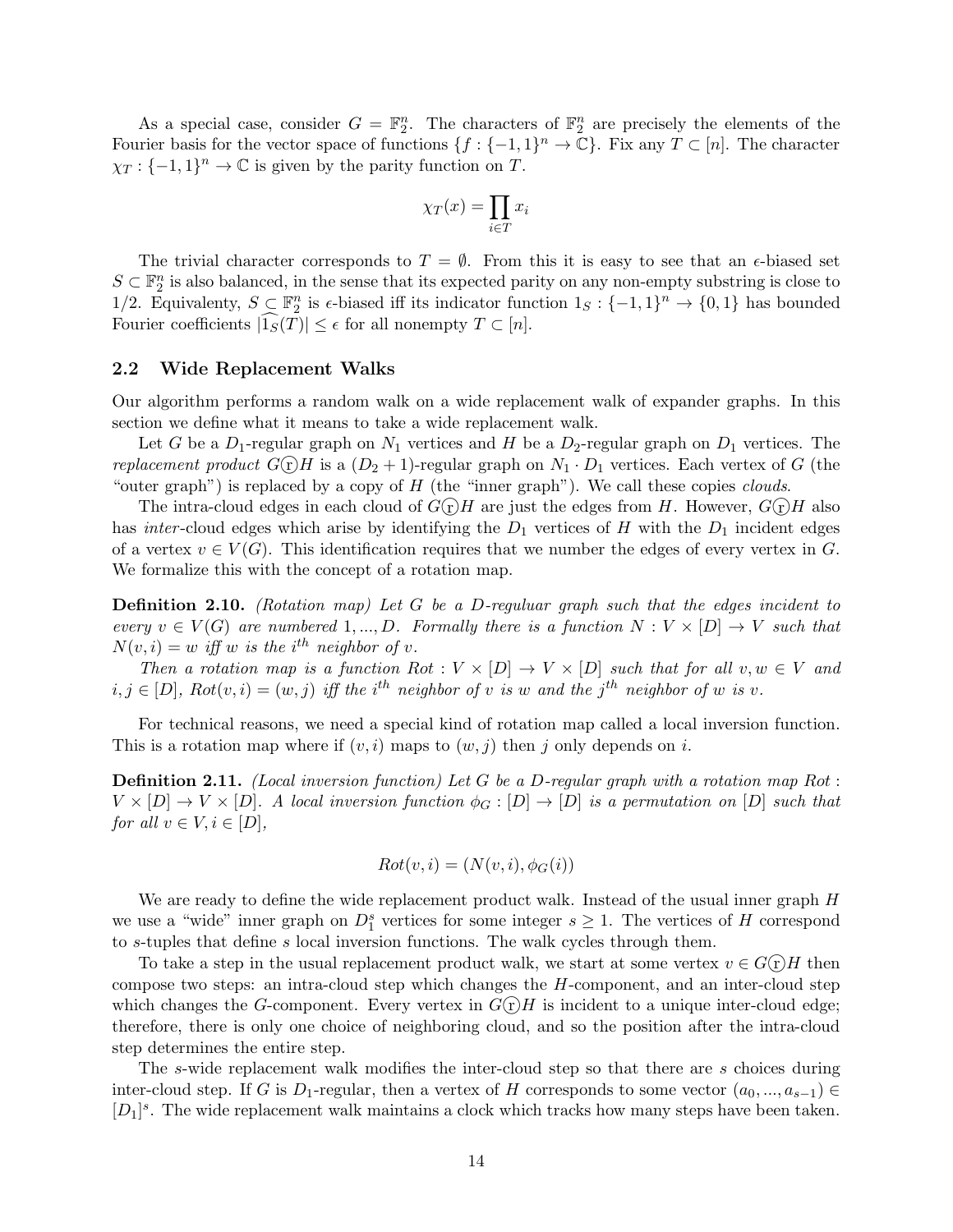As a special case, consider $G = \mathbb{F}_2^n$. The characters of $\mathbb{F}_2^n$ are precisely the elements of the Fourier basis for the vector space of functions $\{f : \{-1,1\}^n \to \mathbb{C}\}$. Fix any $T \subset [n]$. The character $\chi_T : \{-1,1\}^n \to \mathbb{C}$ is given by the parity function on $T$.

$$\chi_T(x) = \prod_{i \in T} x_i$$

The trivial character corresponds to $T = \emptyset$. From this it is easy to see that an $\epsilon$-biased set $S \subset \mathbb{F}_2^n$ is also balanced, in the sense that its expected parity on any non-empty substring is close to 1/2. Equivalenty, $S \subseteq \mathbb{F}_2^n$ is $\epsilon$-biased iff its indicator function $1_S : \{-1,1\}^n \to \{0,1\}$ has bounded Fourier coefficients $|\widehat{1_S}(T)| \leq \epsilon$ for all nonempty $T \subset [n]$.

## 2.2 Wide Replacement Walks

Our algorithm performs a random walk on a wide replacement walk of expander graphs. In this section we define what it means to take a wide replacement walk.

Let $G$ be a $D_1$-regular graph on $N_1$ vertices and $H$ be a $D_2$-regular graph on $D_1$ vertices. The *replacement product* $G Ⓡ H$ is a $(D_2 + 1)$-regular graph on $N_1 \cdot D_1$ vertices. Each vertex of $G$ (the "outer graph") is replaced by a copy of $H$ (the "inner graph"). We call these copies *clouds*.

The intra-cloud edges in each cloud of $G Ⓡ H$ are just the edges from $H$. However, $G Ⓡ H$ also has *inter*-cloud edges which arise by identifying the $D_1$ vertices of $H$ with the $D_1$ incident edges of a vertex $v \in V(G)$. This identification requires that we number the edges of every vertex in $G$. We formalize this with the concept of a rotation map.

**Definition 2.10.** *(Rotation map) Let $G$ be a $D$-reguluar graph such that the edges incident to every $v \in V(G)$ are numbered $1, ..., D$. Formally there is a function $N : V \times [D] \to V$ such that $N(v, i) = w$ iff $w$ is the $i^{th}$ neighbor of $v$.*

*Then a rotation map is a function $Rot : V \times [D] \to V \times [D]$ such that for all $v, w \in V$ and $i, j \in [D]$, $Rot(v, i) = (w, j)$ iff the $i^{th}$ neighbor of $v$ is $w$ and the $j^{th}$ neighbor of $w$ is $v$.*

For technical reasons, we need a special kind of rotation map called a local inversion function. This is a rotation map where if $(v, i)$ maps to $(w, j)$ then $j$ only depends on $i$.

**Definition 2.11.** *(Local inversion function) Let $G$ be a $D$-regular graph with a rotation map $Rot : V \times [D] \to V \times [D]$. A local inversion function $\phi_G : [D] \to [D]$ is a permutation on $[D]$ such that for all $v \in V, i \in [D]$,*

$$Rot(v, i) = (N(v, i), \phi_G(i))$$

We are ready to define the wide replacement product walk. Instead of the usual inner graph $H$ we use a "wide" inner graph on $D_1^s$ vertices for some integer $s \geq 1$. The vertices of $H$ correspond to $s$-tuples that define $s$ local inversion functions. The walk cycles through them.

To take a step in the usual replacement product walk, we start at some vertex $v \in G Ⓡ H$ then compose two steps: an intra-cloud step which changes the $H$-component, and an inter-cloud step which changes the $G$-component. Every vertex in $G Ⓡ H$ is incident to a unique inter-cloud edge; therefore, there is only one choice of neighboring cloud, and so the position after the intra-cloud step determines the entire step.

The $s$-wide replacement walk modifies the inter-cloud step so that there are $s$ choices during inter-cloud step. If $G$ is $D_1$-regular, then a vertex of $H$ corresponds to some vector $(a_0, ..., a_{s-1}) \in [D_1]^s$. The wide replacement walk maintains a clock which tracks how many steps have been taken.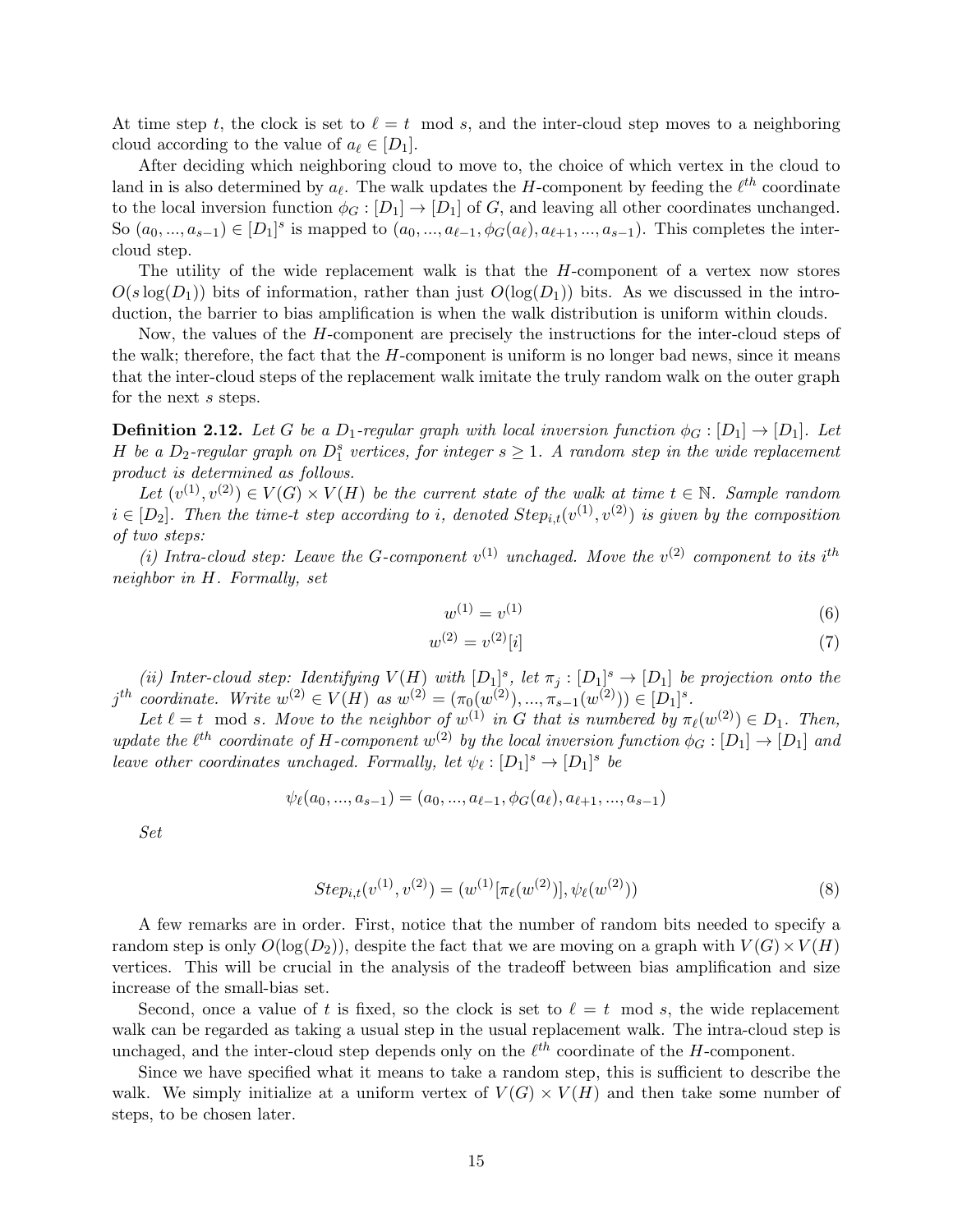At time step $t$, the clock is set to $\ell = t \mod s$, and the inter-cloud step moves to a neighboring cloud according to the value of $a_\ell \in [D_1]$.

After deciding which neighboring cloud to move to, the choice of which vertex in the cloud to land in is also determined by $a_\ell$. The walk updates the $H$-component by feeding the $\ell^{th}$ coordinate to the local inversion function $\phi_G : [D_1] \to [D_1]$ of $G$, and leaving all other coordinates unchanged. So $(a_0, ..., a_{s-1}) \in [D_1]^s$ is mapped to $(a_0, ..., a_{\ell-1}, \phi_G(a_\ell), a_{\ell+1}, ..., a_{s-1})$. This completes the inter-cloud step.

The utility of the wide replacement walk is that the $H$-component of a vertex now stores $O(s \log(D_1))$ bits of information, rather than just $O(\log(D_1))$ bits. As we discussed in the introduction, the barrier to bias amplification is when the walk distribution is uniform within clouds.

Now, the values of the $H$-component are precisely the instructions for the inter-cloud steps of the walk; therefore, the fact that the $H$-component is uniform is no longer bad news, since it means that the inter-cloud steps of the replacement walk imitate the truly random walk on the outer graph for the next $s$ steps.

**Definition 2.12.** *Let $G$ be a $D_1$-regular graph with local inversion function $\phi_G : [D_1] \to [D_1]$. Let $H$ be a $D_2$-regular graph on $D_1^s$ vertices, for integer $s \geq 1$. A random step in the wide replacement product is determined as follows.*

*Let $(v^{(1)}, v^{(2)}) \in V(G) \times V(H)$ be the current state of the walk at time $t \in \mathbb{N}$. Sample random $i \in [D_2]$. Then the time-$t$ step according to $i$, denoted $Step_{i,t}(v^{(1)}, v^{(2)})$ is given by the composition of two steps:*

*(i) Intra-cloud step: Leave the $G$-component $v^{(1)}$ unchaged. Move the $v^{(2)}$ component to its $i^{th}$ neighbor in $H$. Formally, set*

$$w^{(1)} = v^{(1)} \tag{6}$$

$$w^{(2)} = v^{(2)}[i] \tag{7}$$

*(ii) Inter-cloud step: Identifying $V(H)$ with $[D_1]^s$, let $\pi_j : [D_1]^s \to [D_1]$ be projection onto the $j^{th}$ coordinate. Write $w^{(2)} \in V(H)$ as $w^{(2)} = (\pi_0(w^{(2)}), ..., \pi_{s-1}(w^{(2)})) \in [D_1]^s$.*

*Let $\ell = t \mod s$. Move to the neighbor of $w^{(1)}$ in $G$ that is numbered by $\pi_\ell(w^{(2)}) \in D_1$. Then, update the $\ell^{th}$ coordinate of $H$-component $w^{(2)}$ by the local inversion function $\phi_G : [D_1] \to [D_1]$ and leave other coordinates unchaged. Formally, let $\psi_\ell : [D_1]^s \to [D_1]^s$ be*

$$\psi_\ell(a_0, ..., a_{s-1}) = (a_0, ..., a_{\ell-1}, \phi_G(a_\ell), a_{\ell+1}, ..., a_{s-1})$$

*Set*

$$Step_{i,t}(v^{(1)}, v^{(2)}) = (w^{(1)}[\pi_\ell(w^{(2)})], \psi_\ell(w^{(2)})) \tag{8}$$

A few remarks are in order. First, notice that the number of random bits needed to specify a random step is only $O(\log(D_2))$, despite the fact that we are moving on a graph with $V(G) \times V(H)$ vertices. This will be crucial in the analysis of the tradeoff between bias amplification and size increase of the small-bias set.

Second, once a value of $t$ is fixed, so the clock is set to $\ell = t \mod s$, the wide replacement walk can be regarded as taking a usual step in the usual replacement walk. The intra-cloud step is unchaged, and the inter-cloud step depends only on the $\ell^{th}$ coordinate of the $H$-component.

Since we have specified what it means to take a random step, this is sufficient to describe the walk. We simply initialize at a uniform vertex of $V(G) \times V(H)$ and then take some number of steps, to be chosen later.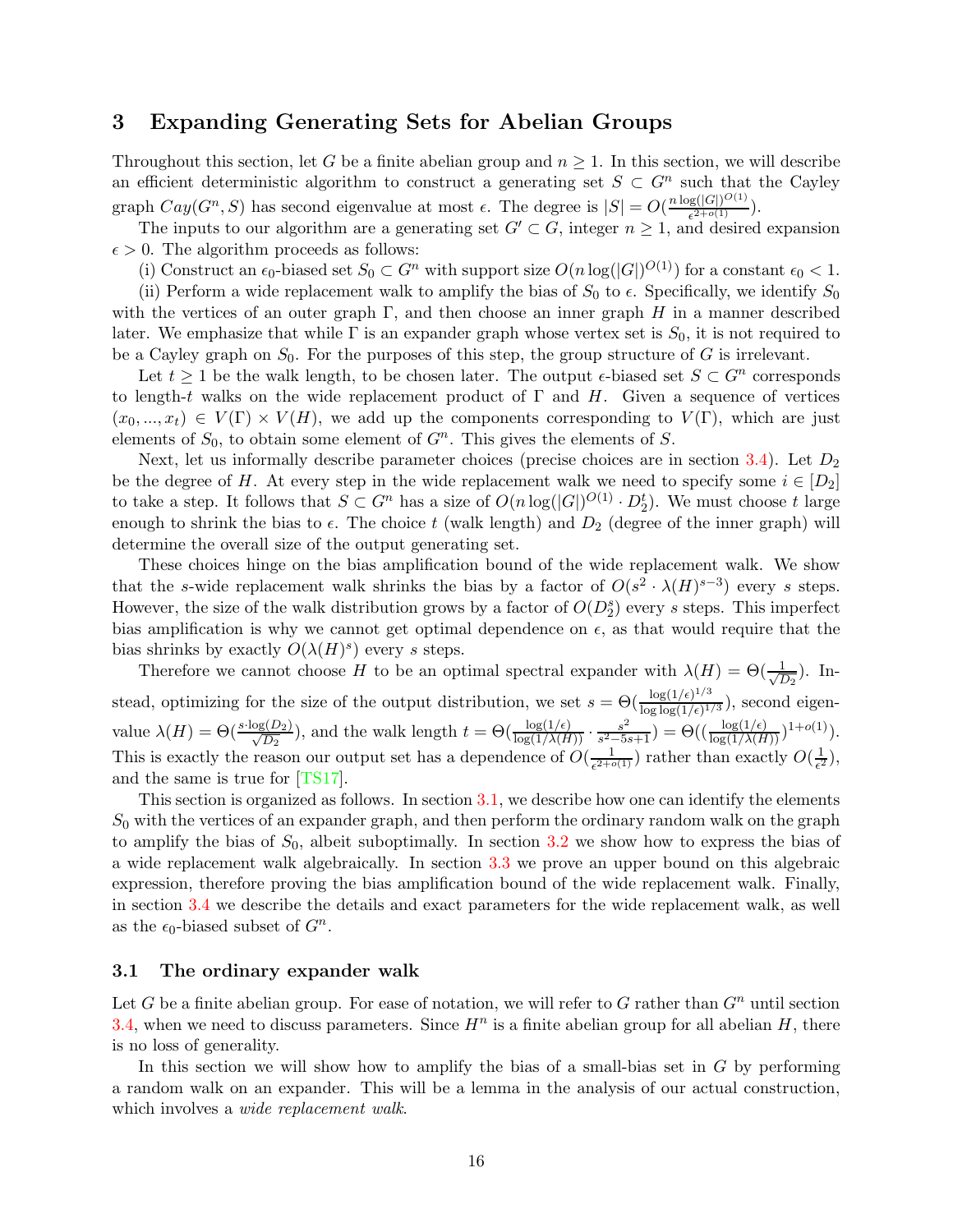## 3 Expanding Generating Sets for Abelian Groups

Throughout this section, let $G$ be a finite abelian group and $n \geq 1$. In this section, we will describe an efficient deterministic algorithm to construct a generating set $S \subset G^n$ such that the Cayley graph $Cay(G^n, S)$ has second eigenvalue at most $\epsilon$. The degree is $|S| = O(\frac{n \log(|G|)^{O(1)}}{\epsilon^{2+o(1)}})$.

The inputs to our algorithm are a generating set $G' \subset G$, integer $n \geq 1$, and desired expansion $\epsilon > 0$. The algorithm proceeds as follows:

(i) Construct an $\epsilon_0$-biased set $S_0 \subset G^n$ with support size $O(n \log(|G|)^{O(1)}$ for a constant $\epsilon_0 < 1$.

(ii) Perform a wide replacement walk to amplify the bias of $S_0$ to $\epsilon$. Specifically, we identify $S_0$ with the vertices of an outer graph $\Gamma$, and then choose an inner graph $H$ in a manner described later. We emphasize that while $\Gamma$ is an expander graph whose vertex set is $S_0$, it is not required to be a Cayley graph on $S_0$. For the purposes of this step, the group structure of $G$ is irrelevant.

Let $t \geq 1$ be the walk length, to be chosen later. The output $\epsilon$-biased set $S \subset G^n$ corresponds to length-$t$ walks on the wide replacement product of $\Gamma$ and $H$. Given a sequence of vertices $(x_0, ..., x_t) \in V(\Gamma) \times V(H)$, we add up the components corresponding to $V(\Gamma)$, which are just elements of $S_0$, to obtain some element of $G^n$. This gives the elements of $S$.

Next, let us informally describe parameter choices (precise choices are in section 3.4). Let $D_2$ be the degree of $H$. At every step in the wide replacement walk we need to specify some $i \in [D_2]$ to take a step. It follows that $S \subset G^n$ has a size of $O(n \log(|G|)^{O(1)} \cdot D_2^t)$. We must choose $t$ large enough to shrink the bias to $\epsilon$. The choice $t$ (walk length) and $D_2$ (degree of the inner graph) will determine the overall size of the output generating set.

These choices hinge on the bias amplification bound of the wide replacement walk. We show that the $s$-wide replacement walk shrinks the bias by a factor of $O(s^2 \cdot \lambda(H)^{s-3})$ every $s$ steps. However, the size of the walk distribution grows by a factor of $O(D_2^s)$ every $s$ steps. This imperfect bias amplification is why we cannot get optimal dependence on $\epsilon$, as that would require that the bias shrinks by exactly $O(\lambda(H)^s)$ every $s$ steps.

Therefore we cannot choose $H$ to be an optimal spectral expander with $\lambda(H) = \Theta(\frac{1}{\sqrt{D_2}})$. Instead, optimizing for the size of the output distribution, we set $s = \Theta(\frac{\log(1/\epsilon)^{1/3}}{\log\log(1/\epsilon)^{1/3}})$, second eigenvalue $\lambda(H) = \Theta(\frac{s \cdot \log(D_2)}{\sqrt{D_2}})$, and the walk length $t = \Theta(\frac{\log(1/\epsilon)}{\log(1/\lambda(H))} \cdot \frac{s^2}{s^2 - 5s + 1}) = \Theta((\frac{\log(1/\epsilon)}{\log(1/\lambda(H))})^{1+o(1)})$. This is exactly the reason our output set has a dependence of $O(\frac{1}{\epsilon^{2+o(1)}})$ rather than exactly $O(\frac{1}{\epsilon^2})$, and the same is true for [TS17].

This section is organized as follows. In section 3.1, we describe how one can identify the elements $S_0$ with the vertices of an expander graph, and then perform the ordinary random walk on the graph to amplify the bias of $S_0$, albeit suboptimally. In section 3.2 we show how to express the bias of a wide replacement walk algebraically. In section 3.3 we prove an upper bound on this algebraic expression, therefore proving the bias amplification bound of the wide replacement walk. Finally, in section 3.4 we describe the details and exact parameters for the wide replacement walk, as well as the $\epsilon_0$-biased subset of $G^n$.

### 3.1 The ordinary expander walk

Let $G$ be a finite abelian group. For ease of notation, we will refer to $G$ rather than $G^n$ until section 3.4, when we need to discuss parameters. Since $H^n$ is a finite abelian group for all abelian $H$, there is no loss of generality.

In this section we will show how to amplify the bias of a small-bias set in $G$ by performing a random walk on an expander. This will be a lemma in the analysis of our actual construction, which involves a *wide replacement walk*.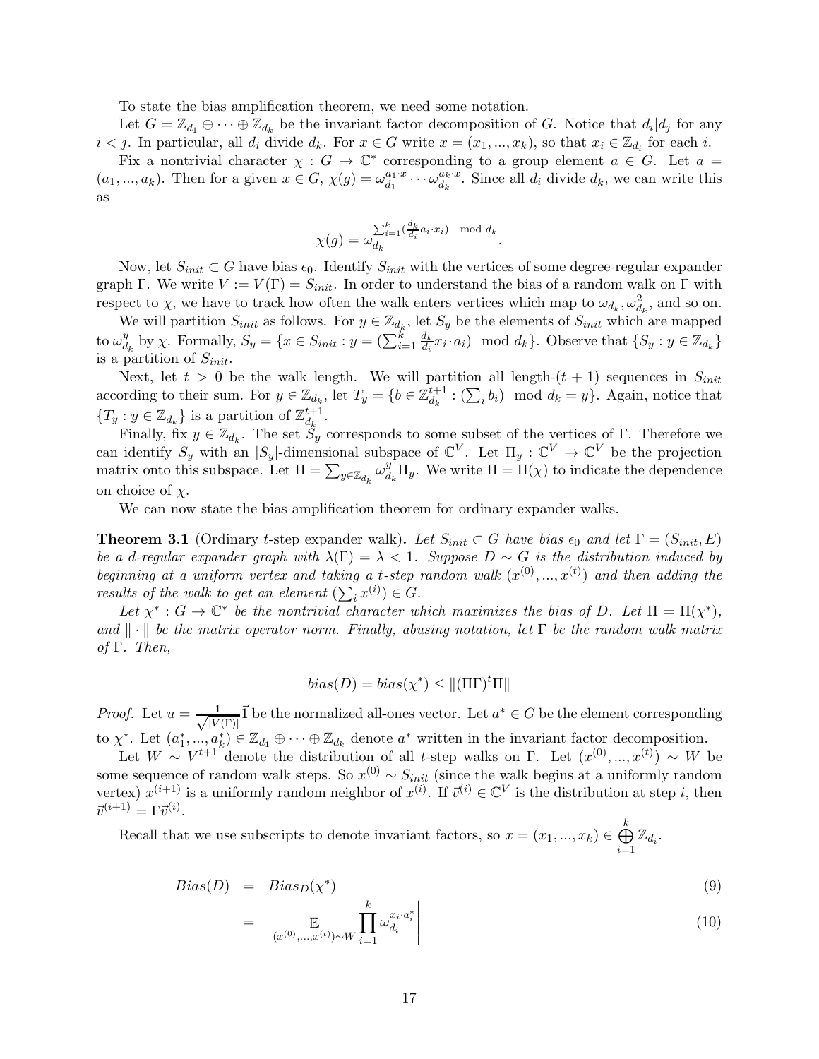To state the bias amplification theorem, we need some notation.

Let $G = \mathbb{Z}_{d_1} \oplus \cdots \oplus \mathbb{Z}_{d_k}$ be the invariant factor decomposition of $G$. Notice that $d_i | d_j$ for any $i < j$. In particular, all $d_i$ divide $d_k$. For $x \in G$ write $x = (x_1, ..., x_k)$, so that $x_i \in \mathbb{Z}_{d_i}$ for each $i$.

Fix a nontrivial character $\chi : G \to \mathbb{C}^*$ corresponding to a group element $a \in G$. Let $a = (a_1, ..., a_k)$. Then for a given $x \in G$, $\chi(g) = \omega_{d_1}^{a_1 \cdot x} \cdots \omega_{d_k}^{a_k \cdot x}$. Since all $d_i$ divide $d_k$, we can write this as

$$\chi(g) = \omega_{d_k}^{\sum_{i=1}^{k} (\frac{d_k}{d_i} a_i \cdot x_i) \mod d_k}.$$

Now, let $S_{init} \subset G$ have bias $\epsilon_0$. Identify $S_{init}$ with the vertices of some degree-regular expander graph $\Gamma$. We write $V := V(\Gamma) = S_{init}$. In order to understand the bias of a random walk on $\Gamma$ with respect to $\chi$, we have to track how often the walk enters vertices which map to $\omega_{d_k}, \omega_{d_k}^2$, and so on.

We will partition $S_{init}$ as follows. For $y \in \mathbb{Z}_{d_k}$, let $S_y$ be the elements of $S_{init}$ which are mapped to $\omega_{d_k}^y$ by $\chi$. Formally, $S_y = \{x \in S_{init} : y = (\sum_{i=1}^{k} \frac{d_k}{d_i} x_i \cdot a_i) \mod d_k\}$. Observe that $\{S_y : y \in \mathbb{Z}_{d_k}\}$ is a partition of $S_{init}$.

Next, let $t > 0$ be the walk length. We will partition all length-$(t+1)$ sequences in $S_{init}$ according to their sum. For $y \in \mathbb{Z}_{d_k}$, let $T_y = \{b \in \mathbb{Z}_{d_k}^{t+1} : (\sum_i b_i) \mod d_k = y\}$. Again, notice that $\{T_y : y \in \mathbb{Z}_{d_k}\}$ is a partition of $\mathbb{Z}_{d_k}^{t+1}$.

Finally, fix $y \in \mathbb{Z}_{d_k}$. The set $S_y$ corresponds to some subset of the vertices of $\Gamma$. Therefore we can identify $S_y$ with an $|S_y|$-dimensional subspace of $\mathbb{C}^V$. Let $\Pi_y : \mathbb{C}^V \to \mathbb{C}^V$ be the projection matrix onto this subspace. Let $\Pi = \sum_{y \in \mathbb{Z}_{d_k}} \omega_{d_k}^y \Pi_y$. We write $\Pi = \Pi(\chi)$ to indicate the dependence on choice of $\chi$.

We can now state the bias amplification theorem for ordinary expander walks.

**Theorem 3.1** (Ordinary $t$-step expander walk)**.** *Let $S_{init} \subset G$ have bias $\epsilon_0$ and let $\Gamma = (S_{init}, E)$ be a $d$-regular expander graph with $\lambda(\Gamma) = \lambda < 1$. Suppose $D \sim G$ is the distribution induced by beginning at a uniform vertex and taking a $t$-step random walk $(x^{(0)}, ..., x^{(t)})$ and then adding the results of the walk to get an element $(\sum_i x^{(i)}) \in G$.*

*Let $\chi^* : G \to \mathbb{C}^*$ be the nontrivial character which maximizes the bias of $D$. Let $\Pi = \Pi(\chi^*)$, and $\|\cdot\|$ be the matrix operator norm. Finally, abusing notation, let $\Gamma$ be the random walk matrix of $\Gamma$. Then,*

$$bias(D) = bias(\chi^*) \leq \|(\Pi\Gamma)^t \Pi\|$$

*Proof.* Let $u = \frac{1}{\sqrt{|V(\Gamma)|}}\vec{1}$ be the normalized all-ones vector. Let $a^* \in G$ be the element corresponding to $\chi^*$. Let $(a_1^*, ..., a_k^*) \in \mathbb{Z}_{d_1} \oplus \cdots \oplus \mathbb{Z}_{d_k}$ denote $a^*$ written in the invariant factor decomposition.

Let $W \sim V^{t+1}$ denote the distribution of all $t$-step walks on $\Gamma$. Let $(x^{(0)}, ..., x^{(t)}) \sim W$ be some sequence of random walk steps. So $x^{(0)} \sim S_{init}$ (since the walk begins at a uniformly random vertex) $x^{(i+1)}$ is a uniformly random neighbor of $x^{(i)}$. If $\vec{v}^{(i)} \in \mathbb{C}^V$ is the distribution at step $i$, then $\vec{v}^{(i+1)} = \Gamma \vec{v}^{(i)}$.

Recall that we use subscripts to denote invariant factors, so $x = (x_1, ..., x_k) \in \bigoplus_{i=1}^{k} \mathbb{Z}_{d_i}$.

$$\begin{aligned} Bias(D) &= Bias_D(\chi^*) && (9) \\ &= \left| \mathop{\mathbb{E}}_{(x^{(0)}, ..., x^{(t)}) \sim W} \prod_{i=1}^{k} \omega_{d_i}^{x_i \cdot a_i^*} \right| && (10) \end{aligned}$$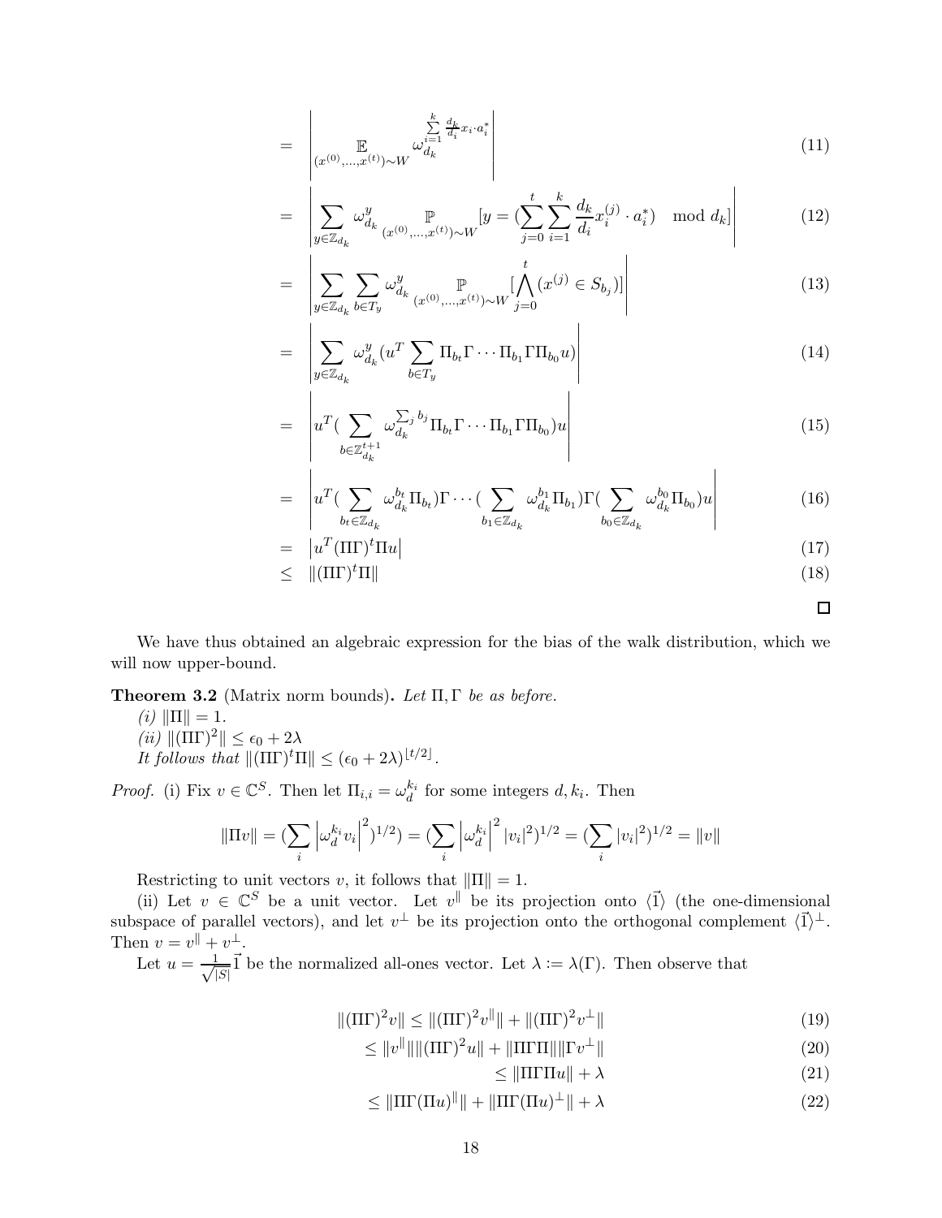$$= \left| \mathop{\mathbb{E}}_{(x^{(0)},\dots,x^{(t)})\sim W} \omega_{d_k}^{\sum_{i=1}^{k} \frac{d_k}{d_i} x_i \cdot a_i^*} \right| \tag{11}$$

$$= \left| \sum_{y\in\mathbb{Z}_{d_k}} \omega_{d_k}^{y} \mathop{\mathbb{P}}_{(x^{(0)},\dots,x^{(t)})\sim W} [y = (\sum_{j=0}^{t}\sum_{i=1}^{k} \frac{d_k}{d_i} x_i^{(j)} \cdot a_i^*) \mod d_k] \right| \tag{12}$$

$$= \left| \sum_{y\in\mathbb{Z}_{d_k}} \sum_{b\in T_y} \omega_{d_k}^{y} \mathop{\mathbb{P}}_{(x^{(0)},\dots,x^{(t)})\sim W} [\bigwedge_{j=0}^{t} (x^{(j)} \in S_{b_j})] \right| \tag{13}$$

$$= \left| \sum_{y\in\mathbb{Z}_{d_k}} \omega_{d_k}^{y} (u^T \sum_{b\in T_y} \Pi_{b_t}\Gamma\cdots\Pi_{b_1}\Gamma\Pi_{b_0} u) \right| \tag{14}$$

$$= \left| u^T ( \sum_{b\in\mathbb{Z}_{d_k}^{t+1}} \omega_{d_k}^{\sum_j b_j} \Pi_{b_t}\Gamma\cdots\Pi_{b_1}\Gamma\Pi_{b_0}) u \right| \tag{15}$$

$$= \left| u^T ( \sum_{b_t\in\mathbb{Z}_{d_k}} \omega_{d_k}^{b_t}\Pi_{b_t})\Gamma\cdots(\sum_{b_1\in\mathbb{Z}_{d_k}} \omega_{d_k}^{b_1}\Pi_{b_1})\Gamma(\sum_{b_0\in\mathbb{Z}_{d_k}} \omega_{d_k}^{b_0}\Pi_{b_0}) u \right| \tag{16}$$

$$= \left| u^T (\Pi\Gamma)^t \Pi u \right| \tag{17}$$

$$\leq \|(\Pi\Gamma)^t\Pi\| \tag{18}$$

□

We have thus obtained an algebraic expression for the bias of the walk distribution, which we will now upper-bound.

**Theorem 3.2** (Matrix norm bounds)**.** *Let $\Pi, \Gamma$ be as before.*
*(i) $\|\Pi\| = 1$.*
*(ii) $\|(\Pi\Gamma)^2\| \leq \epsilon_0 + 2\lambda$*
*It follows that $\|(\Pi\Gamma)^t\Pi\| \leq (\epsilon_0 + 2\lambda)^{\lfloor t/2 \rfloor}$.*

*Proof.* (i) Fix $v \in \mathbb{C}^S$. Then let $\Pi_{i,i} = \omega_d^{k_i}$ for some integers $d, k_i$. Then

$$\|\Pi v\| = (\sum_i \left|\omega_d^{k_i} v_i\right|^2)^{1/2}) = (\sum_i \left|\omega_d^{k_i}\right|^2 |v_i|^2)^{1/2} = (\sum_i |v_i|^2)^{1/2} = \|v\|$$

Restricting to unit vectors $v$, it follows that $\|\Pi\| = 1$.

(ii) Let $v \in \mathbb{C}^S$ be a unit vector. Let $v^{\|}$ be its projection onto $\langle\vec{1}\rangle$ (the one-dimensional subspace of parallel vectors), and let $v^{\perp}$ be its projection onto the orthogonal complement $\langle\vec{1}\rangle^{\perp}$. Then $v = v^{\|} + v^{\perp}$.

Let $u = \frac{1}{\sqrt{|S|}}\vec{1}$ be the normalized all-ones vector. Let $\lambda := \lambda(\Gamma)$. Then observe that

$$\|(\Pi\Gamma)^2 v\| \leq \|(\Pi\Gamma)^2 v^{\|}\| + \|(\Pi\Gamma)^2 v^{\perp}\| \tag{19}$$

$$\leq \|v^{\|}\|\|(\Pi\Gamma)^2 u\| + \|\Pi\Gamma\Pi\|\|\Gamma v^{\perp}\| \tag{20}$$

$$\leq \|\Pi\Gamma\Pi u\| + \lambda \tag{21}$$

$$\leq \|\Pi\Gamma(\Pi u)^{\|}\| + \|\Pi\Gamma(\Pi u)^{\perp}\| + \lambda \tag{22}$$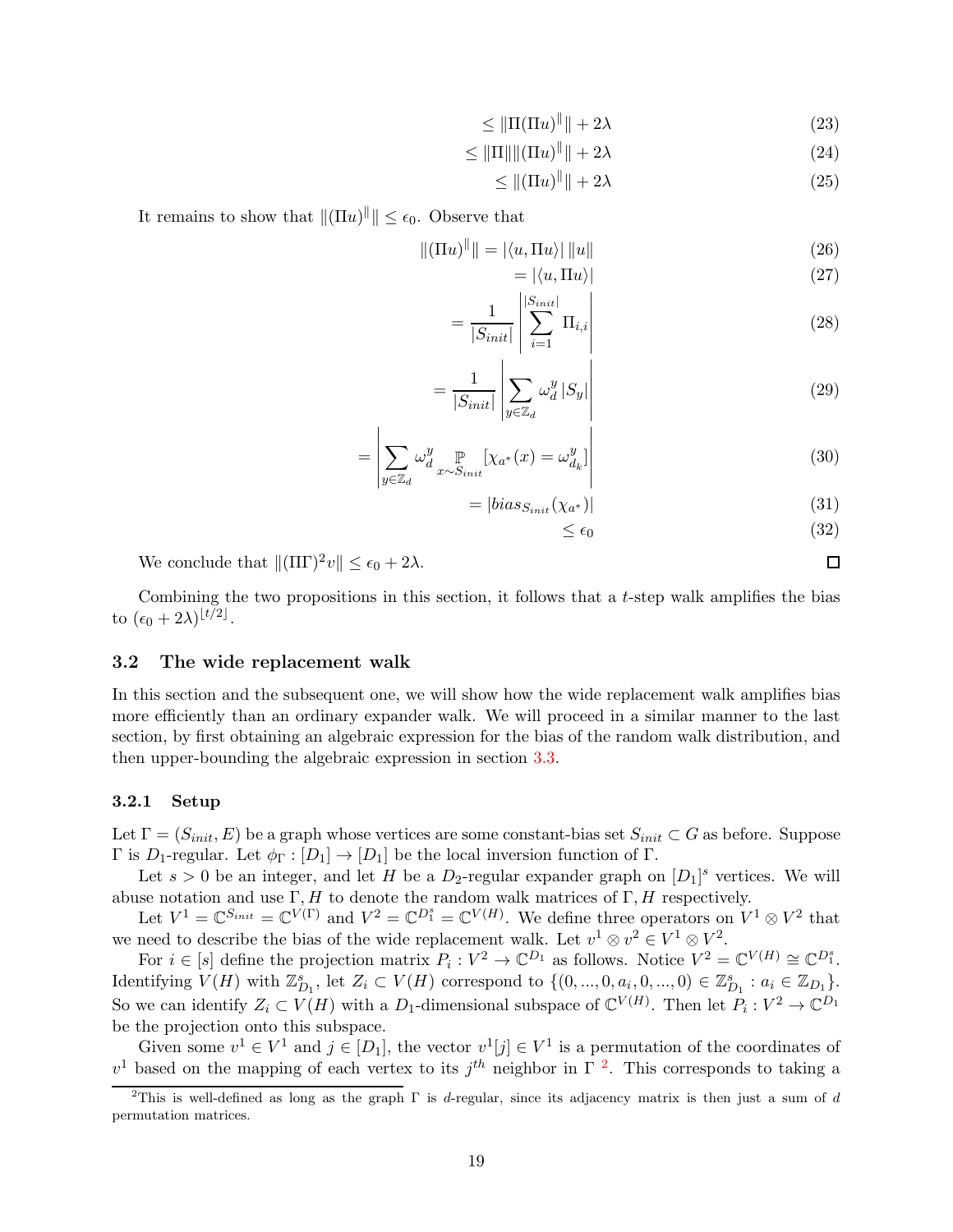$$\leq \|\Pi(\Pi u)^{\|}\| + 2\lambda \tag{23}$$

$$\leq \|\Pi\| \|(\Pi u)^{\|}\| + 2\lambda \tag{24}$$

$$\leq \|(\Pi u)^{\|}\| + 2\lambda \tag{25}$$

It remains to show that $\|(\Pi u)^{\|}\| \leq \epsilon_0$. Observe that

$$\|(\Pi u)^{\|}\| = |\langle u, \Pi u\rangle| \, \|u\| \tag{26}$$

$$= |\langle u, \Pi u\rangle| \tag{27}$$

$$= \frac{1}{|S_{init}|} \left| \sum_{i=1}^{|S_{init}|} \Pi_{i,i} \right| \tag{28}$$

$$= \frac{1}{|S_{init}|} \left| \sum_{y \in \mathbb{Z}_d} \omega_d^y \, |S_y| \right| \tag{29}$$

$$= \left| \sum_{y \in \mathbb{Z}_d} \omega_d^y \underset{x \sim S_{init}}{\mathbb{P}} [\chi_{a^*}(x) = \omega_{d_k}^y] \right| \tag{30}$$

$$= |bias_{S_{init}}(\chi_{a^*})| \tag{31}$$

$$\leq \epsilon_0 \tag{32}$$

We conclude that $\|(\Pi\Gamma)^2 v\| \leq \epsilon_0 + 2\lambda$. □

Combining the two propositions in this section, it follows that a $t$-step walk amplifies the bias to $(\epsilon_0 + 2\lambda)^{\lfloor t/2 \rfloor}$.

## 3.2 The wide replacement walk

In this section and the subsequent one, we will show how the wide replacement walk amplifies bias more efficiently than an ordinary expander walk. We will proceed in a similar manner to the last section, by first obtaining an algebraic expression for the bias of the random walk distribution, and then upper-bounding the algebraic expression in section 3.3.

### 3.2.1 Setup

Let $\Gamma = (S_{init}, E)$ be a graph whose vertices are some constant-bias set $S_{init} \subset G$ as before. Suppose $\Gamma$ is $D_1$-regular. Let $\phi_\Gamma : [D_1] \to [D_1]$ be the local inversion function of $\Gamma$.

Let $s > 0$ be an integer, and let $H$ be a $D_2$-regular expander graph on $[D_1]^s$ vertices. We will abuse notation and use $\Gamma, H$ to denote the random walk matrices of $\Gamma, H$ respectively.

Let $V^1 = \mathbb{C}^{S_{init}} = \mathbb{C}^{V(\Gamma)}$ and $V^2 = \mathbb{C}^{D_1^s} = \mathbb{C}^{V(H)}$. We define three operators on $V^1 \otimes V^2$ that we need to describe the bias of the wide replacement walk. Let $v^1 \otimes v^2 \in V^1 \otimes V^2$.

For $i \in [s]$ define the projection matrix $P_i : V^2 \to \mathbb{C}^{D_1}$ as follows. Notice $V^2 = \mathbb{C}^{V(H)} \cong \mathbb{C}^{D_1^s}$. Identifying $V(H)$ with $\mathbb{Z}_{D_1}^s$, let $Z_i \subset V(H)$ correspond to $\{(0, ..., 0, a_i, 0, ..., 0) \in \mathbb{Z}_{D_1}^s : a_i \in \mathbb{Z}_{D_1}\}$. So we can identify $Z_i \subset V(H)$ with a $D_1$-dimensional subspace of $\mathbb{C}^{V(H)}$. Then let $P_i : V^2 \to \mathbb{C}^{D_1}$ be the projection onto this subspace.

Given some $v^1 \in V^1$ and $j \in [D_1]$, the vector $v^1[j] \in V^1$ is a permutation of the coordinates of $v^1$ based on the mapping of each vertex to its $j^{th}$ neighbor in $\Gamma$ [2]. This corresponds to taking a

[2] This is well-defined as long as the graph $\Gamma$ is $d$-regular, since its adjacency matrix is then just a sum of $d$ permutation matrices.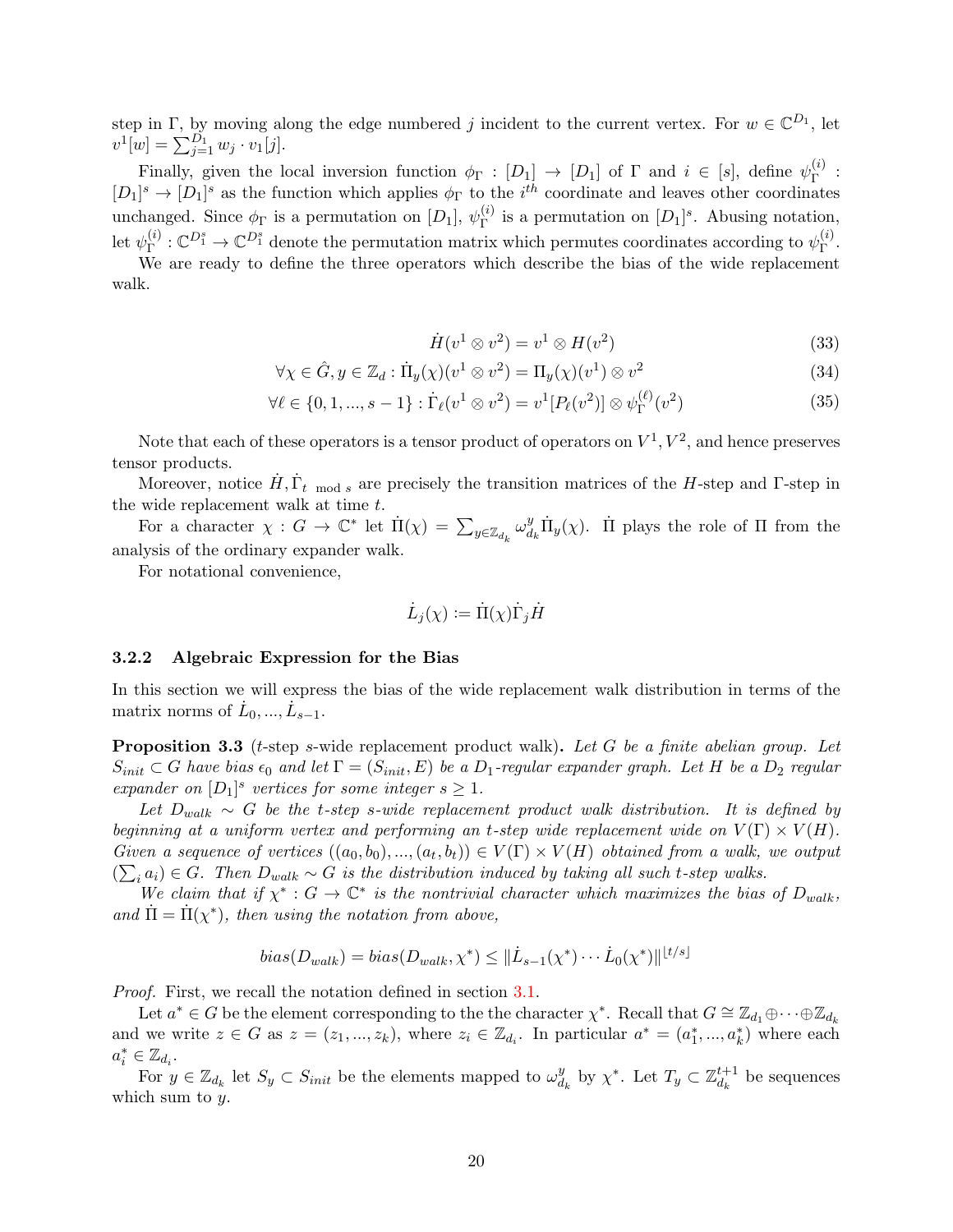step in $\Gamma$, by moving along the edge numbered $j$ incident to the current vertex. For $w \in \mathbb{C}^{D_1}$, let $v^1[w] = \sum_{j=1}^{D_1} w_j \cdot v_1[j]$.

Finally, given the local inversion function $\phi_\Gamma : [D_1] \to [D_1]$ of $\Gamma$ and $i \in [s]$, define $\psi_\Gamma^{(i)} : [D_1]^s \to [D_1]^s$ as the function which applies $\phi_\Gamma$ to the $i^{th}$ coordinate and leaves other coordinates unchanged. Since $\phi_\Gamma$ is a permutation on $[D_1]$, $\psi_\Gamma^{(i)}$ is a permutation on $[D_1]^s$. Abusing notation, let $\psi_\Gamma^{(i)} : \mathbb{C}^{D_1^s} \to \mathbb{C}^{D_1^s}$ denote the permutation matrix which permutes coordinates according to $\psi_\Gamma^{(i)}$.

We are ready to define the three operators which describe the bias of the wide replacement walk.

$$\dot{H}(v^1 \otimes v^2) = v^1 \otimes H(v^2) \tag{33}$$

$$\forall \chi \in \hat{G}, y \in \mathbb{Z}_d : \dot{\Pi}_y(\chi)(v^1 \otimes v^2) = \Pi_y(\chi)(v^1) \otimes v^2 \tag{34}$$

$$\forall \ell \in \{0, 1, ..., s-1\} : \dot{\Gamma}_\ell(v^1 \otimes v^2) = v^1[P_\ell(v^2)] \otimes \psi_\Gamma^{(\ell)}(v^2) \tag{35}$$

Note that each of these operators is a tensor product of operators on $V^1, V^2$, and hence preserves tensor products.

Moreover, notice $\dot{H}, \dot{\Gamma}_{t \mod s}$ are precisely the transition matrices of the $H$-step and $\Gamma$-step in the wide replacement walk at time $t$.

For a character $\chi : G \to \mathbb{C}^*$ let $\dot{\Pi}(\chi) = \sum_{y \in \mathbb{Z}_{d_k}} \omega_{d_k}^y \dot{\Pi}_y(\chi)$. $\dot{\Pi}$ plays the role of $\Pi$ from the analysis of the ordinary expander walk.

For notational convenience,

$$\dot{L}_j(\chi) := \dot{\Pi}(\chi)\dot{\Gamma}_j \dot{H}$$

### 3.2.2 Algebraic Expression for the Bias

In this section we will express the bias of the wide replacement walk distribution in terms of the matrix norms of $\dot{L}_0, ..., \dot{L}_{s-1}$.

**Proposition 3.3** ($t$-step $s$-wide replacement product walk)**.** *Let $G$ be a finite abelian group. Let $S_{init} \subset G$ have bias $\epsilon_0$ and let $\Gamma = (S_{init}, E)$ be a $D_1$-regular expander graph. Let $H$ be a $D_2$ regular expander on $[D_1]^s$ vertices for some integer $s \geq 1$.*

*Let $D_{walk} \sim G$ be the $t$-step $s$-wide replacement product walk distribution. It is defined by beginning at a uniform vertex and performing an $t$-step wide replacement wide on $V(\Gamma) \times V(H)$. Given a sequence of vertices $((a_0, b_0), ..., (a_t, b_t)) \in V(\Gamma) \times V(H)$ obtained from a walk, we output $(\sum_i a_i) \in G$. Then $D_{walk} \sim G$ is the distribution induced by taking all such $t$-step walks.*

*We claim that if $\chi^* : G \to \mathbb{C}^*$ is the nontrivial character which maximizes the bias of $D_{walk}$, and $\dot{\Pi} = \dot{\Pi}(\chi^*)$, then using the notation from above,*

$$bias(D_{walk}) = bias(D_{walk}, \chi^*) \leq \|\dot{L}_{s-1}(\chi^*) \cdots \dot{L}_0(\chi^*)\|^{\lfloor t/s \rfloor}$$

*Proof.* First, we recall the notation defined in section 3.1.

Let $a^* \in G$ be the element corresponding to the the character $\chi^*$. Recall that $G \cong \mathbb{Z}_{d_1} \oplus \cdots \oplus \mathbb{Z}_{d_k}$ and we write $z \in G$ as $z = (z_1, ..., z_k)$, where $z_i \in \mathbb{Z}_{d_i}$. In particular $a^* = (a_1^*, ..., a_k^*)$ where each $a_i^* \in \mathbb{Z}_{d_i}$.

For $y \in \mathbb{Z}_{d_k}$ let $S_y \subset S_{init}$ be the elements mapped to $\omega_{d_k}^y$ by $\chi^*$. Let $T_y \subset \mathbb{Z}_{d_k}^{t+1}$ be sequences which sum to $y$.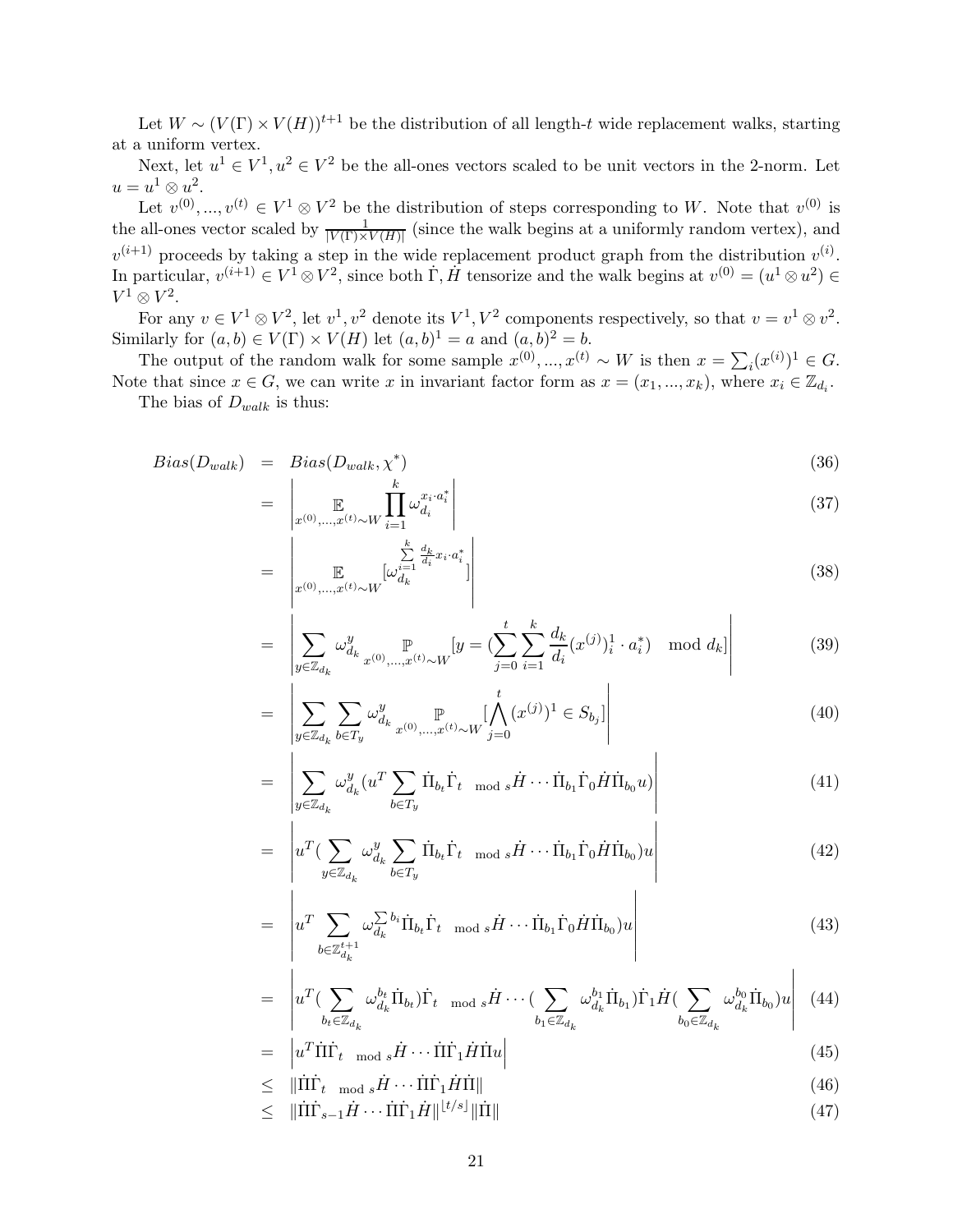Let $W \sim (V(\Gamma) \times V(H))^{t+1}$ be the distribution of all length-$t$ wide replacement walks, starting at a uniform vertex.

Next, let $u^1 \in V^1, u^2 \in V^2$ be the all-ones vectors scaled to be unit vectors in the 2-norm. Let $u = u^1 \otimes u^2$.

Let $v^{(0)}, ..., v^{(t)} \in V^1 \otimes V^2$ be the distribution of steps corresponding to $W$. Note that $v^{(0)}$ is the all-ones vector scaled by $\frac{1}{|V(\Gamma) \times V(H)|}$ (since the walk begins at a uniformly random vertex), and $v^{(i+1)}$ proceeds by taking a step in the wide replacement product graph from the distribution $v^{(i)}$. In particular, $v^{(i+1)} \in V^1 \otimes V^2$, since both $\dot{\Gamma}, \dot{H}$ tensorize and the walk begins at $v^{(0)} = (u^1 \otimes u^2) \in V^1 \otimes V^2$.

For any $v \in V^1 \otimes V^2$, let $v^1, v^2$ denote its $V^1, V^2$ components respectively, so that $v = v^1 \otimes v^2$. Similarly for $(a, b) \in V(\Gamma) \times V(H)$ let $(a, b)^1 = a$ and $(a, b)^2 = b$.

The output of the random walk for some sample $x^{(0)}, ..., x^{(t)} \sim W$ is then $x = \sum_i (x^{(i)})^1 \in G$. Note that since $x \in G$, we can write $x$ in invariant factor form as $x = (x_1, ..., x_k)$, where $x_i \in \mathbb{Z}_{d_i}$.

The bias of $D_{walk}$ is thus:

$$
\begin{aligned}
Bias(D_{walk}) &= Bias(D_{walk}, \chi^*) && (36)\\
&= \left| \mathop{\mathbb{E}}_{x^{(0)},...,x^{(t)} \sim W} \prod_{i=1}^{k} \omega_{d_i}^{x_i \cdot a_i^*} \right| && (37)\\
&= \left| \mathop{\mathbb{E}}_{x^{(0)},...,x^{(t)} \sim W} [\omega_{d_k}^{\sum_{i=1}^{k} \frac{d_k}{d_i} x_i \cdot a_i^*}] \right| && (38)\\
&= \left| \sum_{y \in \mathbb{Z}_{d_k}} \omega_{d_k}^{y} \mathop{\mathbb{P}}_{x^{(0)},...,x^{(t)} \sim W} [y = (\sum_{j=0}^{t} \sum_{i=1}^{k} \frac{d_k}{d_i} (x^{(j)})_i^1 \cdot a_i^*) \mod d_k] \right| && (39)\\
&= \left| \sum_{y \in \mathbb{Z}_{d_k}} \sum_{b \in T_y} \omega_{d_k}^{y} \mathop{\mathbb{P}}_{x^{(0)},...,x^{(t)} \sim W} [\bigwedge_{j=0}^{t} (x^{(j)})^1 \in S_{b_j}] \right| && (40)\\
&= \left| \sum_{y \in \mathbb{Z}_{d_k}} \omega_{d_k}^{y} (u^T \sum_{b \in T_y} \dot{\Pi}_{b_t} \dot{\Gamma}_{t \mod s} \dot{H} \cdots \dot{\Pi}_{b_1} \dot{\Gamma}_0 \dot{H} \dot{\Pi}_{b_0} u) \right| && (41)\\
&= \left| u^T (\sum_{y \in \mathbb{Z}_{d_k}} \omega_{d_k}^{y} \sum_{b \in T_y} \dot{\Pi}_{b_t} \dot{\Gamma}_{t \mod s} \dot{H} \cdots \dot{\Pi}_{b_1} \dot{\Gamma}_0 \dot{H} \dot{\Pi}_{b_0}) u \right| && (42)\\
&= \left| u^T \sum_{b \in \mathbb{Z}_{d_k}^{t+1}} \omega_{d_k}^{\sum b_i} \dot{\Pi}_{b_t} \dot{\Gamma}_{t \mod s} \dot{H} \cdots \dot{\Pi}_{b_1} \dot{\Gamma}_0 \dot{H} \dot{\Pi}_{b_0}) u \right| && (43)\\
&= \left| u^T (\sum_{b_t \in \mathbb{Z}_{d_k}} \omega_{d_k}^{b_t} \dot{\Pi}_{b_t}) \dot{\Gamma}_{t \mod s} \dot{H} \cdots (\sum_{b_1 \in \mathbb{Z}_{d_k}} \omega_{d_k}^{b_1} \dot{\Pi}_{b_1}) \dot{\Gamma}_1 \dot{H} (\sum_{b_0 \in \mathbb{Z}_{d_k}} \omega_{d_k}^{b_0} \dot{\Pi}_{b_0}) u \right| && (44)\\
&= \left| u^T \dot{\Pi} \dot{\Gamma}_{t \mod s} \dot{H} \cdots \dot{\Pi} \dot{\Gamma}_1 \dot{H} \dot{\Pi} u \right| && (45)\\
&\leq \| \dot{\Pi} \dot{\Gamma}_{t \mod s} \dot{H} \cdots \dot{\Pi} \dot{\Gamma}_1 \dot{H} \dot{\Pi} \| && (46)\\
&\leq \| \dot{\Pi} \dot{\Gamma}_{s-1} \dot{H} \cdots \dot{\Pi} \dot{\Gamma}_1 \dot{H} \|^{\lfloor t/s \rfloor} \| \dot{\Pi} \| && (47)
\end{aligned}
$$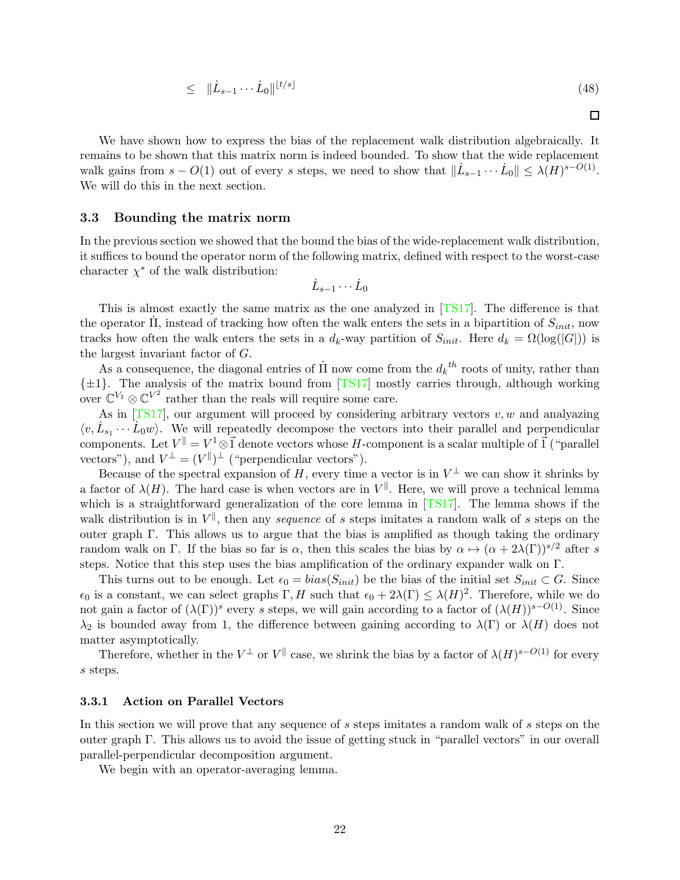$$\leq \quad \|\dot{L}_{s-1} \cdots \dot{L}_0\|^{\lfloor t/s \rfloor} \tag{48}$$

□

We have shown how to express the bias of the replacement walk distribution algebraically. It remains to be shown that this matrix norm is indeed bounded. To show that the wide replacement walk gains from $s - O(1)$ out of every $s$ steps, we need to show that $\|\dot{L}_{s-1} \cdots \dot{L}_0\| \leq \lambda(H)^{s-O(1)}$. We will do this in the next section.

### 3.3 Bounding the matrix norm

In the previous section we showed that the bound the bias of the wide-replacement walk distribution, it suffices to bound the operator norm of the following matrix, defined with respect to the worst-case character $\chi^*$ of the walk distribution:

$$\dot{L}_{s-1} \cdots \dot{L}_0$$

This is almost exactly the same matrix as the one analyzed in [TS17]. The difference is that the operator $\dot{\Pi}$, instead of tracking how often the walk enters the sets in a bipartition of $S_{init}$, now tracks how often the walk enters the sets in a $d_k$-way partition of $S_{init}$. Here $d_k = \Omega(\log(|G|))$ is the largest invariant factor of $G$.

As a consequence, the diagonal entries of $\dot{\Pi}$ now come from the ${d_k}^{th}$ roots of unity, rather than $\{\pm 1\}$. The analysis of the matrix bound from [TS17] mostly carries through, although working over $\mathbb{C}^{V_1} \otimes \mathbb{C}^{V^2}$ rather than the reals will require some care.

As in [TS17], our argument will proceed by considering arbitrary vectors $v, w$ and analayzing $\langle v, \dot{L}_{s_1} \cdots \dot{L}_0 w \rangle$. We will repeatedly decompose the vectors into their parallel and perpendicular components. Let $V^{\parallel} = V^1 \otimes \vec{1}$ denote vectors whose $H$-component is a scalar multiple of $\vec{1}$ ("parallel vectors"), and $V^{\perp} = (V^{\parallel})^{\perp}$ ("perpendicular vectors").

Because of the spectral expansion of $H$, every time a vector is in $V^{\perp}$ we can show it shrinks by a factor of $\lambda(H)$. The hard case is when vectors are in $V^{\parallel}$. Here, we will prove a technical lemma which is a straightforward generalization of the core lemma in [TS17]. The lemma shows if the walk distribution is in $V^{\parallel}$, then any *sequence* of $s$ steps imitates a random walk of $s$ steps on the outer graph $\Gamma$. This allows us to argue that the bias is amplified as though taking the ordinary random walk on $\Gamma$. If the bias so far is $\alpha$, then this scales the bias by $\alpha \mapsto (\alpha + 2\lambda(\Gamma))^{s/2}$ after $s$ steps. Notice that this step uses the bias amplification of the ordinary expander walk on $\Gamma$.

This turns out to be enough. Let $\epsilon_0 = bias(S_{init})$ be the bias of the initial set $S_{init} \subset G$. Since $\epsilon_0$ is a constant, we can select graphs $\Gamma, H$ such that $\epsilon_0 + 2\lambda(\Gamma) \leq \lambda(H)^2$. Therefore, while we do not gain a factor of $(\lambda(\Gamma))^s$ every $s$ steps, we will gain according to a factor of $(\lambda(H))^{s-O(1)}$. Since $\lambda_2$ is bounded away from 1, the difference between gaining according to $\lambda(\Gamma)$ or $\lambda(H)$ does not matter asymptotically.

Therefore, whether in the $V^{\perp}$ or $V^{\parallel}$ case, we shrink the bias by a factor of $\lambda(H)^{s-O(1)}$ for every $s$ steps.

#### 3.3.1 Action on Parallel Vectors

In this section we will prove that any sequence of $s$ steps imitates a random walk of $s$ steps on the outer graph $\Gamma$. This allows us to avoid the issue of getting stuck in "parallel vectors" in our overall parallel-perpendicular decomposition argument.

We begin with an operator-averaging lemma.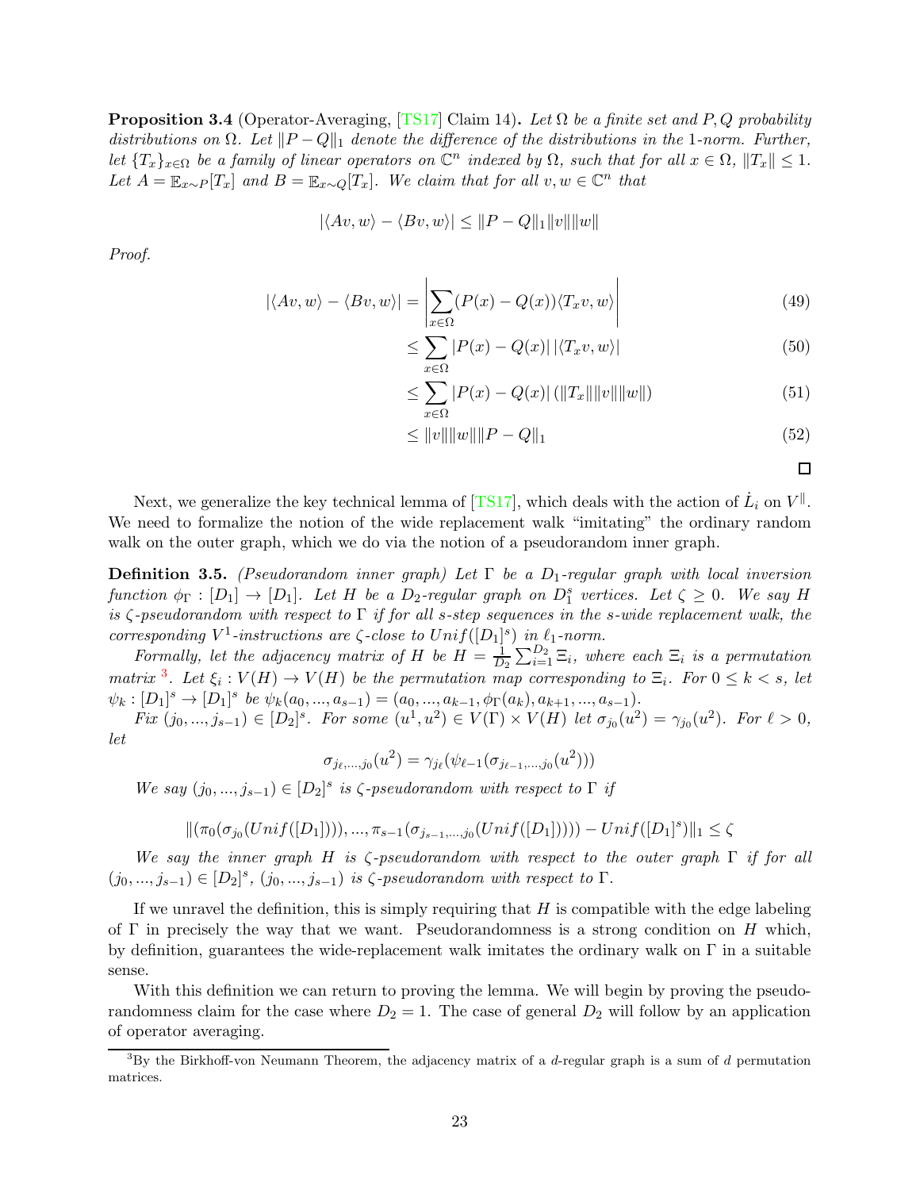**Proposition 3.4** (Operator-Averaging, [TS17] Claim 14)**.** *Let $\Omega$ be a finite set and $P, Q$ probability distributions on $\Omega$. Let $\|P - Q\|_1$ denote the difference of the distributions in the 1-norm. Further, let $\{T_x\}_{x \in \Omega}$ be a family of linear operators on $\mathbb{C}^n$ indexed by $\Omega$, such that for all $x \in \Omega$, $\|T_x\| \leq 1$. Let $A = \mathbb{E}_{x \sim P}[T_x]$ and $B = \mathbb{E}_{x \sim Q}[T_x]$. We claim that for all $v, w \in \mathbb{C}^n$ that*

$$|\langle Av, w\rangle - \langle Bv, w\rangle| \leq \|P - Q\|_1 \|v\| \|w\|$$

*Proof.*

$$
\begin{aligned}
|\langle Av, w\rangle - \langle Bv, w\rangle| &= \left| \sum_{x \in \Omega} (P(x) - Q(x)) \langle T_x v, w\rangle \right| && (49)\\
&\leq \sum_{x \in \Omega} |P(x) - Q(x)| \, |\langle T_x v, w\rangle| && (50)\\
&\leq \sum_{x \in \Omega} |P(x) - Q(x)| \, (\|T_x\| \|v\| \|w\|) && (51)\\
&\leq \|v\| \|w\| \|P - Q\|_1 && (52)
\end{aligned}
$$

□

Next, we generalize the key technical lemma of [TS17], which deals with the action of $\dot{L}_i$ on $V^{\parallel}$. We need to formalize the notion of the wide replacement walk "imitating" the ordinary random walk on the outer graph, which we do via the notion of a pseudorandom inner graph.

**Definition 3.5.** *(Pseudorandom inner graph) Let $\Gamma$ be a $D_1$-regular graph with local inversion function $\phi_\Gamma : [D_1] \to [D_1]$. Let $H$ be a $D_2$-regular graph on $D_1^s$ vertices. Let $\zeta \geq 0$. We say $H$ is $\zeta$-pseudorandom with respect to $\Gamma$ if for all $s$-step sequences in the $s$-wide replacement walk, the corresponding $V^1$-instructions are $\zeta$-close to $Unif([D_1]^s)$ in $\ell_1$-norm.*

*Formally, let the adjacency matrix of $H$ be $H = \frac{1}{D_2} \sum_{i=1}^{D_2} \Xi_i$, where each $\Xi_i$ is a permutation matrix* [3]*. Let $\xi_i : V(H) \to V(H)$ be the permutation map corresponding to $\Xi_i$. For $0 \leq k < s$, let $\psi_k : [D_1]^s \to [D_1]^s$ be $\psi_k(a_0, ..., a_{s-1}) = (a_0, ..., a_{k-1}, \phi_\Gamma(a_k), a_{k+1}, ..., a_{s-1})$.*

*Fix $(j_0, ..., j_{s-1}) \in [D_2]^s$. For some $(u^1, u^2) \in V(\Gamma) \times V(H)$ let $\sigma_{j_0}(u^2) = \gamma_{j_0}(u^2)$. For $\ell > 0$, let*

$$\sigma_{j_\ell, ..., j_0}(u^2) = \gamma_{j_\ell}(\psi_{\ell-1}(\sigma_{j_{\ell-1}, ..., j_0}(u^2)))$$

*We say $(j_0, ..., j_{s-1}) \in [D_2]^s$ is $\zeta$-pseudorandom with respect to $\Gamma$ if*

$$\|(\pi_0(\sigma_{j_0}(Unif([D_1]))), ..., \pi_{s-1}(\sigma_{j_{s-1}, ..., j_0}(Unif([D_1])))) - Unif([D_1]^s)\|_1 \leq \zeta$$

*We say the inner graph $H$ is $\zeta$-pseudorandom with respect to the outer graph $\Gamma$ if for all $(j_0, ..., j_{s-1}) \in [D_2]^s$, $(j_0, ..., j_{s-1})$ is $\zeta$-pseudorandom with respect to $\Gamma$.*

If we unravel the definition, this is simply requiring that $H$ is compatible with the edge labeling of $\Gamma$ in precisely the way that we want. Pseudorandomness is a strong condition on $H$ which, by definition, guarantees the wide-replacement walk imitates the ordinary walk on $\Gamma$ in a suitable sense.

With this definition we can return to proving the lemma. We will begin by proving the pseudorandomness claim for the case where $D_2 = 1$. The case of general $D_2$ will follow by an application of operator averaging.

[3] By the Birkhoff-von Neumann Theorem, the adjacency matrix of a $d$-regular graph is a sum of $d$ permutation matrices.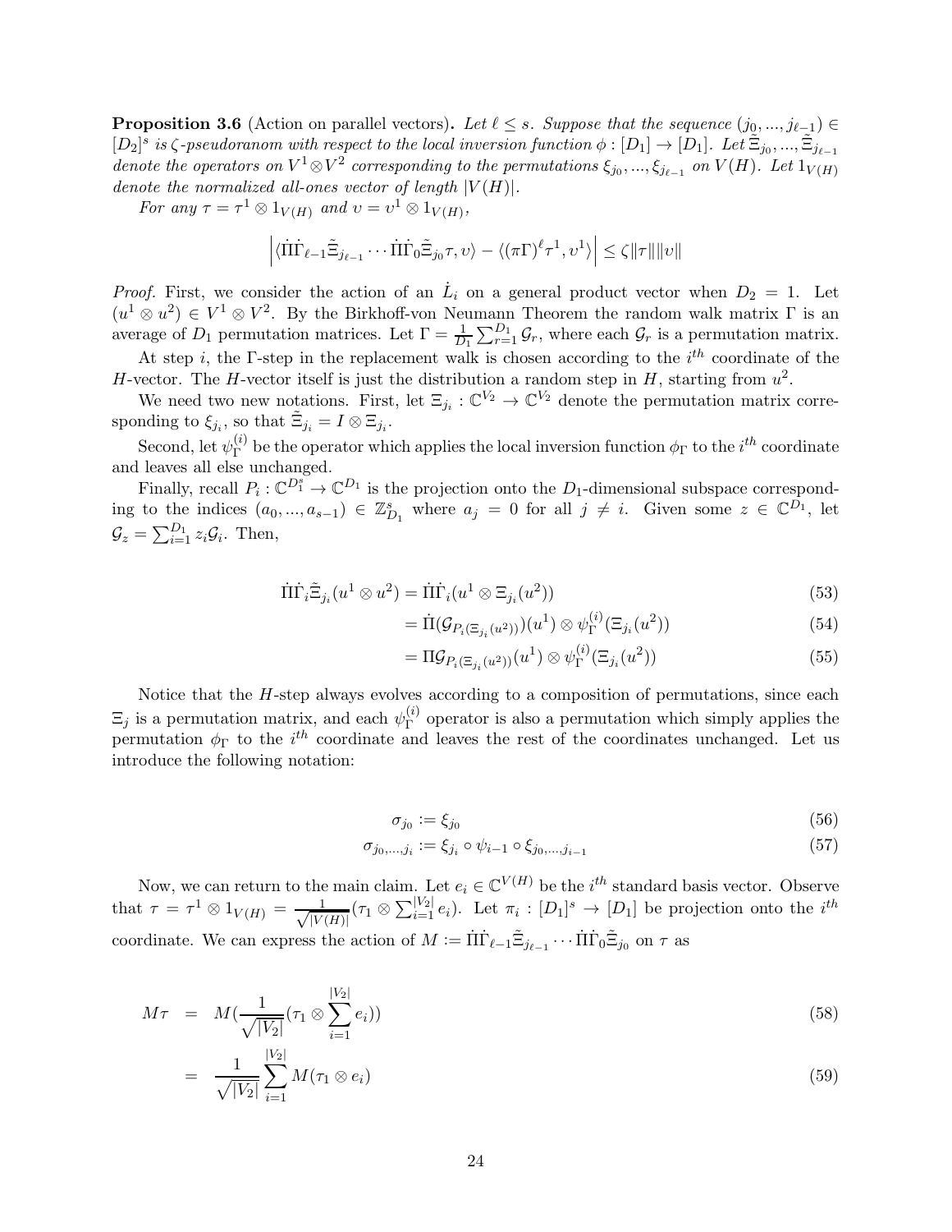**Proposition 3.6** (Action on parallel vectors)**.** *Let $\ell \leq s$. Suppose that the sequence $(j_0, ..., j_{\ell-1}) \in [D_2]^s$ is $\zeta$-pseudoranom with respect to the local inversion function $\phi : [D_1] \to [D_1]$. Let $\tilde{\Xi}_{j_0}, ..., \tilde{\Xi}_{j_{\ell-1}}$ denote the operators on $V^1 \otimes V^2$ corresponding to the permutations $\xi_{j_0}, ..., \xi_{j_{\ell-1}}$ on $V(H)$. Let $1_{V(H)}$ denote the normalized all-ones vector of length $|V(H)|$.*

*For any $\tau = \tau^1 \otimes 1_{V(H)}$ and $\upsilon = \upsilon^1 \otimes 1_{V(H)}$,*

$$\left| \langle \dot{\Pi}\dot{\Gamma}_{\ell-1}\tilde{\Xi}_{j_{\ell-1}} \cdots \dot{\Pi}\dot{\Gamma}_0\tilde{\Xi}_{j_0}\tau, \upsilon \rangle - \langle (\pi\Gamma)^\ell \tau^1, \upsilon^1 \rangle \right| \leq \zeta \|\tau\| \|\upsilon\|$$

*Proof.* First, we consider the action of an $\dot{L}_i$ on a general product vector when $D_2 = 1$. Let $(u^1 \otimes u^2) \in V^1 \otimes V^2$. By the Birkhoff-von Neumann Theorem the random walk matrix $\Gamma$ is an average of $D_1$ permutation matrices. Let $\Gamma = \frac{1}{D_1}\sum_{r=1}^{D_1} \mathcal{G}_r$, where each $\mathcal{G}_r$ is a permutation matrix.

At step $i$, the $\Gamma$-step in the replacement walk is chosen according to the $i^{th}$ coordinate of the $H$-vector. The $H$-vector itself is just the distribution a random step in $H$, starting from $u^2$.

We need two new notations. First, let $\Xi_{j_i} : \mathbb{C}^{V_2} \to \mathbb{C}^{V_2}$ denote the permutation matrix corresponding to $\xi_{j_i}$, so that $\tilde{\Xi}_{j_i} = I \otimes \Xi_{j_i}$.

Second, let $\psi_\Gamma^{(i)}$ be the operator which applies the local inversion function $\phi_\Gamma$ to the $i^{th}$ coordinate and leaves all else unchanged.

Finally, recall $P_i : \mathbb{C}^{D_1^s} \to \mathbb{C}^{D_1}$ is the projection onto the $D_1$-dimensional subspace corresponding to the indices $(a_0, ..., a_{s-1}) \in \mathbb{Z}_{D_1}^s$ where $a_j = 0$ for all $j \neq i$. Given some $z \in \mathbb{C}^{D_1}$, let $\mathcal{G}_z = \sum_{i=1}^{D_1} z_i \mathcal{G}_i$. Then,

$$\dot{\Pi}\dot{\Gamma}_i\tilde{\Xi}_{j_i}(u^1 \otimes u^2) = \dot{\Pi}\dot{\Gamma}_i(u^1 \otimes \Xi_{j_i}(u^2)) \tag{53}$$

$$= \dot{\Pi}(\mathcal{G}_{P_i(\Xi_{j_i}(u^2))})(u^1) \otimes \psi_\Gamma^{(i)}(\Xi_{j_i}(u^2)) \tag{54}$$

$$= \Pi\mathcal{G}_{P_i(\Xi_{j_i}(u^2))}(u^1) \otimes \psi_\Gamma^{(i)}(\Xi_{j_i}(u^2)) \tag{55}$$

Notice that the $H$-step always evolves according to a composition of permutations, since each $\Xi_j$ is a permutation matrix, and each $\psi_\Gamma^{(i)}$ operator is also a permutation which simply applies the permutation $\phi_\Gamma$ to the $i^{th}$ coordinate and leaves the rest of the coordinates unchanged. Let us introduce the following notation:

$$\sigma_{j_0} := \xi_{j_0} \tag{56}$$

$$\sigma_{j_0,...,j_i} := \xi_{j_i} \circ \psi_{i-1} \circ \xi_{j_0,...,j_{i-1}} \tag{57}$$

Now, we can return to the main claim. Let $e_i \in \mathbb{C}^{V(H)}$ be the $i^{th}$ standard basis vector. Observe that $\tau = \tau^1 \otimes 1_{V(H)} = \frac{1}{\sqrt{|V(H)|}}(\tau_1 \otimes \sum_{i=1}^{|V_2|} e_i)$. Let $\pi_i : [D_1]^s \to [D_1]$ be projection onto the $i^{th}$ coordinate. We can express the action of $M := \dot{\Pi}\dot{\Gamma}_{\ell-1}\tilde{\Xi}_{j_{\ell-1}} \cdots \dot{\Pi}\dot{\Gamma}_0\tilde{\Xi}_{j_0}$ on $\tau$ as

$$M\tau = M\left(\frac{1}{\sqrt{|V_2|}}(\tau_1 \otimes \sum_{i=1}^{|V_2|} e_i)\right) \tag{58}$$

$$= \frac{1}{\sqrt{|V_2|}} \sum_{i=1}^{|V_2|} M(\tau_1 \otimes e_i) \tag{59}$$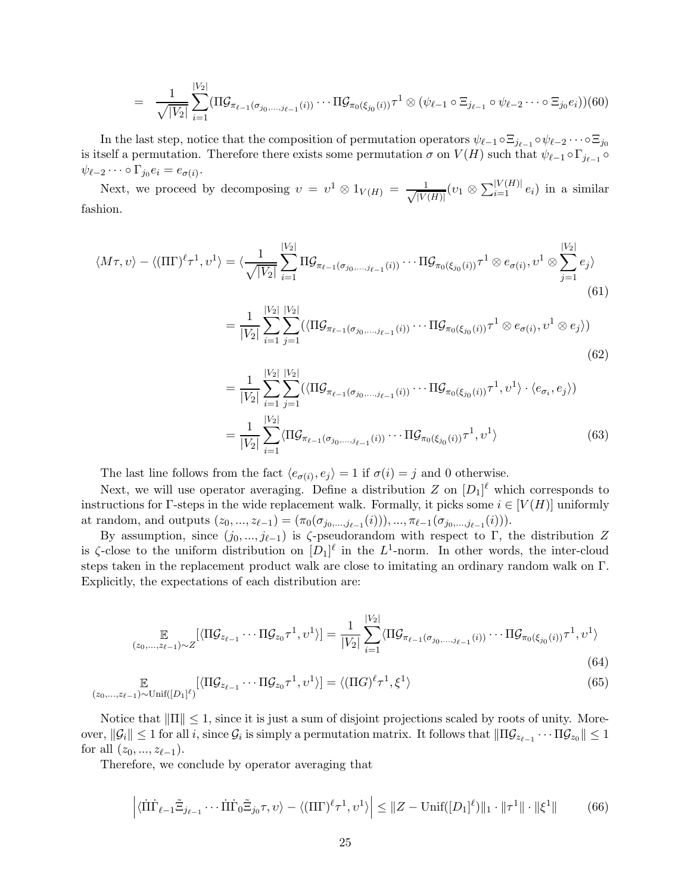$$= \frac{1}{\sqrt{|V_2|}} \sum_{i=1}^{|V_2|} (\Pi \mathcal{G}_{\pi_{\ell-1}(\sigma_{j_0,\ldots,j_{\ell-1}}(i))} \cdots \Pi \mathcal{G}_{\pi_0(\xi_{j_0}(i))} \tau^1 \otimes (\psi_{\ell-1} \circ \Xi_{j_{\ell-1}} \circ \psi_{\ell-2} \cdots \circ \Xi_{j_0} e_i)) \tag{60}$$

In the last step, notice that the composition of permutation operators $\psi_{\ell-1} \circ \Xi_{j_{\ell-1}} \circ \psi_{\ell-2} \cdots \circ \Xi_{j_0}$ is itself a permutation. Therefore there exists some permutation $\sigma$ on $V(H)$ such that $\psi_{\ell-1} \circ \Gamma_{j_{\ell-1}} \circ \psi_{\ell-2} \cdots \circ \Gamma_{j_0} e_i = e_{\sigma(i)}$.

Next, we proceed by decomposing $\upsilon = \upsilon^1 \otimes 1_{V(H)} = \frac{1}{\sqrt{|V(H)|}}(\upsilon_1 \otimes \sum_{i=1}^{|V(H)|} e_i)$ in a similar fashion.

$$\langle M\tau, \upsilon \rangle - \langle (\Pi\Gamma)^\ell \tau^1, \upsilon^1 \rangle = \langle \frac{1}{\sqrt{|V_2|}} \sum_{i=1}^{|V_2|} \Pi \mathcal{G}_{\pi_{\ell-1}(\sigma_{j_0,\ldots,j_{\ell-1}}(i))} \cdots \Pi \mathcal{G}_{\pi_0(\xi_{j_0}(i))} \tau^1 \otimes e_{\sigma(i)}, \upsilon^1 \otimes \sum_{j=1}^{|V_2|} e_j \rangle \tag{61}$$

$$= \frac{1}{|V_2|} \sum_{i=1}^{|V_2|} \sum_{j=1}^{|V_2|} (\langle \Pi \mathcal{G}_{\pi_{\ell-1}(\sigma_{j_0,\ldots,j_{\ell-1}}(i))} \cdots \Pi \mathcal{G}_{\pi_0(\xi_{j_0}(i))} \tau^1 \otimes e_{\sigma(i)}, \upsilon^1 \otimes e_j \rangle) \tag{62}$$

$$= \frac{1}{|V_2|} \sum_{i=1}^{|V_2|} \sum_{j=1}^{|V_2|} (\langle \Pi \mathcal{G}_{\pi_{\ell-1}(\sigma_{j_0,\ldots,j_{\ell-1}}(i))} \cdots \Pi \mathcal{G}_{\pi_0(\xi_{j_0}(i))} \tau^1, \upsilon^1 \rangle \cdot \langle e_{\sigma_i}, e_j \rangle)$$

$$= \frac{1}{|V_2|} \sum_{i=1}^{|V_2|} \langle \Pi \mathcal{G}_{\pi_{\ell-1}(\sigma_{j_0,\ldots,j_{\ell-1}}(i))} \cdots \Pi \mathcal{G}_{\pi_0(\xi_{j_0}(i))} \tau^1, \upsilon^1 \rangle \tag{63}$$

The last line follows from the fact $\langle e_{\sigma(i)}, e_j \rangle = 1$ if $\sigma(i) = j$ and 0 otherwise.

Next, we will use operator averaging. Define a distribution $Z$ on $[D_1]^\ell$ which corresponds to instructions for $\Gamma$-steps in the wide replacement walk. Formally, it picks some $i \in [V(H)]$ uniformly at random, and outputs $(z_0, ..., z_{\ell-1}) = (\pi_0(\sigma_{j_0,\ldots,j_{\ell-1}}(i))), ..., \pi_{\ell-1}(\sigma_{j_0,\ldots,j_{\ell-1}}(i)))$.

By assumption, since $(j_0, ..., j_{\ell-1})$ is $\zeta$-pseudorandom with respect to $\Gamma$, the distribution $Z$ is $\zeta$-close to the uniform distribution on $[D_1]^\ell$ in the $L^1$-norm. In other words, the inter-cloud steps taken in the replacement product walk are close to imitating an ordinary random walk on $\Gamma$. Explicitly, the expectations of each distribution are:

$$\mathop{\mathbb{E}}_{(z_0,\ldots,z_{\ell-1})\sim Z} [\langle \Pi \mathcal{G}_{z_{\ell-1}} \cdots \Pi \mathcal{G}_{z_0} \tau^1, \upsilon^1 \rangle] = \frac{1}{|V_2|} \sum_{i=1}^{|V_2|} \langle \Pi \mathcal{G}_{\pi_{\ell-1}(\sigma_{j_0,\ldots,j_{\ell-1}}(i))} \cdots \Pi \mathcal{G}_{\pi_0(\xi_{j_0}(i))} \tau^1, \upsilon^1 \rangle \tag{64}$$

$$\mathop{\mathbb{E}}_{(z_0,\ldots,z_{\ell-1})\sim \mathrm{Unif}([D_1]^\ell)} [\langle \Pi \mathcal{G}_{z_{\ell-1}} \cdots \Pi \mathcal{G}_{z_0} \tau^1, \upsilon^1 \rangle] = \langle (\Pi G)^\ell \tau^1, \xi^1 \rangle \tag{65}$$

Notice that $\|\Pi\| \leq 1$, since it is just a sum of disjoint projections scaled by roots of unity. Moreover, $\|\mathcal{G}_i\| \leq 1$ for all $i$, since $\mathcal{G}_i$ is simply a permutation matrix. It follows that $\|\Pi \mathcal{G}_{z_{\ell-1}} \cdots \Pi \mathcal{G}_{z_0}\| \leq 1$ for all $(z_0, ..., z_{\ell-1})$.

Therefore, we conclude by operator averaging that

$$\left| \langle \dot{\Pi} \dot{\Gamma}_{\ell-1} \tilde{\Xi}_{j_{\ell-1}} \cdots \dot{\Pi} \dot{\Gamma}_0 \tilde{\Xi}_{j_0} \tau, \upsilon \rangle - \langle (\Pi\Gamma)^\ell \tau^1, \upsilon^1 \rangle \right| \leq \|Z - \mathrm{Unif}([D_1]^\ell)\|_1 \cdot \|\tau^1\| \cdot \|\xi^1\| \tag{66}$$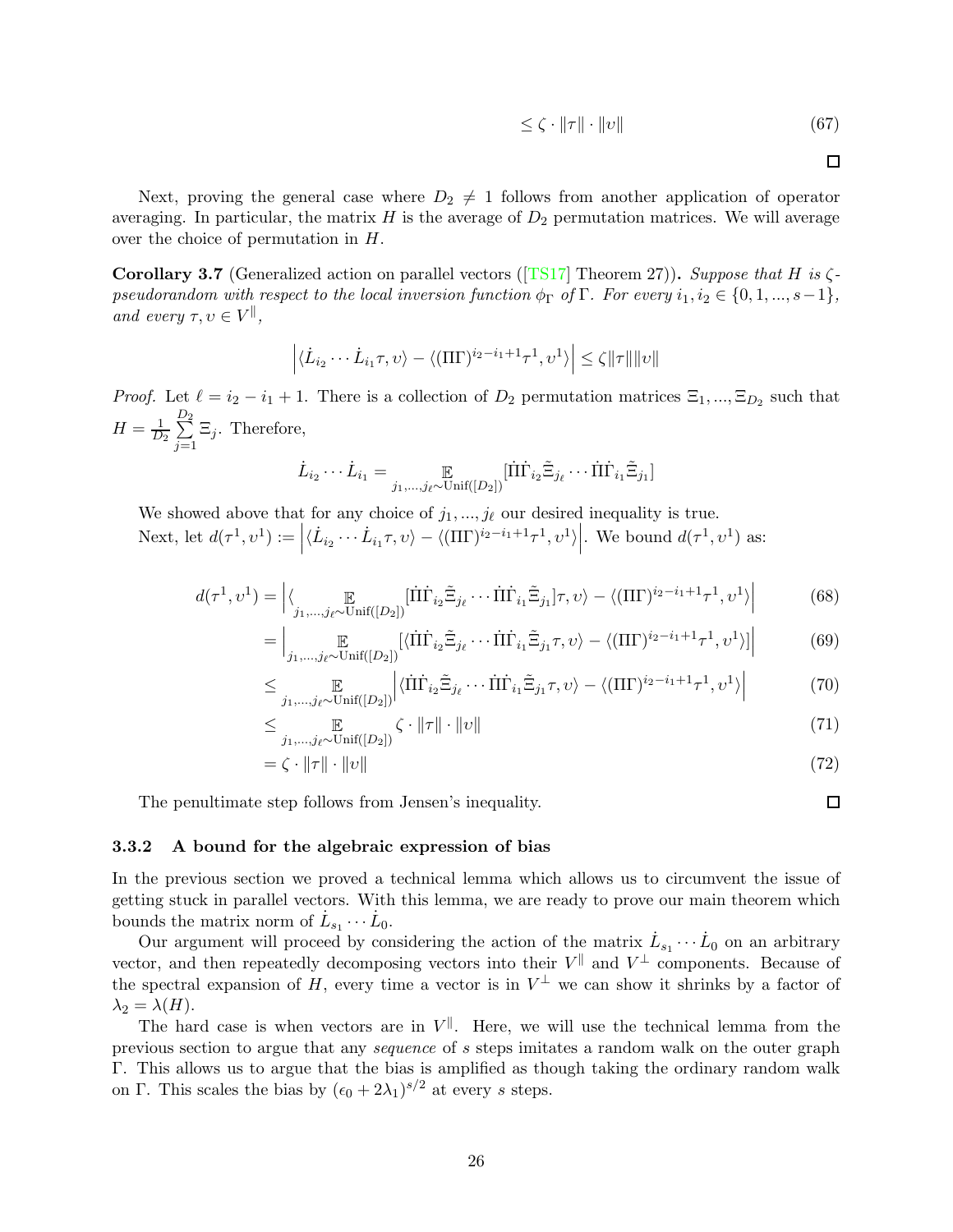$$\leq \zeta \cdot \|\tau\| \cdot \|\upsilon\| \tag{67}$$

□

Next, proving the general case where $D_2 \neq 1$ follows from another application of operator averaging. In particular, the matrix $H$ is the average of $D_2$ permutation matrices. We will average over the choice of permutation in $H$.

**Corollary 3.7** (Generalized action on parallel vectors ([TS17] Theorem 27))**.** *Suppose that $H$ is $\zeta$-pseudorandom with respect to the local inversion function $\phi_\Gamma$ of $\Gamma$. For every $i_1, i_2 \in \{0, 1, ..., s-1\}$, and every $\tau, \upsilon \in V^{\parallel}$,*

$$\left| \langle \dot{L}_{i_2} \cdots \dot{L}_{i_1} \tau, \upsilon \rangle - \langle (\Pi\Gamma)^{i_2 - i_1 + 1} \tau^1, \upsilon^1 \rangle \right| \leq \zeta \|\tau\| \|\upsilon\|$$

*Proof.* Let $\ell = i_2 - i_1 + 1$. There is a collection of $D_2$ permutation matrices $\Xi_1, ..., \Xi_{D_2}$ such that $H = \frac{1}{D_2} \sum_{j=1}^{D_2} \Xi_j$. Therefore,

$$\dot{L}_{i_2} \cdots \dot{L}_{i_1} = \mathop{\mathbb{E}}_{j_1, ..., j_\ell \sim \mathrm{Unif}([D_2])} [\dot{\Pi}\dot{\Gamma}_{i_2} \tilde{\Xi}_{j_\ell} \cdots \dot{\Pi}\dot{\Gamma}_{i_1} \tilde{\Xi}_{j_1}]$$

We showed above that for any choice of $j_1, ..., j_\ell$ our desired inequality is true.

Next, let $d(\tau^1, \upsilon^1) := \left| \langle \dot{L}_{i_2} \cdots \dot{L}_{i_1} \tau, \upsilon \rangle - \langle (\Pi\Gamma)^{i_2 - i_1 + 1} \tau^1, \upsilon^1 \rangle \right|$. We bound $d(\tau^1, \upsilon^1)$ as:

$$d(\tau^1, \upsilon^1) = \left| \langle \mathop{\mathbb{E}}_{j_1, ..., j_\ell \sim \mathrm{Unif}([D_2])} [\dot{\Pi}\dot{\Gamma}_{i_2} \tilde{\Xi}_{j_\ell} \cdots \dot{\Pi}\dot{\Gamma}_{i_1} \tilde{\Xi}_{j_1}] \tau, \upsilon \rangle - \langle (\Pi\Gamma)^{i_2 - i_1 + 1} \tau^1, \upsilon^1 \rangle \right| \tag{68}$$

$$= \left| \mathop{\mathbb{E}}_{j_1, ..., j_\ell \sim \mathrm{Unif}([D_2])} [\langle \dot{\Pi}\dot{\Gamma}_{i_2} \tilde{\Xi}_{j_\ell} \cdots \dot{\Pi}\dot{\Gamma}_{i_1} \tilde{\Xi}_{j_1} \tau, \upsilon \rangle - \langle (\Pi\Gamma)^{i_2 - i_1 + 1} \tau^1, \upsilon^1 \rangle] \right| \tag{69}$$

$$\leq \mathop{\mathbb{E}}_{j_1, ..., j_\ell \sim \mathrm{Unif}([D_2])} \left| \langle \dot{\Pi}\dot{\Gamma}_{i_2} \tilde{\Xi}_{j_\ell} \cdots \dot{\Pi}\dot{\Gamma}_{i_1} \tilde{\Xi}_{j_1} \tau, \upsilon \rangle - \langle (\Pi\Gamma)^{i_2 - i_1 + 1} \tau^1, \upsilon^1 \rangle \right| \tag{70}$$

$$\leq \mathop{\mathbb{E}}_{j_1, ..., j_\ell \sim \mathrm{Unif}([D_2])} \zeta \cdot \|\tau\| \cdot \|\upsilon\| \tag{71}$$

$$= \zeta \cdot \|\tau\| \cdot \|\upsilon\| \tag{72}$$

The penultimate step follows from Jensen's inequality. □

### 3.3.2 A bound for the algebraic expression of bias

In the previous section we proved a technical lemma which allows us to circumvent the issue of getting stuck in parallel vectors. With this lemma, we are ready to prove our main theorem which bounds the matrix norm of $\dot{L}_{s_1} \cdots \dot{L}_0$.

Our argument will proceed by considering the action of the matrix $\dot{L}_{s_1} \cdots \dot{L}_0$ on an arbitrary vector, and then repeatedly decomposing vectors into their $V^{\parallel}$ and $V^{\perp}$ components. Because of the spectral expansion of $H$, every time a vector is in $V^{\perp}$ we can show it shrinks by a factor of $\lambda_2 = \lambda(H)$.

The hard case is when vectors are in $V^{\parallel}$. Here, we will use the technical lemma from the previous section to argue that any *sequence* of $s$ steps imitates a random walk on the outer graph $\Gamma$. This allows us to argue that the bias is amplified as though taking the ordinary random walk on $\Gamma$. This scales the bias by $(\epsilon_0 + 2\lambda_1)^{s/2}$ at every $s$ steps.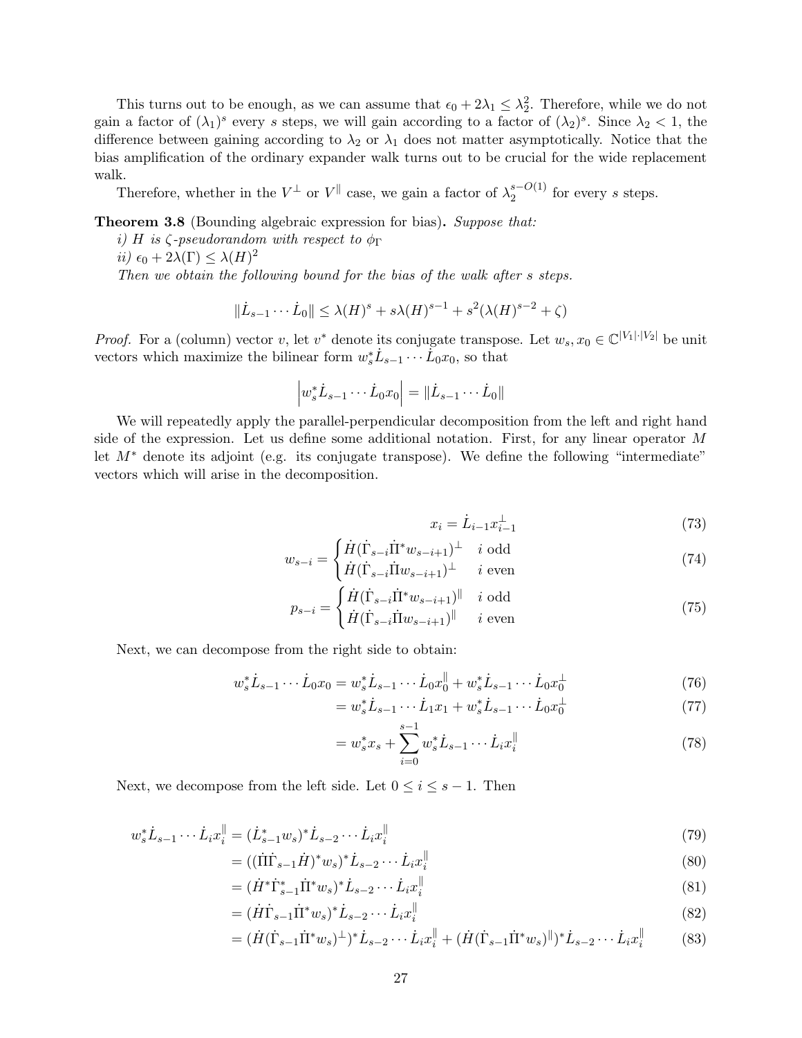This turns out to be enough, as we can assume that $\epsilon_0 + 2\lambda_1 \leq \lambda_2^2$. Therefore, while we do not gain a factor of $(\lambda_1)^s$ every $s$ steps, we will gain according to a factor of $(\lambda_2)^s$. Since $\lambda_2 < 1$, the difference between gaining according to $\lambda_2$ or $\lambda_1$ does not matter asymptotically. Notice that the bias amplification of the ordinary expander walk turns out to be crucial for the wide replacement walk.

Therefore, whether in the $V^\perp$ or $V^\parallel$ case, we gain a factor of $\lambda_2^{s-O(1)}$ for every $s$ steps.

**Theorem 3.8** (Bounding algebraic expression for bias)**.** *Suppose that:*
*i) $H$ is $\zeta$-pseudorandom with respect to $\phi_\Gamma$*
*ii) $\epsilon_0 + 2\lambda(\Gamma) \leq \lambda(H)^2$*
*Then we obtain the following bound for the bias of the walk after $s$ steps.*

$$\|\dot{L}_{s-1} \cdots \dot{L}_0\| \leq \lambda(H)^s + s\lambda(H)^{s-1} + s^2(\lambda(H)^{s-2} + \zeta)$$

*Proof.* For a (column) vector $v$, let $v^*$ denote its conjugate transpose. Let $w_s, x_0 \in \mathbb{C}^{|V_1|\cdot|V_2|}$ be unit vectors which maximize the bilinear form $w_s^* \dot{L}_{s-1} \cdots \dot{L}_0 x_0$, so that

$$\left| w_s^* \dot{L}_{s-1} \cdots \dot{L}_0 x_0 \right| = \|\dot{L}_{s-1} \cdots \dot{L}_0\|$$

We will repeatedly apply the parallel-perpendicular decomposition from the left and right hand side of the expression. Let us define some additional notation. First, for any linear operator $M$ let $M^*$ denote its adjoint (e.g. its conjugate transpose). We define the following "intermediate" vectors which will arise in the decomposition.

$$x_i = \dot{L}_{i-1} x_{i-1}^\perp \tag{73}$$

$$w_{s-i} = \begin{cases} \dot{H}(\dot{\Gamma}_{s-i}\dot{\Pi}^* w_{s-i+1})^\perp & i \text{ odd} \\ \dot{H}(\dot{\Gamma}_{s-i}\dot{\Pi} w_{s-i+1})^\perp & i \text{ even} \end{cases} \tag{74}$$

$$p_{s-i} = \begin{cases} \dot{H}(\dot{\Gamma}_{s-i}\dot{\Pi}^* w_{s-i+1})^\parallel & i \text{ odd} \\ \dot{H}(\dot{\Gamma}_{s-i}\dot{\Pi} w_{s-i+1})^\parallel & i \text{ even} \end{cases} \tag{75}$$

Next, we can decompose from the right side to obtain:

$$\begin{aligned} w_s^* \dot{L}_{s-1} \cdots \dot{L}_0 x_0 &= w_s^* \dot{L}_{s-1} \cdots \dot{L}_0 x_0^\parallel + w_s^* \dot{L}_{s-1} \cdots \dot{L}_0 x_0^\perp & (76) \\ &= w_s^* \dot{L}_{s-1} \cdots \dot{L}_1 x_1 + w_s^* \dot{L}_{s-1} \cdots \dot{L}_0 x_0^\perp & (77) \\ &= w_s^* x_s + \sum_{i=0}^{s-1} w_s^* \dot{L}_{s-1} \cdots \dot{L}_i x_i^\parallel & (78) \end{aligned}$$

Next, we decompose from the left side. Let $0 \leq i \leq s-1$. Then

$$\begin{aligned} w_s^* \dot{L}_{s-1} \cdots \dot{L}_i x_i^\parallel &= (\dot{L}_{s-1}^* w_s)^* \dot{L}_{s-2} \cdots \dot{L}_i x_i^\parallel & (79) \\ &= ((\dot{\Pi}\dot{\Gamma}_{s-1}\dot{H})^* w_s)^* \dot{L}_{s-2} \cdots \dot{L}_i x_i^\parallel & (80) \\ &= (\dot{H}^* \dot{\Gamma}_{s-1}^* \dot{\Pi}^* w_s)^* \dot{L}_{s-2} \cdots \dot{L}_i x_i^\parallel & (81) \\ &= (\dot{H}\dot{\Gamma}_{s-1}\dot{\Pi}^* w_s)^* \dot{L}_{s-2} \cdots \dot{L}_i x_i^\parallel & (82) \\ &= (\dot{H}(\dot{\Gamma}_{s-1}\dot{\Pi}^* w_s)^\perp)^* \dot{L}_{s-2} \cdots \dot{L}_i x_i^\parallel + (\dot{H}(\dot{\Gamma}_{s-1}\dot{\Pi}^* w_s)^\parallel)^* \dot{L}_{s-2} \cdots \dot{L}_i x_i^\parallel & (83) \end{aligned}$$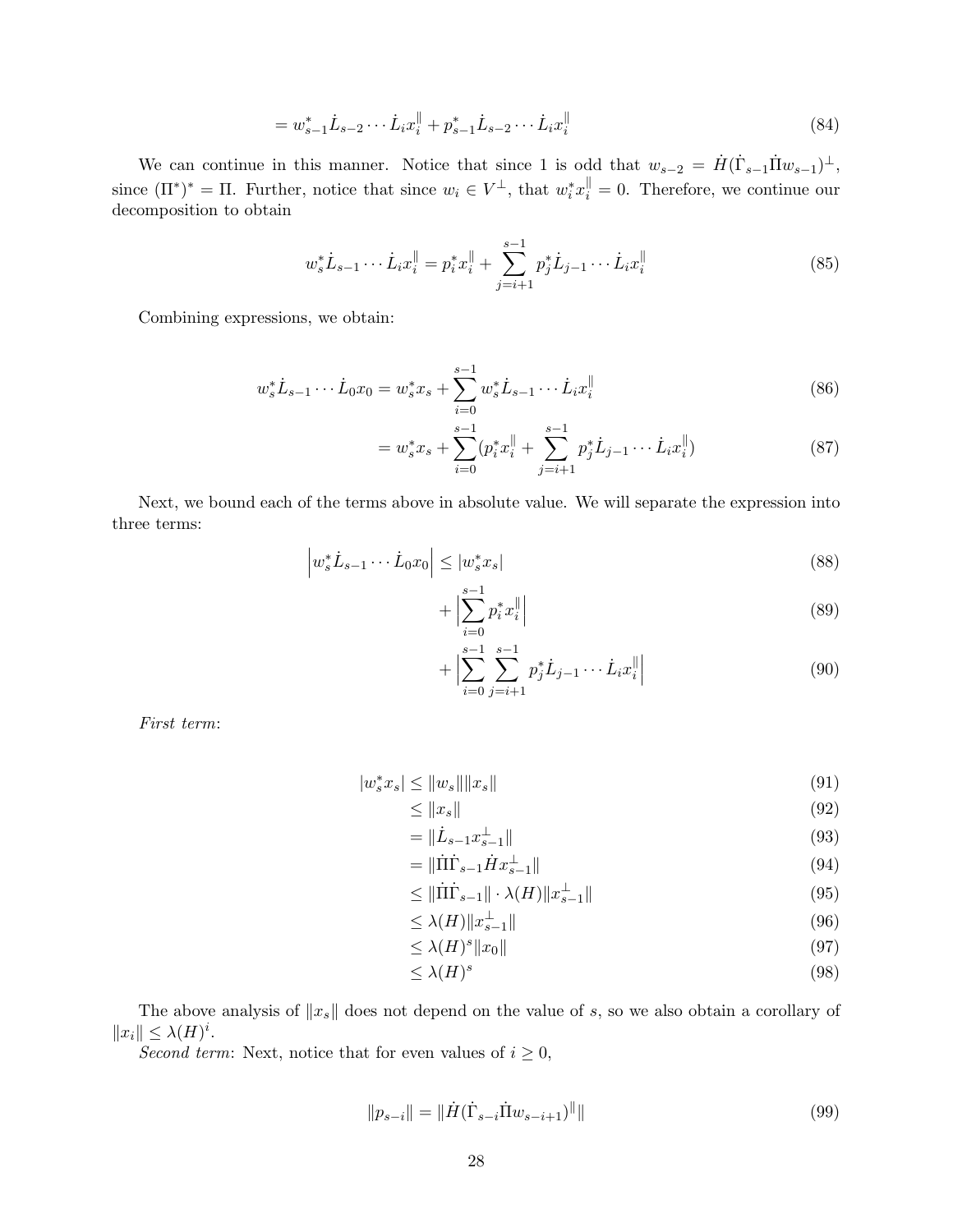$$= w_{s-1}^* \dot{L}_{s-2} \cdots \dot{L}_i x_i^{\parallel} + p_{s-1}^* \dot{L}_{s-2} \cdots \dot{L}_i x_i^{\parallel} \tag{84}$$

We can continue in this manner. Notice that since 1 is odd that $w_{s-2} = \dot{H}(\dot{\Gamma}_{s-1}\dot{\Pi} w_{s-1})^{\perp}$, since $(\Pi^*)^* = \Pi$. Further, notice that since $w_i \in V^{\perp}$, that $w_i^* x_i^{\parallel} = 0$. Therefore, we continue our decomposition to obtain

$$w_s^* \dot{L}_{s-1} \cdots \dot{L}_i x_i^{\parallel} = p_i^* x_i^{\parallel} + \sum_{j=i+1}^{s-1} p_j^* \dot{L}_{j-1} \cdots \dot{L}_i x_i^{\parallel} \tag{85}$$

Combining expressions, we obtain:

$$w_s^* \dot{L}_{s-1} \cdots \dot{L}_0 x_0 = w_s^* x_s + \sum_{i=0}^{s-1} w_s^* \dot{L}_{s-1} \cdots \dot{L}_i x_i^{\parallel} \tag{86}$$

$$= w_s^* x_s + \sum_{i=0}^{s-1} (p_i^* x_i^{\parallel} + \sum_{j=i+1}^{s-1} p_j^* \dot{L}_{j-1} \cdots \dot{L}_i x_i^{\parallel}) \tag{87}$$

Next, we bound each of the terms above in absolute value. We will separate the expression into three terms:

$$\left| w_s^* \dot{L}_{s-1} \cdots \dot{L}_0 x_0 \right| \leq |w_s^* x_s| \tag{88}$$

$$+ \left| \sum_{i=0}^{s-1} p_i^* x_i^{\parallel} \right| \tag{89}$$

$$+ \left| \sum_{i=0}^{s-1} \sum_{j=i+1}^{s-1} p_j^* \dot{L}_{j-1} \cdots \dot{L}_i x_i^{\parallel} \right| \tag{90}$$

*First term*:

$$|w_s^* x_s| \leq \|w_s\| \|x_s\| \tag{91}$$

$$\leq \|x_s\| \tag{92}$$

$$= \|\dot{L}_{s-1} x_{s-1}^{\perp}\| \tag{93}$$

$$= \|\dot{\Pi}\dot{\Gamma}_{s-1} \dot{H} x_{s-1}^{\perp}\| \tag{94}$$

$$\leq \|\dot{\Pi}\dot{\Gamma}_{s-1}\| \cdot \lambda(H) \|x_{s-1}^{\perp}\| \tag{95}$$

$$\leq \lambda(H) \|x_{s-1}^{\perp}\| \tag{96}$$

$$\leq \lambda(H)^s \|x_0\| \tag{97}$$

$$\leq \lambda(H)^s \tag{98}$$

The above analysis of $\|x_s\|$ does not depend on the value of $s$, so we also obtain a corollary of $\|x_i\| \leq \lambda(H)^i$.

*Second term*: Next, notice that for even values of $i \geq 0$,

$$\|p_{s-i}\| = \|\dot{H}(\dot{\Gamma}_{s-i}\dot{\Pi} w_{s-i+1})^{\parallel}\| \tag{99}$$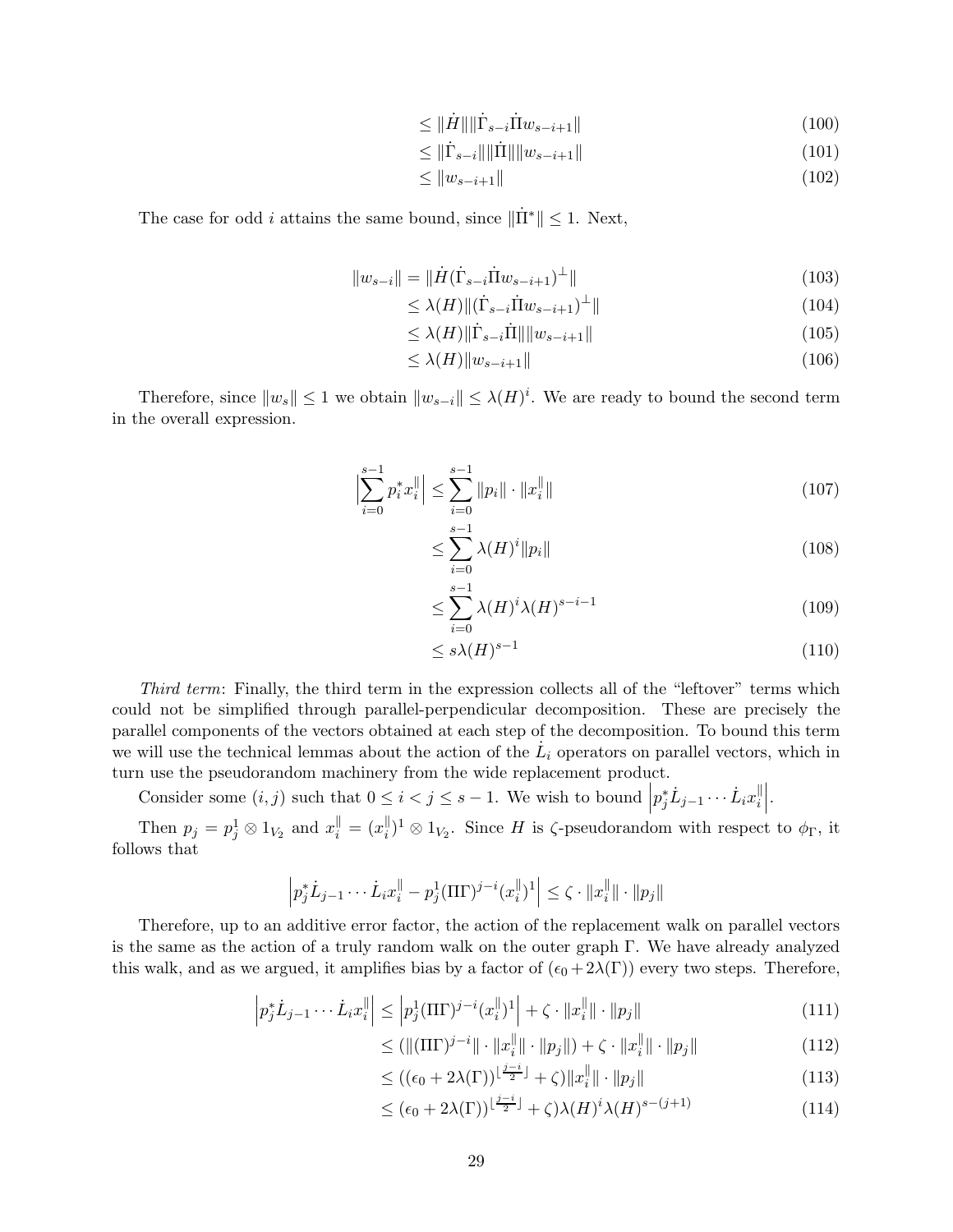$$\leq \|\dot{H}\| \|\dot{\Gamma}_{s-i}\dot{\Pi} w_{s-i+1}\| \tag{100}$$

$$\leq \|\dot{\Gamma}_{s-i}\| \|\dot{\Pi}\| \|w_{s-i+1}\| \tag{101}$$

$$\leq \|w_{s-i+1}\| \tag{102}$$

The case for odd $i$ attains the same bound, since $\|\dot{\Pi}^*\| \leq 1$. Next,

$$\|w_{s-i}\| = \|\dot{H}(\dot{\Gamma}_{s-i}\dot{\Pi} w_{s-i+1})^{\perp}\| \tag{103}$$

$$\leq \lambda(H) \|(\dot{\Gamma}_{s-i}\dot{\Pi} w_{s-i+1})^{\perp}\| \tag{104}$$

$$\leq \lambda(H) \|\dot{\Gamma}_{s-i}\dot{\Pi}\| \|w_{s-i+1}\| \tag{105}$$

$$\leq \lambda(H) \|w_{s-i+1}\| \tag{106}$$

Therefore, since $\|w_s\| \leq 1$ we obtain $\|w_{s-i}\| \leq \lambda(H)^i$. We are ready to bound the second term in the overall expression.

$$\Big|\sum_{i=0}^{s-1} p_i^* x_i^{\|}\Big| \leq \sum_{i=0}^{s-1} \|p_i\| \cdot \|x_i^{\|}\| \tag{107}$$

$$\leq \sum_{i=0}^{s-1} \lambda(H)^i \|p_i\| \tag{108}$$

$$\leq \sum_{i=0}^{s-1} \lambda(H)^i \lambda(H)^{s-i-1} \tag{109}$$

$$\leq s\lambda(H)^{s-1} \tag{110}$$

*Third term*: Finally, the third term in the expression collects all of the "leftover" terms which could not be simplified through parallel-perpendicular decomposition. These are precisely the parallel components of the vectors obtained at each step of the decomposition. To bound this term we will use the technical lemmas about the action of the $\dot{L}_i$ operators on parallel vectors, which in turn use the pseudorandom machinery from the wide replacement product.

Consider some $(i, j)$ such that $0 \leq i < j \leq s-1$. We wish to bound $\Big|p_j^* \dot{L}_{j-1} \cdots \dot{L}_i x_i^{\|}\Big|$.

Then $p_j = p_j^1 \otimes 1_{V_2}$ and $x_i^{\|} = (x_i^{\|})^1 \otimes 1_{V_2}$. Since $H$ is $\zeta$-pseudorandom with respect to $\phi_\Gamma$, it follows that

$$\Big|p_j^* \dot{L}_{j-1} \cdots \dot{L}_i x_i^{\|} - p_j^1 (\Pi\Gamma)^{j-i} (x_i^{\|})^1\Big| \leq \zeta \cdot \|x_i^{\|}\| \cdot \|p_j\|$$

Therefore, up to an additive error factor, the action of the replacement walk on parallel vectors is the same as the action of a truly random walk on the outer graph $\Gamma$. We have already analyzed this walk, and as we argued, it amplifies bias by a factor of $(\epsilon_0 + 2\lambda(\Gamma))$ every two steps. Therefore,

$$\Big|p_j^* \dot{L}_{j-1} \cdots \dot{L}_i x_i^{\|}\Big| \leq \Big|p_j^1 (\Pi\Gamma)^{j-i} (x_i^{\|})^1\Big| + \zeta \cdot \|x_i^{\|}\| \cdot \|p_j\| \tag{111}$$

$$\leq (\|(\Pi\Gamma)^{j-i}\| \cdot \|x_i^{\|}\| \cdot \|p_j\|) + \zeta \cdot \|x_i^{\|}\| \cdot \|p_j\| \tag{112}$$

$$\leq ((\epsilon_0 + 2\lambda(\Gamma))^{\lfloor \frac{j-i}{2} \rfloor} + \zeta)\|x_i^{\|}\| \cdot \|p_j\| \tag{113}$$

$$\leq (\epsilon_0 + 2\lambda(\Gamma))^{\lfloor \frac{j-i}{2} \rfloor} + \zeta)\lambda(H)^i \lambda(H)^{s-(j+1)} \tag{114}$$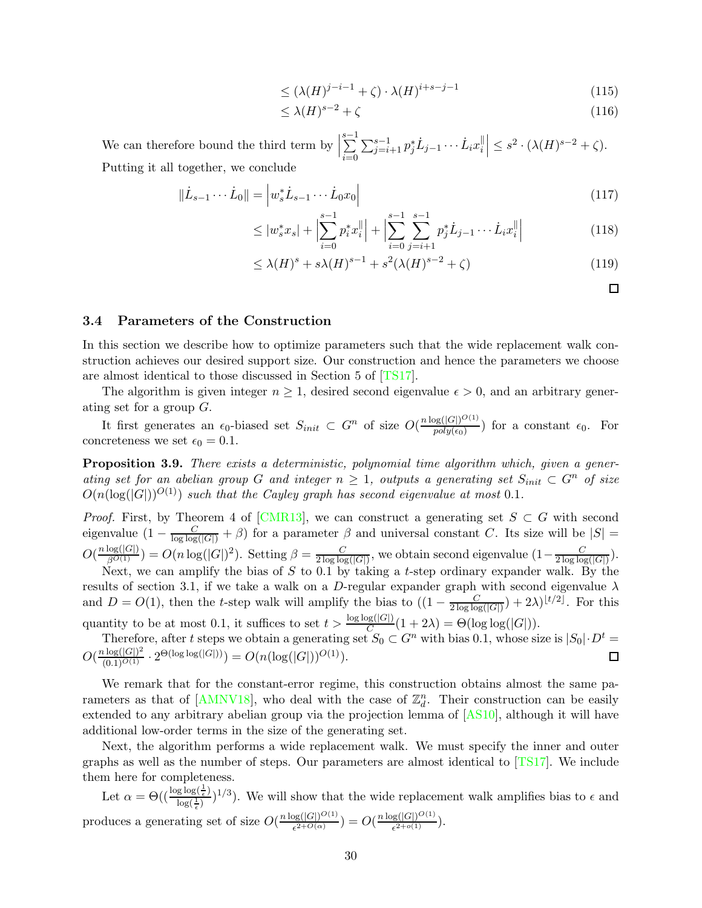$$\leq (\lambda(H)^{j-i-1} + \zeta) \cdot \lambda(H)^{i+s-j-1} \tag{115}$$

$$\leq \lambda(H)^{s-2} + \zeta \tag{116}$$

We can therefore bound the third term by $\left|\sum_{i=0}^{s-1} \sum_{j=i+1}^{s-1} p_j^* \dot{L}_{j-1} \cdots \dot{L}_i x_i^{\|}\right| \leq s^2 \cdot (\lambda(H)^{s-2} + \zeta)$.

Putting it all together, we conclude

$$\|\dot{L}_{s-1} \cdots \dot{L}_0\| = \left|w_s^* \dot{L}_{s-1} \cdots \dot{L}_0 x_0\right| \tag{117}$$

$$\leq |w_s^* x_s| + \left|\sum_{i=0}^{s-1} p_i^* x_i^{\|}\right| + \left|\sum_{i=0}^{s-1} \sum_{j=i+1}^{s-1} p_j^* \dot{L}_{j-1} \cdots \dot{L}_i x_i^{\|}\right| \tag{118}$$

$$\leq \lambda(H)^s + s\lambda(H)^{s-1} + s^2(\lambda(H)^{s-2} + \zeta) \tag{119}$$

□

### 3.4 Parameters of the Construction

In this section we describe how to optimize parameters such that the wide replacement walk construction achieves our desired support size. Our construction and hence the parameters we choose are almost identical to those discussed in Section 5 of [TS17].

The algorithm is given integer $n \geq 1$, desired second eigenvalue $\epsilon > 0$, and an arbitrary generating set for a group $G$.

It first generates an $\epsilon_0$-biased set $S_{init} \subset G^n$ of size $O(\frac{n \log(|G|)^{O(1)}}{poly(\epsilon_0)})$ for a constant $\epsilon_0$. For concreteness we set $\epsilon_0 = 0.1$.

**Proposition 3.9.** *There exists a deterministic, polynomial time algorithm which, given a generating set for an abelian group $G$ and integer $n \geq 1$, outputs a generating set $S_{init} \subset G^n$ of size $O(n(\log(|G|))^{O(1)})$ such that the Cayley graph has second eigenvalue at most $0.1$.*

*Proof.* First, by Theorem 4 of [CMR13], we can construct a generating set $S \subset G$ with second eigenvalue $(1 - \frac{C}{\log\log(|G|)} + \beta)$ for a parameter $\beta$ and universal constant $C$. Its size will be $|S| = O(\frac{n \log(|G|)}{\beta^{O(1)}}) = O(n \log(|G|)^2)$. Setting $\beta = \frac{C}{2 \log\log(|G|)}$, we obtain second eigenvalue $(1 - \frac{C}{2\log\log(|G|)})$.

Next, we can amplify the bias of $S$ to $0.1$ by taking a $t$-step ordinary expander walk. By the results of section 3.1, if we take a walk on a $D$-regular expander graph with second eigenvalue $\lambda$ and $D = O(1)$, then the $t$-step walk will amplify the bias to $((1 - \frac{C}{2\log\log(|G|)}) + 2\lambda)^{\lfloor t/2 \rfloor}$. For this quantity to be at most $0.1$, it suffices to set $t > \frac{\log\log(|G|)}{C}(1 + 2\lambda) = \Theta(\log\log(|G|))$.

Therefore, after $t$ steps we obtain a generating set $S_0 \subset G^n$ with bias $0.1$, whose size is $|S_0| \cdot D^t = O(\frac{n \log(|G|)^2}{(0.1)^{O(1)}} \cdot 2^{\Theta(\log\log(|G|))}) = O(n(\log(|G|))^{O(1)})$. □

We remark that for the constant-error regime, this construction obtains almost the same parameters as that of [AMNV18], who deal with the case of $\mathbb{Z}_d^n$. Their construction can be easily extended to any arbitrary abelian group via the projection lemma of [AS10], although it will have additional low-order terms in the size of the generating set.

Next, the algorithm performs a wide replacement walk. We must specify the inner and outer graphs as well as the number of steps. Our parameters are almost identical to [TS17]. We include them here for completeness.

Let $\alpha = \Theta((\frac{\log\log(\frac{1}{\epsilon})}{\log(\frac{1}{\epsilon})})^{1/3})$. We will show that the wide replacement walk amplifies bias to $\epsilon$ and produces a generating set of size $O(\frac{n \log(|G|)^{O(1)}}{\epsilon^{2+O(\alpha)}}) = O(\frac{n \log(|G|)^{O(1)}}{\epsilon^{2+o(1)}})$.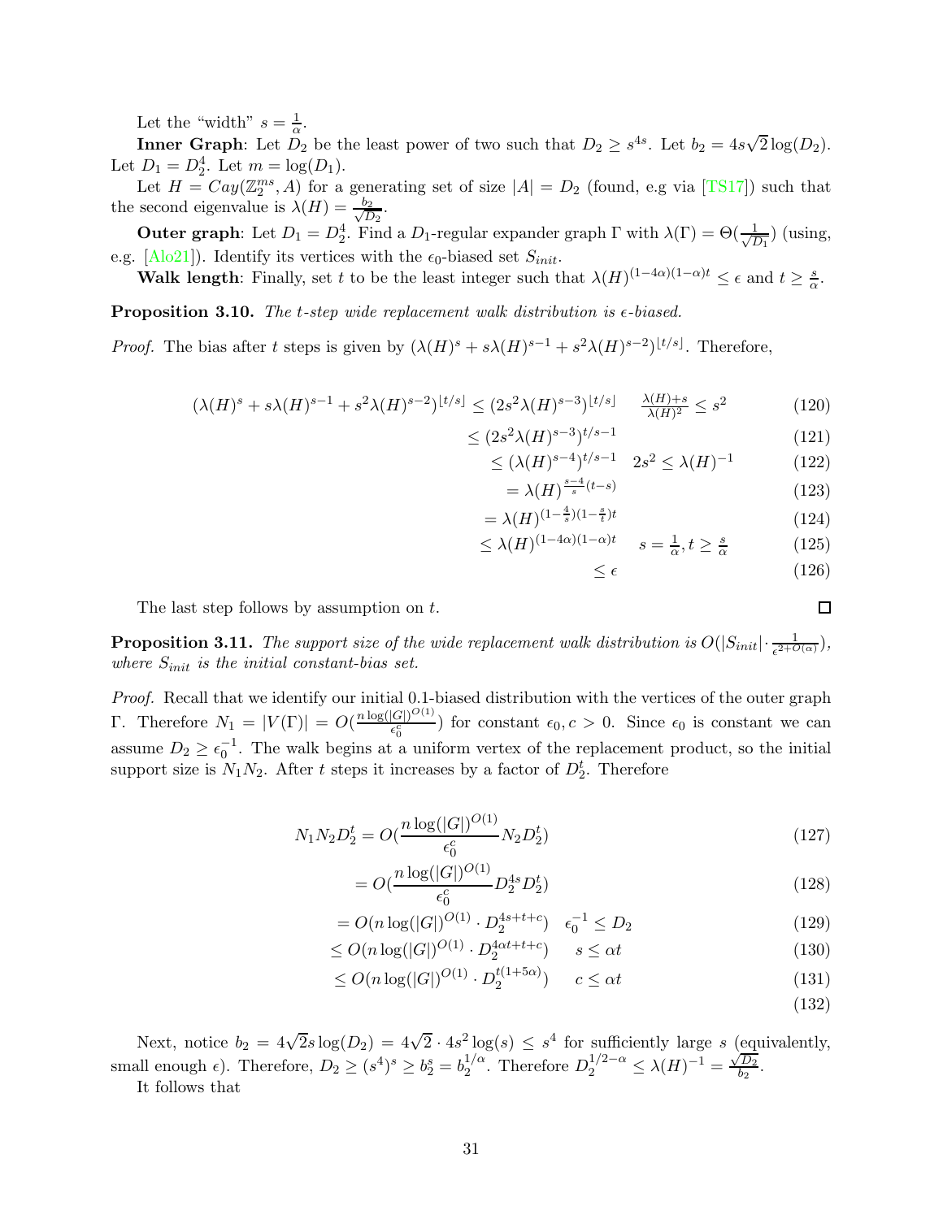Let the "width" $s = \frac{1}{\alpha}$.

**Inner Graph**: Let $D_2$ be the least power of two such that $D_2 \geq s^{4s}$. Let $b_2 = 4s\sqrt{2}\log(D_2)$. Let $D_1 = D_2^4$. Let $m = \log(D_1)$.

Let $H = Cay(\mathbb{Z}_2^{ms}, A)$ for a generating set of size $|A| = D_2$ (found, e.g via [TS17]) such that the second eigenvalue is $\lambda(H) = \frac{b_2}{\sqrt{D_2}}$.

**Outer graph**: Let $D_1 = D_2^4$. Find a $D_1$-regular expander graph $\Gamma$ with $\lambda(\Gamma) = \Theta(\frac{1}{\sqrt{D_1}})$ (using, e.g. [Alo21]). Identify its vertices with the $\epsilon_0$-biased set $S_{init}$.

**Walk length**: Finally, set $t$ to be the least integer such that $\lambda(H)^{(1-4\alpha)(1-\alpha)t} \leq \epsilon$ and $t \geq \frac{s}{\alpha}$.

**Proposition 3.10.** *The $t$-step wide replacement walk distribution is $\epsilon$-biased.*

*Proof.* The bias after $t$ steps is given by $(\lambda(H)^s + s\lambda(H)^{s-1} + s^2\lambda(H)^{s-2})^{\lfloor t/s \rfloor}$. Therefore,

$$
\begin{aligned}
(\lambda(H)^s + s\lambda(H)^{s-1} + s^2\lambda(H)^{s-2})^{\lfloor t/s \rfloor} &\leq (2s^2\lambda(H)^{s-3})^{\lfloor t/s \rfloor} \quad \frac{\lambda(H)+s}{\lambda(H)^2} \leq s^2 && (120)\\
&\leq (2s^2\lambda(H)^{s-3})^{t/s-1} && (121)\\
&\leq (\lambda(H)^{s-4})^{t/s-1} \quad 2s^2 \leq \lambda(H)^{-1} && (122)\\
&= \lambda(H)^{\frac{s-4}{s}(t-s)} && (123)\\
&= \lambda(H)^{(1-\frac{4}{s})(1-\frac{s}{t})t} && (124)\\
&\leq \lambda(H)^{(1-4\alpha)(1-\alpha)t} \quad s = \frac{1}{\alpha}, t \geq \frac{s}{\alpha} && (125)\\
&\leq \epsilon && (126)
\end{aligned}
$$

The last step follows by assumption on $t$. ∎

**Proposition 3.11.** *The support size of the wide replacement walk distribution is $O(|S_{init}| \cdot \frac{1}{\epsilon^{2+O(\alpha)}})$, where $S_{init}$ is the initial constant-bias set.*

*Proof.* Recall that we identify our initial 0.1-biased distribution with the vertices of the outer graph $\Gamma$. Therefore $N_1 = |V(\Gamma)| = O(\frac{n\log(|G|)^{O(1)}}{\epsilon_0^c})$ for constant $\epsilon_0, c > 0$. Since $\epsilon_0$ is constant we can assume $D_2 \geq \epsilon_0^{-1}$. The walk begins at a uniform vertex of the replacement product, so the initial support size is $N_1 N_2$. After $t$ steps it increases by a factor of $D_2^t$. Therefore

$$
\begin{aligned}
N_1 N_2 D_2^t &= O(\frac{n\log(|G|)^{O(1)}}{\epsilon_0^c} N_2 D_2^t) && (127)\\
&= O(\frac{n\log(|G|)^{O(1)}}{\epsilon_0^c} D_2^{4s} D_2^t) && (128)\\
&= O(n\log(|G|)^{O(1)} \cdot D_2^{4s+t+c}) \quad \epsilon_0^{-1} \leq D_2 && (129)\\
&\leq O(n\log(|G|)^{O(1)} \cdot D_2^{4\alpha t+t+c}) \quad s \leq \alpha t && (130)\\
&\leq O(n\log(|G|)^{O(1)} \cdot D_2^{t(1+5\alpha)}) \quad c \leq \alpha t && (131)\\
& && (132)
\end{aligned}
$$

Next, notice $b_2 = 4\sqrt{2}s\log(D_2) = 4\sqrt{2} \cdot 4s^2\log(s) \leq s^4$ for sufficiently large $s$ (equivalently, small enough $\epsilon$). Therefore, $D_2 \geq (s^4)^s \geq b_2^s = b_2^{1/\alpha}$. Therefore $D_2^{1/2-\alpha} \leq \lambda(H)^{-1} = \frac{\sqrt{D_2}}{b_2}$.

It follows that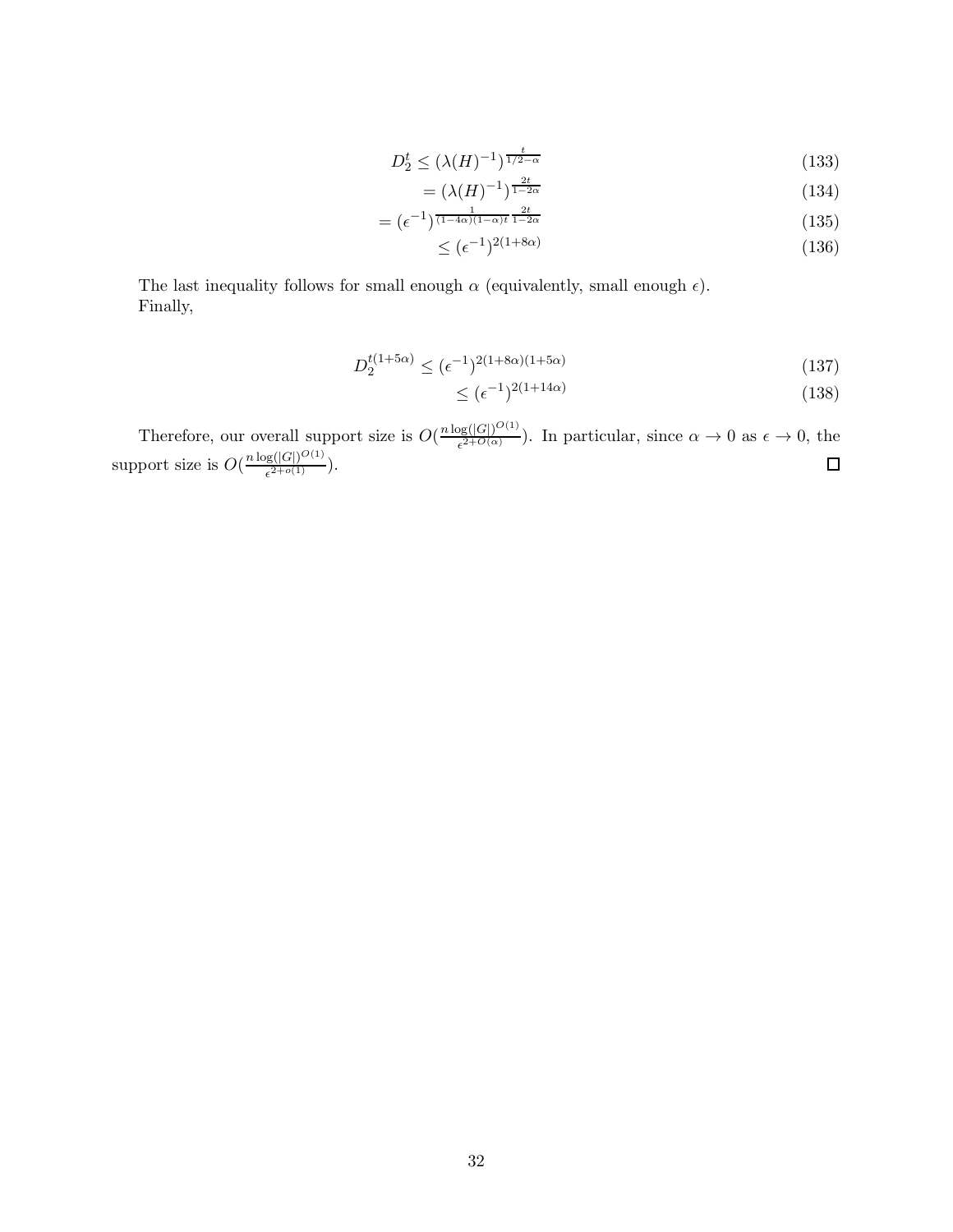$$
\begin{aligned}
D_2^t &\leq (\lambda(H)^{-1})^{\frac{t}{1/2-\alpha}} && (133)\\
&= (\lambda(H)^{-1})^{\frac{2t}{1-2\alpha}} && (134)\\
&= (\epsilon^{-1})^{\frac{1}{(1-4\alpha)(1-\alpha)t}\frac{2t}{1-2\alpha}} && (135)\\
&\leq (\epsilon^{-1})^{2(1+8\alpha)} && (136)
\end{aligned}
$$

The last inequality follows for small enough $\alpha$ (equivalently, small enough $\epsilon$).
Finally,

$$
\begin{aligned}
D_2^{t(1+5\alpha)} &\leq (\epsilon^{-1})^{2(1+8\alpha)(1+5\alpha)} && (137)\\
&\leq (\epsilon^{-1})^{2(1+14\alpha)} && (138)
\end{aligned}
$$

Therefore, our overall support size is $O(\frac{n\log(|G|)^{O(1)}}{\epsilon^{2+O(\alpha)}})$. In particular, since $\alpha \to 0$ as $\epsilon \to 0$, the support size is $O(\frac{n\log(|G|)^{O(1)}}{\epsilon^{2+o(1)}})$. □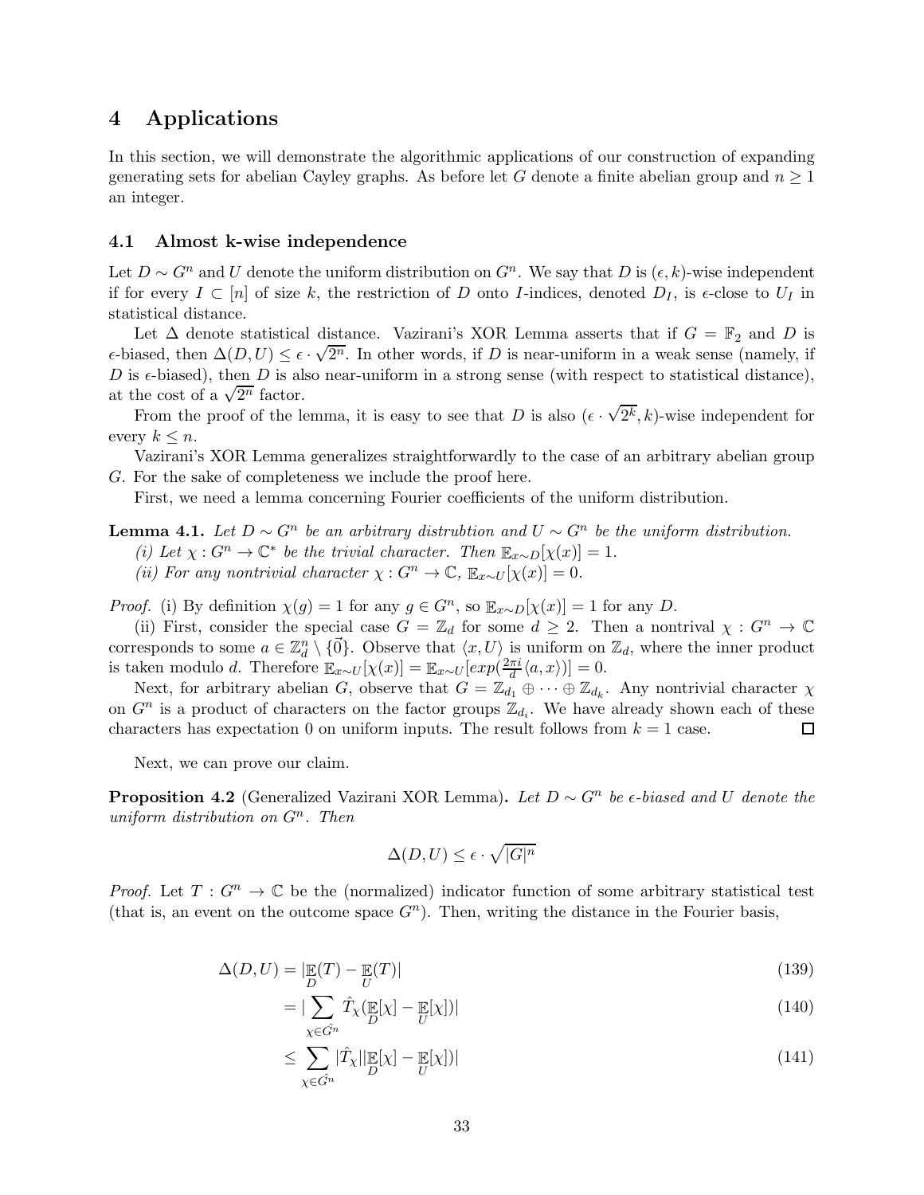# 4 Applications

In this section, we will demonstrate the algorithmic applications of our construction of expanding generating sets for abelian Cayley graphs. As before let $G$ denote a finite abelian group and $n \geq 1$ an integer.

## 4.1 Almost k-wise independence

Let $D \sim G^n$ and $U$ denote the uniform distribution on $G^n$. We say that $D$ is $(\epsilon, k)$-wise independent if for every $I \subset [n]$ of size $k$, the restriction of $D$ onto $I$-indices, denoted $D_I$, is $\epsilon$-close to $U_I$ in statistical distance.

Let $\Delta$ denote statistical distance. Vazirani's XOR Lemma asserts that if $G = \mathbb{F}_2$ and $D$ is $\epsilon$-biased, then $\Delta(D, U) \leq \epsilon \cdot \sqrt{2^n}$. In other words, if $D$ is near-uniform in a weak sense (namely, if $D$ is $\epsilon$-biased), then $D$ is also near-uniform in a strong sense (with respect to statistical distance), at the cost of a $\sqrt{2^n}$ factor.

From the proof of the lemma, it is easy to see that $D$ is also $(\epsilon \cdot \sqrt{2^k}, k)$-wise independent for every $k \leq n$.

Vazirani's XOR Lemma generalizes straightforwardly to the case of an arbitrary abelian group $G$. For the sake of completeness we include the proof here.

First, we need a lemma concerning Fourier coefficients of the uniform distribution.

**Lemma 4.1.** *Let $D \sim G^n$ be an arbitrary distrubtion and $U \sim G^n$ be the uniform distribution.*
*(i) Let $\chi : G^n \to \mathbb{C}^*$ be the trivial character. Then $\mathbb{E}_{x \sim D}[\chi(x)] = 1$.*
*(ii) For any nontrivial character $\chi : G^n \to \mathbb{C}$, $\mathbb{E}_{x \sim U}[\chi(x)] = 0$.*

*Proof.* (i) By definition $\chi(g) = 1$ for any $g \in G^n$, so $\mathbb{E}_{x \sim D}[\chi(x)] = 1$ for any $D$.

(ii) First, consider the special case $G = \mathbb{Z}_d$ for some $d \geq 2$. Then a nontrival $\chi : G^n \to \mathbb{C}$ corresponds to some $a \in \mathbb{Z}_d^n \setminus \{\vec{0}\}$. Observe that $\langle x, U \rangle$ is uniform on $\mathbb{Z}_d$, where the inner product is taken modulo $d$. Therefore $\mathbb{E}_{x \sim U}[\chi(x)] = \mathbb{E}_{x \sim U}[exp(\frac{2\pi i}{d}\langle a, x \rangle)] = 0$.

Next, for arbitrary abelian $G$, observe that $G = \mathbb{Z}_{d_1} \oplus \cdots \oplus \mathbb{Z}_{d_k}$. Any nontrivial character $\chi$ on $G^n$ is a product of characters on the factor groups $\mathbb{Z}_{d_i}$. We have already shown each of these characters has expectation 0 on uniform inputs. The result follows from $k = 1$ case. $\square$

Next, we can prove our claim.

**Proposition 4.2** (Generalized Vazirani XOR Lemma)**.** *Let $D \sim G^n$ be $\epsilon$-biased and $U$ denote the uniform distribution on $G^n$. Then*

$$\Delta(D, U) \leq \epsilon \cdot \sqrt{|G|^n}$$

*Proof.* Let $T : G^n \to \mathbb{C}$ be the (normalized) indicator function of some arbitrary statistical test (that is, an event on the outcome space $G^n$). Then, writing the distance in the Fourier basis,

$$\Delta(D, U) = |\mathop{\mathbb{E}}_D(T) - \mathop{\mathbb{E}}_U(T)| \tag{139}$$

$$= |\sum_{\chi \in \hat{G^n}} \hat{T}_\chi (\mathop{\mathbb{E}}_D[\chi] - \mathop{\mathbb{E}}_U[\chi])| \tag{140}$$

$$\leq \sum_{\chi \in \hat{G^n}} |\hat{T}_\chi| |\mathop{\mathbb{E}}_D[\chi] - \mathop{\mathbb{E}}_U[\chi])| \tag{141}$$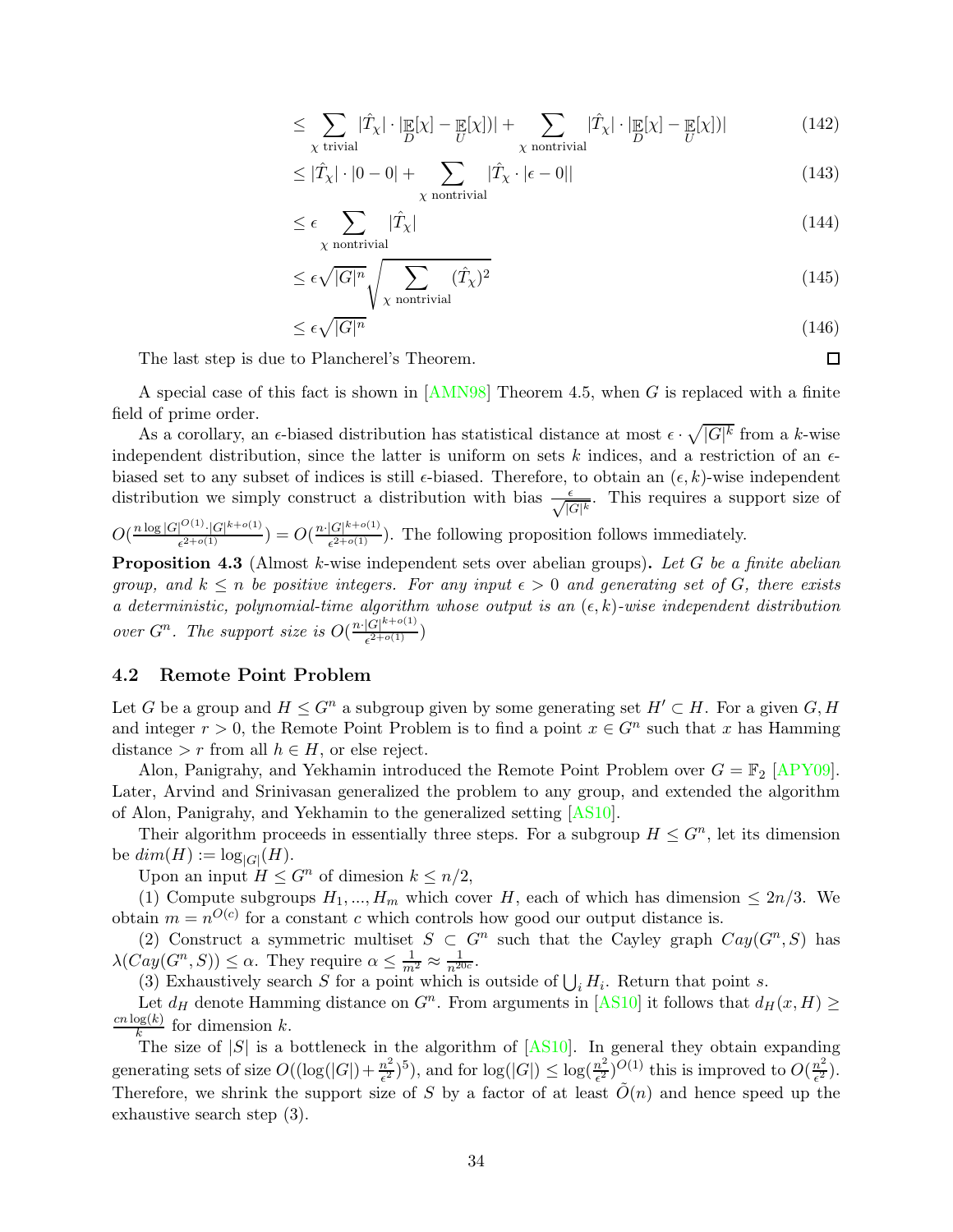$$\leq \sum_{\chi \text{ trivial}} |\hat{T}_\chi| \cdot |\mathop{\mathbb{E}}_D[\chi] - \mathop{\mathbb{E}}_U[\chi])| + \sum_{\chi \text{ nontrivial}} |\hat{T}_\chi| \cdot |\mathop{\mathbb{E}}_D[\chi] - \mathop{\mathbb{E}}_U[\chi])| \tag{142}$$

$$\leq |\hat{T}_\chi| \cdot |0 - 0| + \sum_{\chi \text{ nontrivial}} |\hat{T}_\chi \cdot |\epsilon - 0|| \tag{143}$$

$$\leq \epsilon \sum_{\chi \text{ nontrivial}} |\hat{T}_\chi| \tag{144}$$

$$\leq \epsilon \sqrt{|G|^n} \sqrt{\sum_{\chi \text{ nontrivial}} (\hat{T}_\chi)^2} \tag{145}$$

$$\leq \epsilon \sqrt{|G|^n} \tag{146}$$

The last step is due to Plancherel's Theorem. □

A special case of this fact is shown in [AMN98] Theorem 4.5, when $G$ is replaced with a finite field of prime order.

As a corollary, an $\epsilon$-biased distribution has statistical distance at most $\epsilon \cdot \sqrt{|G|^k}$ from a $k$-wise independent distribution, since the latter is uniform on sets $k$ indices, and a restriction of an $\epsilon$-biased set to any subset of indices is still $\epsilon$-biased. Therefore, to obtain an $(\epsilon, k)$-wise independent distribution we simply construct a distribution with bias $\frac{\epsilon}{\sqrt{|G|^k}}$. This requires a support size of $O(\frac{n \log |G|^{O(1)} \cdot |G|^{k+o(1)}}{\epsilon^{2+o(1)}}) = O(\frac{n \cdot |G|^{k+o(1)}}{\epsilon^{2+o(1)}})$. The following proposition follows immediately.

**Proposition 4.3** (Almost $k$-wise independent sets over abelian groups)**.** *Let $G$ be a finite abelian group, and $k \leq n$ be positive integers. For any input $\epsilon > 0$ and generating set of $G$, there exists a deterministic, polynomial-time algorithm whose output is an $(\epsilon, k)$-wise independent distribution over $G^n$. The support size is $O(\frac{n \cdot |G|^{k+o(1)}}{\epsilon^{2+o(1)}})$*

## 4.2 Remote Point Problem

Let $G$ be a group and $H \leq G^n$ a subgroup given by some generating set $H' \subset H$. For a given $G, H$ and integer $r > 0$, the Remote Point Problem is to find a point $x \in G^n$ such that $x$ has Hamming distance $> r$ from all $h \in H$, or else reject.

Alon, Panigrahy, and Yekhamin introduced the Remote Point Problem over $G = \mathbb{F}_2$ [APY09]. Later, Arvind and Srinivasan generalized the problem to any group, and extended the algorithm of Alon, Panigrahy, and Yekhamin to the generalized setting [AS10].

Their algorithm proceeds in essentially three steps. For a subgroup $H \leq G^n$, let its dimension be $dim(H) := \log_{|G|}(H)$.

Upon an input $H \leq G^n$ of dimesion $k \leq n/2$,

(1) Compute subgroups $H_1, ..., H_m$ which cover $H$, each of which has dimension $\leq 2n/3$. We obtain $m = n^{O(c)}$ for a constant $c$ which controls how good our output distance is.

(2) Construct a symmetric multiset $S \subset G^n$ such that the Cayley graph $Cay(G^n, S)$ has $\lambda(Cay(G^n, S)) \leq \alpha$. They require $\alpha \leq \frac{1}{m^2} \approx \frac{1}{n^{20c}}$.

(3) Exhaustively search $S$ for a point which is outside of $\bigcup_i H_i$. Return that point $s$.

Let $d_H$ denote Hamming distance on $G^n$. From arguments in [AS10] it follows that $d_H(x, H) \geq \frac{cn \log(k)}{k}$ for dimension $k$.

The size of $|S|$ is a bottleneck in the algorithm of [AS10]. In general they obtain expanding generating sets of size $O((\log(|G|) + \frac{n^2}{\epsilon^2})^5)$, and for $\log(|G|) \leq \log(\frac{n^2}{\epsilon^2})^{O(1)}$ this is improved to $O(\frac{n^2}{\epsilon^2})$. Therefore, we shrink the support size of $S$ by a factor of at least $\tilde{O}(n)$ and hence speed up the exhaustive search step (3).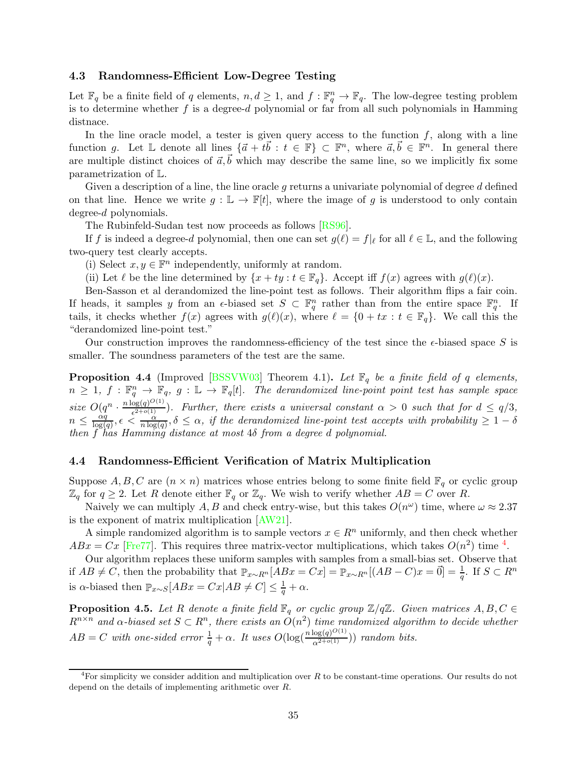### 4.3 Randomness-Efficient Low-Degree Testing

Let $\mathbb{F}_q$ be a finite field of $q$ elements, $n, d \geq 1$, and $f : \mathbb{F}_q^n \to \mathbb{F}_q$. The low-degree testing problem is to determine whether $f$ is a degree-$d$ polynomial or far from all such polynomials in Hamming distnace.

In the line oracle model, a tester is given query access to the function $f$, along with a line function $g$. Let $\mathbb{L}$ denote all lines $\{\vec{a} + t\vec{b} : t \in \mathbb{F}\} \subset \mathbb{F}^n$, where $\vec{a}, \vec{b} \in \mathbb{F}^n$. In general there are multiple distinct choices of $\vec{a}, \vec{b}$ which may describe the same line, so we implicitly fix some parametrization of $\mathbb{L}$.

Given a description of a line, the line oracle $g$ returns a univariate polynomial of degree $d$ defined on that line. Hence we write $g : \mathbb{L} \to \mathbb{F}[t]$, where the image of $g$ is understood to only contain degree-$d$ polynomials.

The Rubinfeld-Sudan test now proceeds as follows [RS96].

If $f$ is indeed a degree-$d$ polynomial, then one can set $g(\ell) = f|_\ell$ for all $\ell \in \mathbb{L}$, and the following two-query test clearly accepts.

(i) Select $x, y \in \mathbb{F}^n$ independently, uniformly at random.

(ii) Let $\ell$ be the line determined by $\{x + ty : t \in \mathbb{F}_q\}$. Accept iff $f(x)$ agrees with $g(\ell)(x)$.

Ben-Sasson et al derandomized the line-point test as follows. Their algorithm flips a fair coin. If heads, it samples $y$ from an $\epsilon$-biased set $S \subset \mathbb{F}_q^n$ rather than from the entire space $\mathbb{F}_q^n$. If tails, it checks whether $f(x)$ agrees with $g(\ell)(x)$, where $\ell = \{0 + tx : t \in \mathbb{F}_q\}$. We call this the "derandomized line-point test."

Our construction improves the randomness-efficiency of the test since the $\epsilon$-biased space $S$ is smaller. The soundness parameters of the test are the same.

**Proposition 4.4** (Improved [BSSVW03] Theorem 4.1)**.** *Let $\mathbb{F}_q$ be a finite field of $q$ elements, $n \geq 1$, $f : \mathbb{F}_q^n \to \mathbb{F}_q$, $g : \mathbb{L} \to \mathbb{F}_q[t]$. The derandomized line-point point test has sample space size $O(q^n \cdot \frac{n \log(q)^{O(1)}}{\epsilon^{2+o(1)}})$. Further, there exists a universal constant $\alpha > 0$ such that for $d \leq q/3$, $n \leq \frac{\alpha q}{\log(q)}, \epsilon < \frac{\alpha}{n \log(q)}, \delta \leq \alpha$, if the derandomized line-point test accepts with probability $\geq 1 - \delta$ then $f$ has Hamming distance at most $4\delta$ from a degree $d$ polynomial.*

### 4.4 Randomness-Efficient Verification of Matrix Multiplication

Suppose $A, B, C$ are $(n \times n)$ matrices whose entries belong to some finite field $\mathbb{F}_q$ or cyclic group $\mathbb{Z}_q$ for $q \geq 2$. Let $R$ denote either $\mathbb{F}_q$ or $\mathbb{Z}_q$. We wish to verify whether $AB = C$ over $R$.

Naively we can multiply $A, B$ and check entry-wise, but this takes $O(n^\omega)$ time, where $\omega \approx 2.37$ is the exponent of matrix multiplication [AW21].

A simple randomized algorithm is to sample vectors $x \in R^n$ uniformly, and then check whether $ABx = Cx$ [Fre77]. This requires three matrix-vector multiplications, which takes $O(n^2)$ time [4].

Our algorithm replaces these uniform samples with samples from a small-bias set. Observe that if $AB \neq C$, then the probability that $\mathbb{P}_{x \sim R^n}[ABx = Cx] = \mathbb{P}_{x \sim R^n}[(AB - C)x = \vec{0}] = \frac{1}{q}$. If $S \subset R^n$ is $\alpha$-biased then $\mathbb{P}_{x \sim S}[ABx = Cx | AB \neq C] \leq \frac{1}{q} + \alpha$.

**Proposition 4.5.** *Let $R$ denote a finite field $\mathbb{F}_q$ or cyclic group $\mathbb{Z}/q\mathbb{Z}$. Given matrices $A, B, C \in R^{n \times n}$ and $\alpha$-biased set $S \subset R^n$, there exists an $O(n^2)$ time randomized algorithm to decide whether $AB = C$ with one-sided error $\frac{1}{q} + \alpha$. It uses $O(\log(\frac{n \log(q)^{O(1)}}{\alpha^{2+o(1)}}))$ random bits.*

[4] For simplicity we consider addition and multiplication over $R$ to be constant-time operations. Our results do not depend on the details of implementing arithmetic over $R$.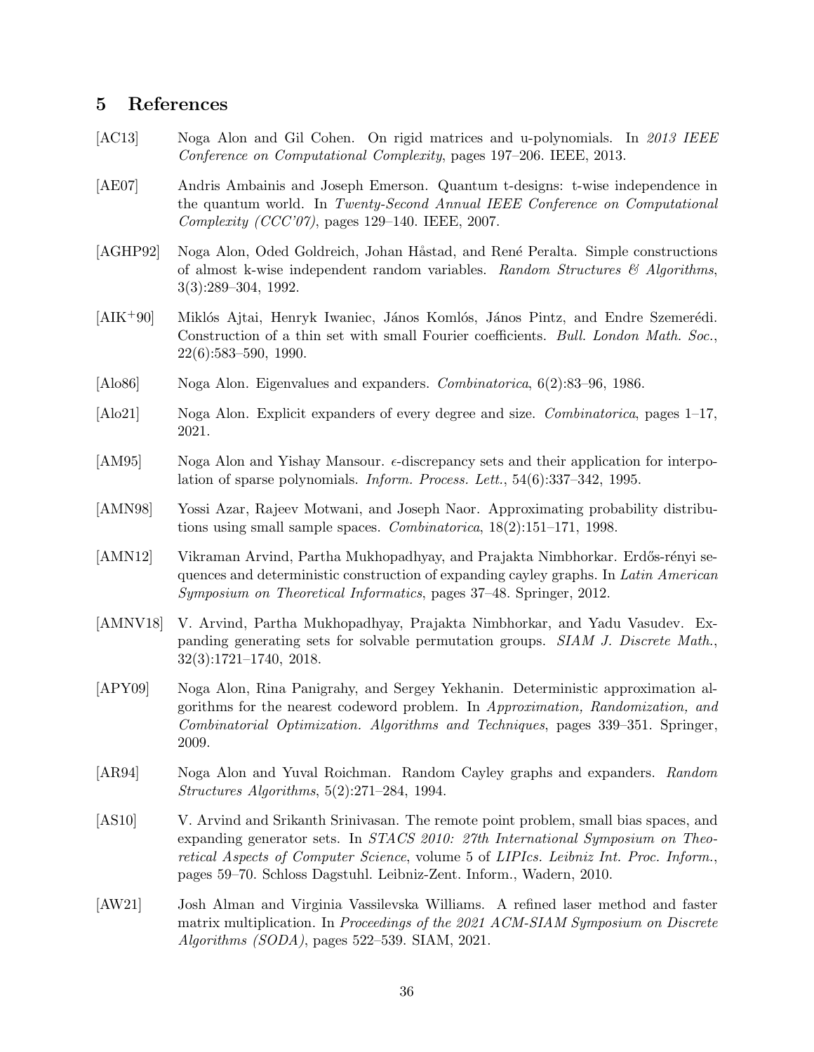## 5 References

[AC13] Noga Alon and Gil Cohen. On rigid matrices and u-polynomials. In *2013 IEEE Conference on Computational Complexity*, pages 197–206. IEEE, 2013.

[AE07] Andris Ambainis and Joseph Emerson. Quantum t-designs: t-wise independence in the quantum world. In *Twenty-Second Annual IEEE Conference on Computational Complexity (CCC'07)*, pages 129–140. IEEE, 2007.

[AGHP92] Noga Alon, Oded Goldreich, Johan Håstad, and René Peralta. Simple constructions of almost k-wise independent random variables. *Random Structures & Algorithms*, 3(3):289–304, 1992.

[AIK+90] Miklós Ajtai, Henryk Iwaniec, János Komlós, János Pintz, and Endre Szemerédi. Construction of a thin set with small Fourier coefficients. *Bull. London Math. Soc.*, 22(6):583–590, 1990.

[Alo86] Noga Alon. Eigenvalues and expanders. *Combinatorica*, 6(2):83–96, 1986.

[Alo21] Noga Alon. Explicit expanders of every degree and size. *Combinatorica*, pages 1–17, 2021.

[AM95] Noga Alon and Yishay Mansour. $\epsilon$-discrepancy sets and their application for interpolation of sparse polynomials. *Inform. Process. Lett.*, 54(6):337–342, 1995.

[AMN98] Yossi Azar, Rajeev Motwani, and Joseph Naor. Approximating probability distributions using small sample spaces. *Combinatorica*, 18(2):151–171, 1998.

[AMN12] Vikraman Arvind, Partha Mukhopadhyay, and Prajakta Nimbhorkar. Erdős-rényi sequences and deterministic construction of expanding cayley graphs. In *Latin American Symposium on Theoretical Informatics*, pages 37–48. Springer, 2012.

[AMNV18] V. Arvind, Partha Mukhopadhyay, Prajakta Nimbhorkar, and Yadu Vasudev. Expanding generating sets for solvable permutation groups. *SIAM J. Discrete Math.*, 32(3):1721–1740, 2018.

[APY09] Noga Alon, Rina Panigrahy, and Sergey Yekhanin. Deterministic approximation algorithms for the nearest codeword problem. In *Approximation, Randomization, and Combinatorial Optimization. Algorithms and Techniques*, pages 339–351. Springer, 2009.

[AR94] Noga Alon and Yuval Roichman. Random Cayley graphs and expanders. *Random Structures Algorithms*, 5(2):271–284, 1994.

[AS10] V. Arvind and Srikanth Srinivasan. The remote point problem, small bias spaces, and expanding generator sets. In *STACS 2010: 27th International Symposium on Theoretical Aspects of Computer Science*, volume 5 of *LIPIcs. Leibniz Int. Proc. Inform.*, pages 59–70. Schloss Dagstuhl. Leibniz-Zent. Inform., Wadern, 2010.

[AW21] Josh Alman and Virginia Vassilevska Williams. A refined laser method and faster matrix multiplication. In *Proceedings of the 2021 ACM-SIAM Symposium on Discrete Algorithms (SODA)*, pages 522–539. SIAM, 2021.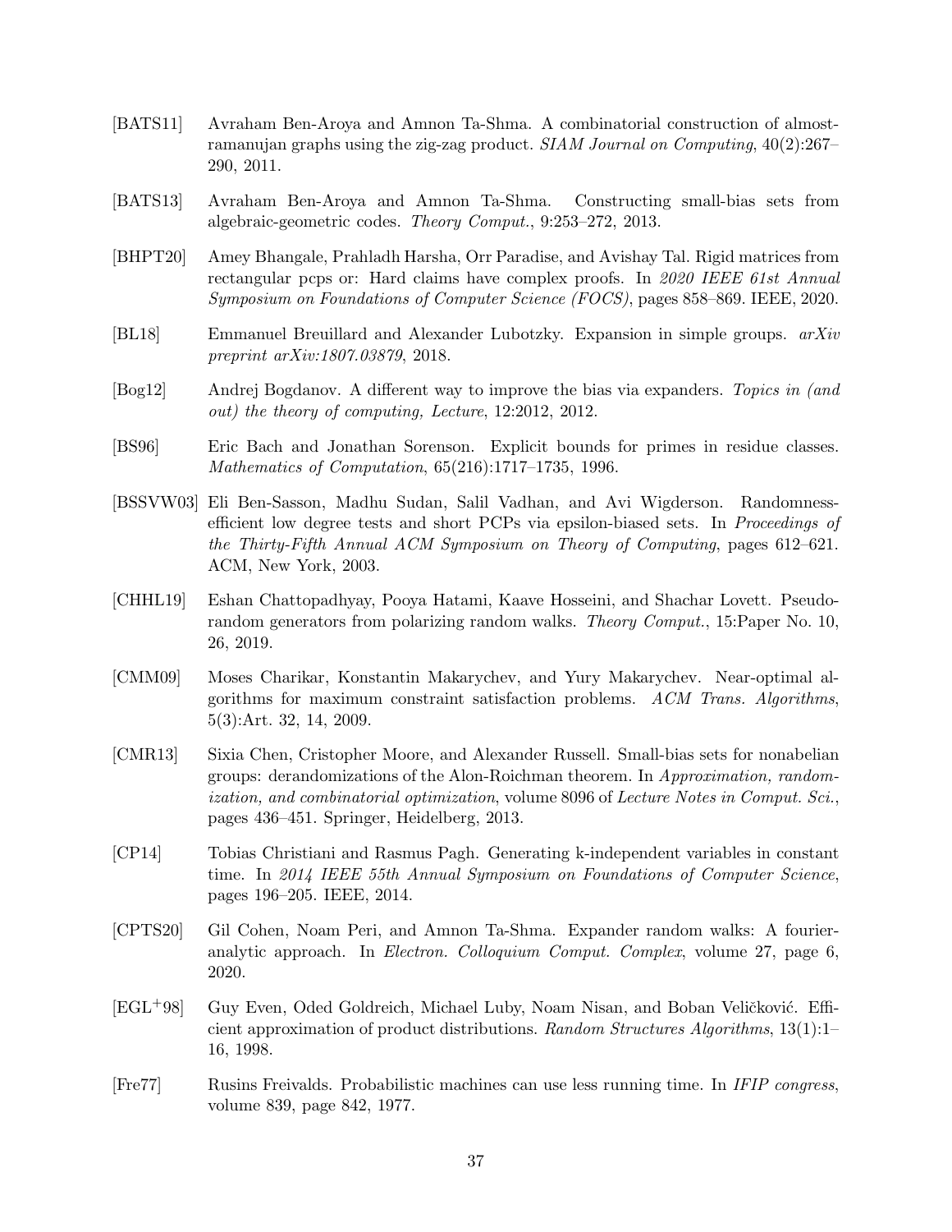[BATS11] Avraham Ben-Aroya and Amnon Ta-Shma. A combinatorial construction of almost-ramanujan graphs using the zig-zag product. *SIAM Journal on Computing*, 40(2):267–290, 2011.

[BATS13] Avraham Ben-Aroya and Amnon Ta-Shma. Constructing small-bias sets from algebraic-geometric codes. *Theory Comput.*, 9:253–272, 2013.

[BHPT20] Amey Bhangale, Prahladh Harsha, Orr Paradise, and Avishay Tal. Rigid matrices from rectangular pcps or: Hard claims have complex proofs. In *2020 IEEE 61st Annual Symposium on Foundations of Computer Science (FOCS)*, pages 858–869. IEEE, 2020.

[BL18] Emmanuel Breuillard and Alexander Lubotzky. Expansion in simple groups. *arXiv preprint arXiv:1807.03879*, 2018.

[Bog12] Andrej Bogdanov. A different way to improve the bias via expanders. *Topics in (and out) the theory of computing, Lecture*, 12:2012, 2012.

[BS96] Eric Bach and Jonathan Sorenson. Explicit bounds for primes in residue classes. *Mathematics of Computation*, 65(216):1717–1735, 1996.

[BSSVW03] Eli Ben-Sasson, Madhu Sudan, Salil Vadhan, and Avi Wigderson. Randomness-efficient low degree tests and short PCPs via epsilon-biased sets. In *Proceedings of the Thirty-Fifth Annual ACM Symposium on Theory of Computing*, pages 612–621. ACM, New York, 2003.

[CHHL19] Eshan Chattopadhyay, Pooya Hatami, Kaave Hosseini, and Shachar Lovett. Pseudorandom generators from polarizing random walks. *Theory Comput.*, 15:Paper No. 10, 26, 2019.

[CMM09] Moses Charikar, Konstantin Makarychev, and Yury Makarychev. Near-optimal algorithms for maximum constraint satisfaction problems. *ACM Trans. Algorithms*, 5(3):Art. 32, 14, 2009.

[CMR13] Sixia Chen, Cristopher Moore, and Alexander Russell. Small-bias sets for nonabelian groups: derandomizations of the Alon-Roichman theorem. In *Approximation, randomization, and combinatorial optimization*, volume 8096 of *Lecture Notes in Comput. Sci.*, pages 436–451. Springer, Heidelberg, 2013.

[CP14] Tobias Christiani and Rasmus Pagh. Generating k-independent variables in constant time. In *2014 IEEE 55th Annual Symposium on Foundations of Computer Science*, pages 196–205. IEEE, 2014.

[CPTS20] Gil Cohen, Noam Peri, and Amnon Ta-Shma. Expander random walks: A fourier-analytic approach. In *Electron. Colloquium Comput. Complex*, volume 27, page 6, 2020.

[EGL+98] Guy Even, Oded Goldreich, Michael Luby, Noam Nisan, and Boban Veličković. Efficient approximation of product distributions. *Random Structures Algorithms*, 13(1):1–16, 1998.

[Fre77] Rusins Freivalds. Probabilistic machines can use less running time. In *IFIP congress*, volume 839, page 842, 1977.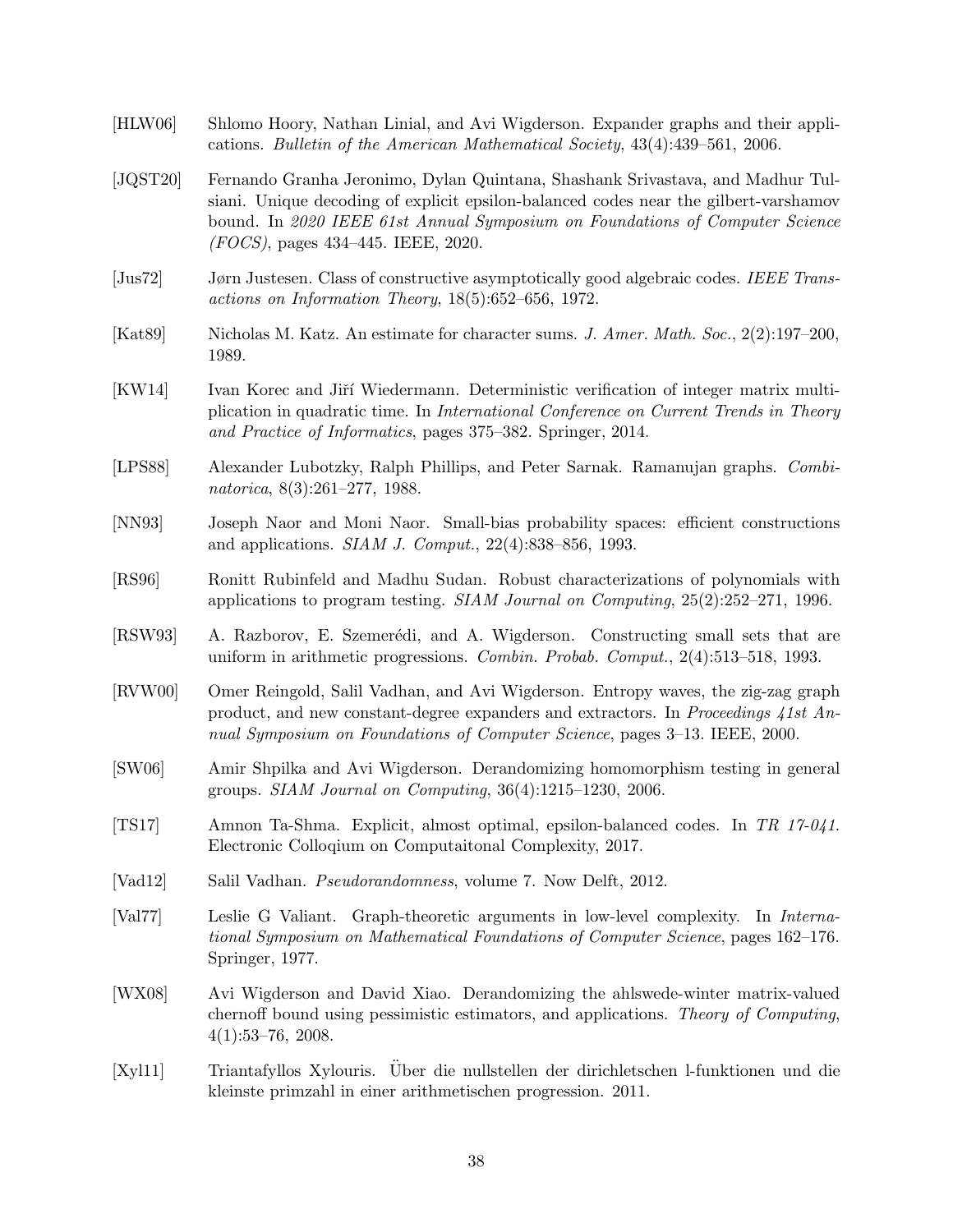[HLW06] Shlomo Hoory, Nathan Linial, and Avi Wigderson. Expander graphs and their applications. *Bulletin of the American Mathematical Society*, 43(4):439–561, 2006.

[JQST20] Fernando Granha Jeronimo, Dylan Quintana, Shashank Srivastava, and Madhur Tulsiani. Unique decoding of explicit epsilon-balanced codes near the gilbert-varshamov bound. In *2020 IEEE 61st Annual Symposium on Foundations of Computer Science (FOCS)*, pages 434–445. IEEE, 2020.

[Jus72] Jørn Justesen. Class of constructive asymptotically good algebraic codes. *IEEE Transactions on Information Theory*, 18(5):652–656, 1972.

[Kat89] Nicholas M. Katz. An estimate for character sums. *J. Amer. Math. Soc.*, 2(2):197–200, 1989.

[KW14] Ivan Korec and Jiří Wiedermann. Deterministic verification of integer matrix multiplication in quadratic time. In *International Conference on Current Trends in Theory and Practice of Informatics*, pages 375–382. Springer, 2014.

[LPS88] Alexander Lubotzky, Ralph Phillips, and Peter Sarnak. Ramanujan graphs. *Combinatorica*, 8(3):261–277, 1988.

[NN93] Joseph Naor and Moni Naor. Small-bias probability spaces: efficient constructions and applications. *SIAM J. Comput.*, 22(4):838–856, 1993.

[RS96] Ronitt Rubinfeld and Madhu Sudan. Robust characterizations of polynomials with applications to program testing. *SIAM Journal on Computing*, 25(2):252–271, 1996.

[RSW93] A. Razborov, E. Szemerédi, and A. Wigderson. Constructing small sets that are uniform in arithmetic progressions. *Combin. Probab. Comput.*, 2(4):513–518, 1993.

[RVW00] Omer Reingold, Salil Vadhan, and Avi Wigderson. Entropy waves, the zig-zag graph product, and new constant-degree expanders and extractors. In *Proceedings 41st Annual Symposium on Foundations of Computer Science*, pages 3–13. IEEE, 2000.

[SW06] Amir Shpilka and Avi Wigderson. Derandomizing homomorphism testing in general groups. *SIAM Journal on Computing*, 36(4):1215–1230, 2006.

[TS17] Amnon Ta-Shma. Explicit, almost optimal, epsilon-balanced codes. In *TR 17-041*. Electronic Colloqium on Computaitonal Complexity, 2017.

[Vad12] Salil Vadhan. *Pseudorandomness*, volume 7. Now Delft, 2012.

[Val77] Leslie G Valiant. Graph-theoretic arguments in low-level complexity. In *International Symposium on Mathematical Foundations of Computer Science*, pages 162–176. Springer, 1977.

[WX08] Avi Wigderson and David Xiao. Derandomizing the ahlswede-winter matrix-valued chernoff bound using pessimistic estimators, and applications. *Theory of Computing*, 4(1):53–76, 2008.

[Xyl11] Triantafyllos Xylouris. Über die nullstellen der dirichletschen l-funktionen und die kleinste primzahl in einer arithmetischen progression. 2011.